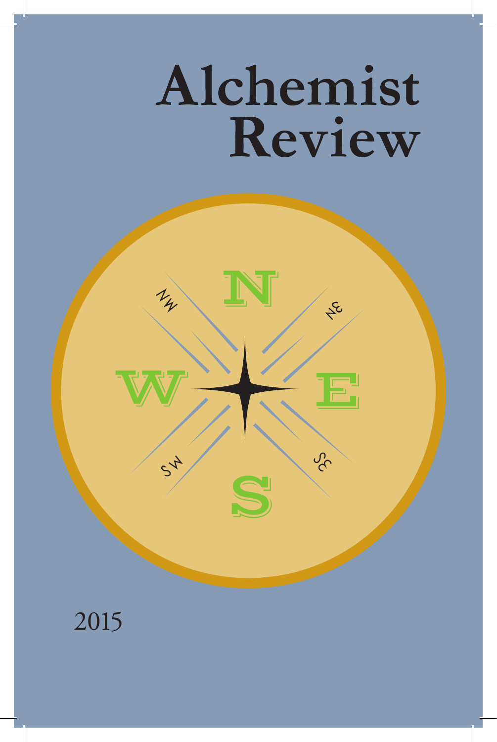# Alchemist Review

2015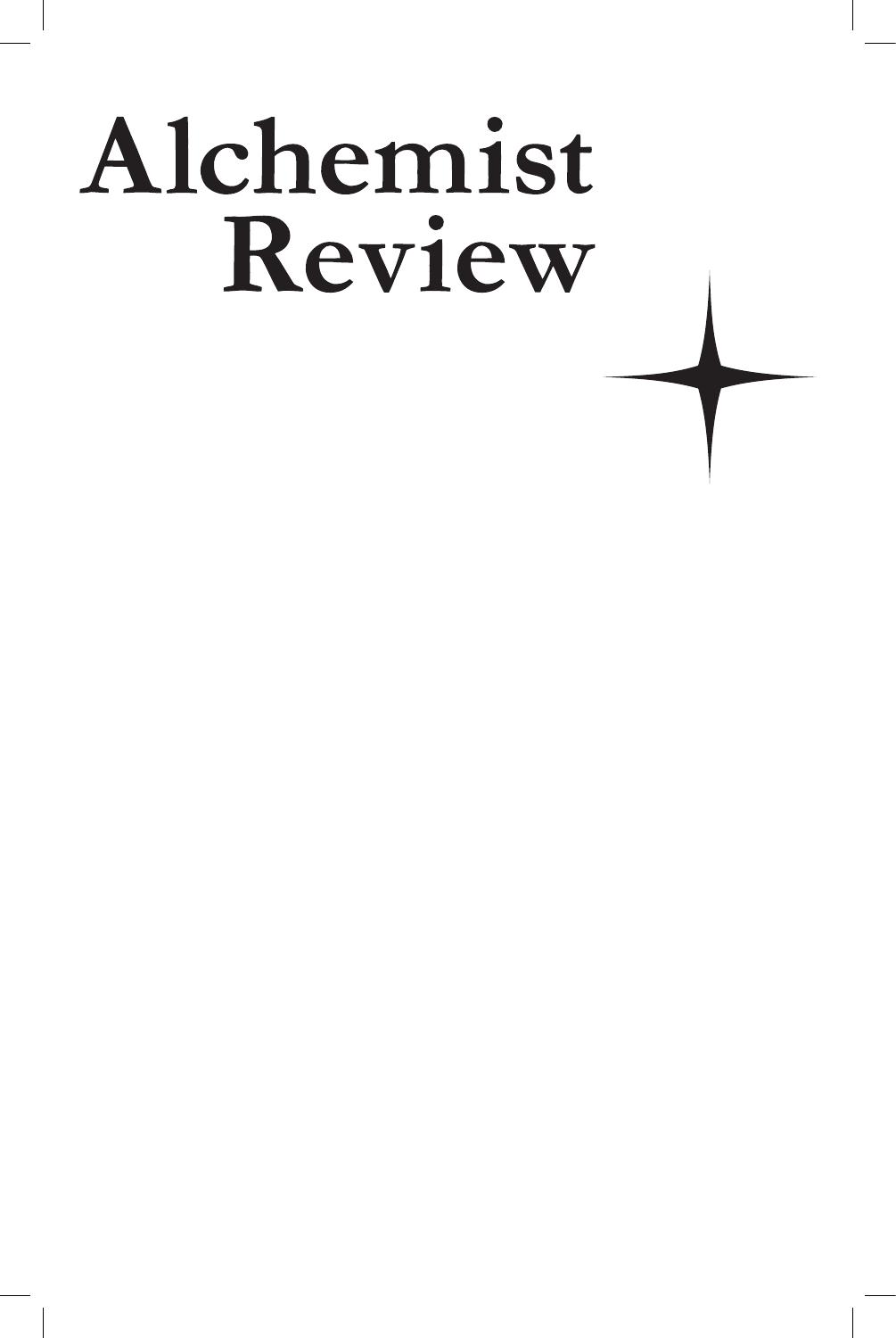# Alchemist Review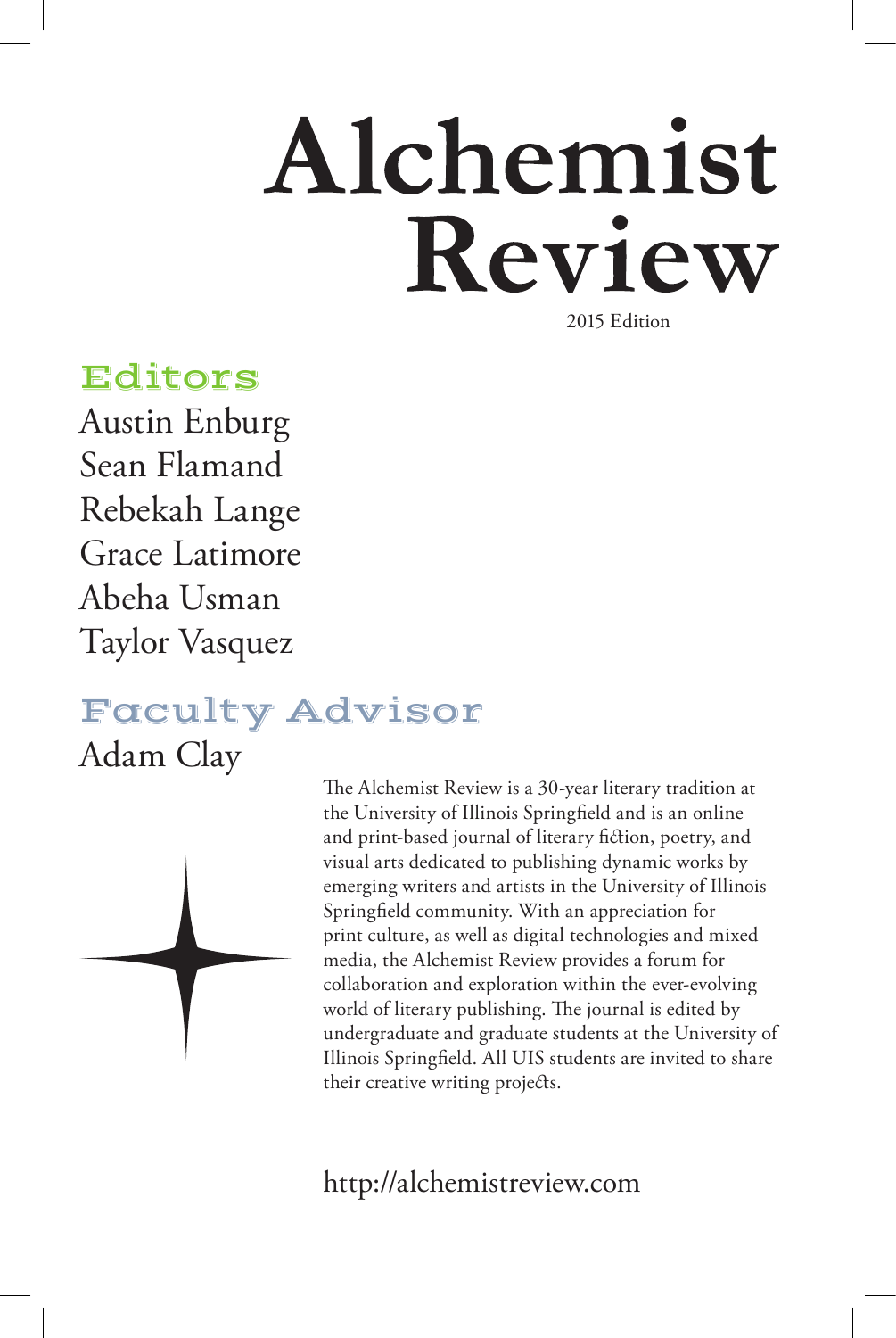# Alchemist Review

2015 Edition

## Editors

Austin Enburg
Sean Flamand
Rebekah Lange
Grace Latimore
Abeha Usman
Taylor Vasquez

## Faculty Advisor

Adam Clay

The Alchemist Review is a 30-year literary tradition at the University of Illinois Springfield and is an online and print-based journal of literary fiction, poetry, and visual arts dedicated to publishing dynamic works by emerging writers and artists in the University of Illinois Springfield community. With an appreciation for print culture, as well as digital technologies and mixed media, the Alchemist Review provides a forum for collaboration and exploration within the ever-evolving world of literary publishing. The journal is edited by undergraduate and graduate students at the University of Illinois Springfield. All UIS students are invited to share their creative writing projects.

http://alchemistreview.com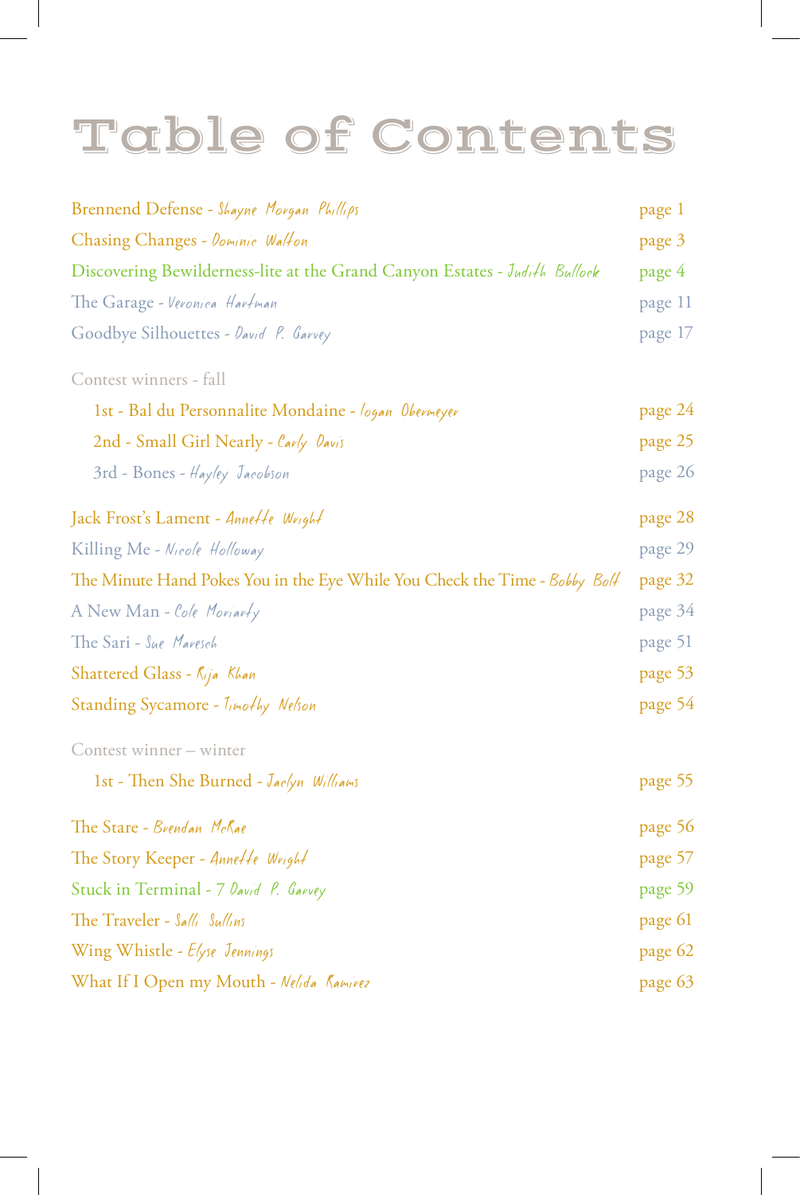# Table of Contents

Brennend Defense - *Shayne Morgan Phillips* page 1

Chasing Changes - *Dominic Walton* page 3

Discovering Bewilderness-lite at the Grand Canyon Estates - *Judith Bullock* page 4

The Garage - *Veronica Hartman* page 11

Goodbye Silhouettes - *David P. Garvey* page 17

Contest winners - fall

- 1st - Bal du Personnalite Mondaine - *logan Obermeyer* page 24
- 2nd - Small Girl Nearly - *Carly Davis* page 25
- 3rd - Bones - *Hayley Jacobson* page 26

Jack Frost's Lament - *Annette Wright* page 28

Killing Me - *Nicole Holloway* page 29

The Minute Hand Pokes You in the Eye While You Check the Time - *Bobby Bolt* page 32

A New Man - *Cole Moriarty* page 34

The Sari - *Sue Maresch* page 51

Shattered Glass - *Rija Khan* page 53

Standing Sycamore - *Timothy Nelson* page 54

Contest winner – winter

- 1st - Then She Burned - *Jaclyn Williams* page 55

The Stare - *Brendan McRae* page 56

The Story Keeper - *Annette Wright* page 57

Stuck in Terminal - 7 *David P. Garvey* page 59

The Traveler - *Salli Sullins* page 61

Wing Whistle - *Elyse Jennings* page 62

What If I Open my Mouth - *Nelida Ramirez* page 63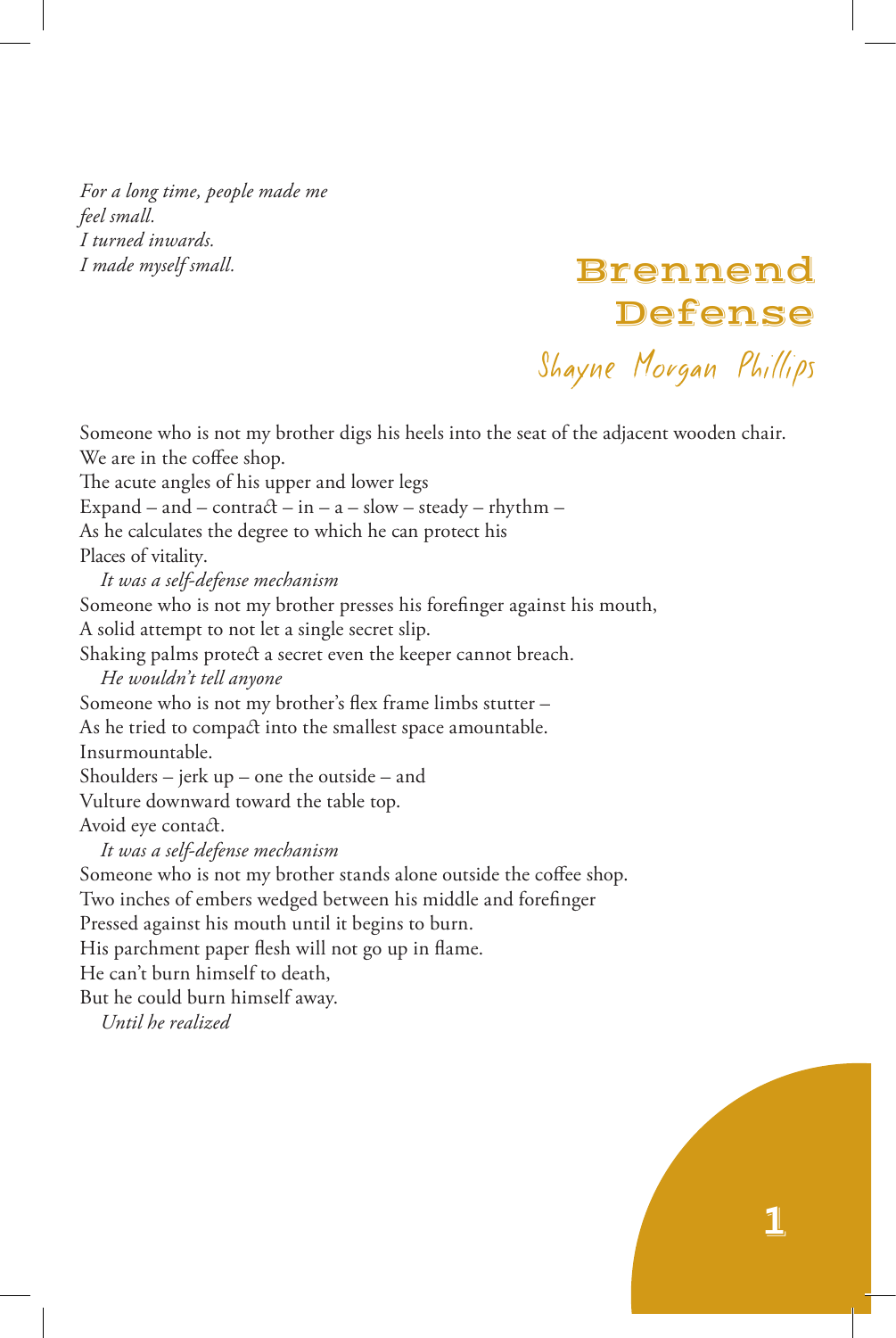*For a long time, people made me*
*feel small.*
*I turned inwards.*
*I made myself small.*

# Brennend Defense

## Shayne Morgan Phillips

Someone who is not my brother digs his heels into the seat of the adjacent wooden chair.
We are in the coffee shop.
The acute angles of his upper and lower legs
Expand – and – contract – in – a – slow – steady – rhythm –
As he calculates the degree to which he can protect his
Places of vitality.
  *It was a self-defense mechanism*
Someone who is not my brother presses his forefinger against his mouth,
A solid attempt to not let a single secret slip.
Shaking palms protect a secret even the keeper cannot breach.
  *He wouldn't tell anyone*
Someone who is not my brother's flex frame limbs stutter –
As he tried to compact into the smallest space amountable.
Insurmountable.
Shoulders – jerk up – one the outside – and
Vulture downward toward the table top.
Avoid eye contact.
  *It was a self-defense mechanism*
Someone who is not my brother stands alone outside the coffee shop.
Two inches of embers wedged between his middle and forefinger
Pressed against his mouth until it begins to burn.
His parchment paper flesh will not go up in flame.
He can't burn himself to death,
But he could burn himself away.
  *Until he realized*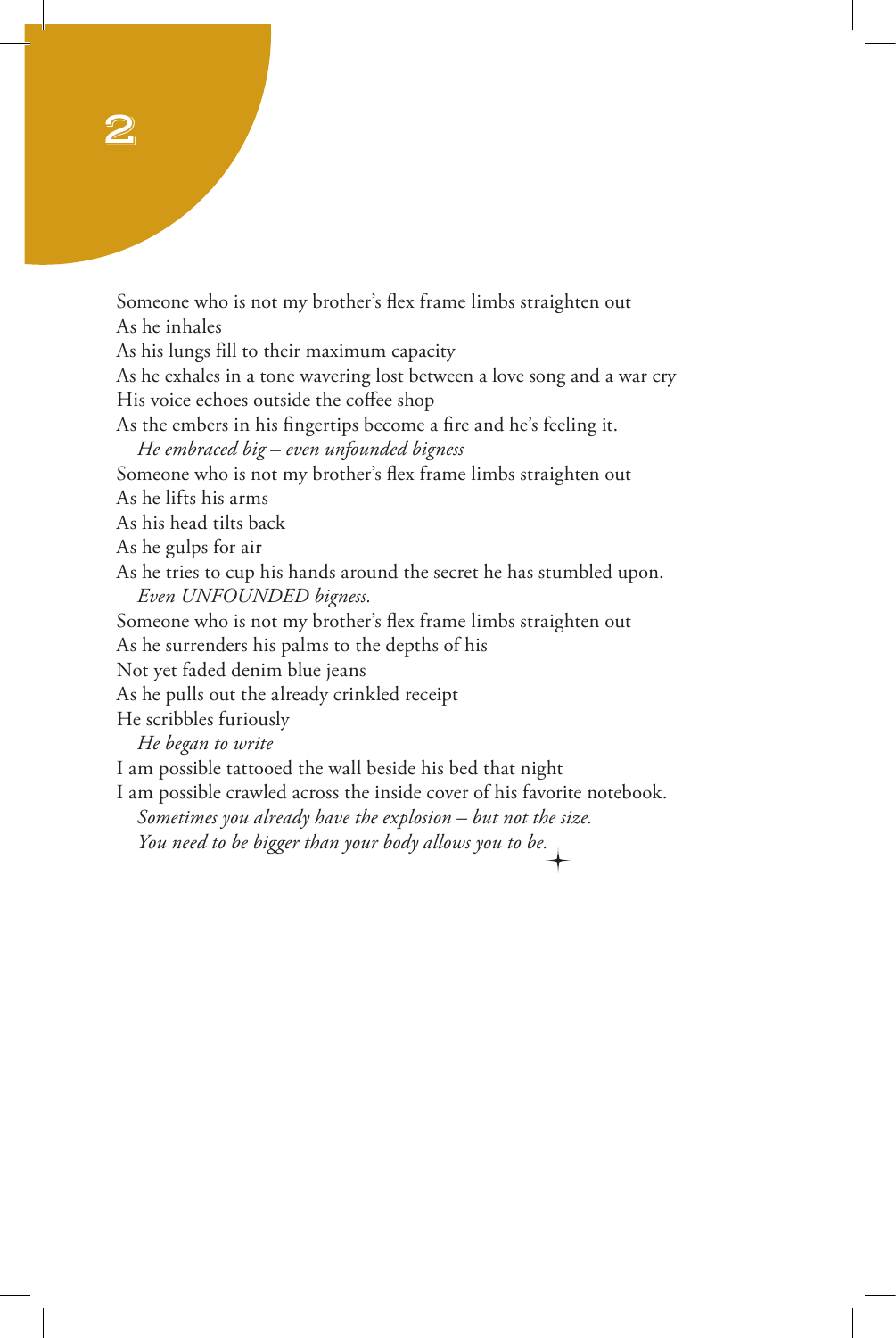# 2

Someone who is not my brother's flex frame limbs straighten out  
As he inhales  
As his lungs fill to their maximum capacity  
As he exhales in a tone wavering lost between a love song and a war cry  
His voice echoes outside the coffee shop  
As the embers in his fingertips become a fire and he's feeling it.  
*He embraced big – even unfounded bigness*  
Someone who is not my brother's flex frame limbs straighten out  
As he lifts his arms  
As his head tilts back  
As he gulps for air  
As he tries to cup his hands around the secret he has stumbled upon.  
*Even UNFOUNDED bigness.*  
Someone who is not my brother's flex frame limbs straighten out  
As he surrenders his palms to the depths of his  
Not yet faded denim blue jeans  
As he pulls out the already crinkled receipt  
He scribbles furiously  
*He began to write*  
I am possible tattooed the wall beside his bed that night  
I am possible crawled across the inside cover of his favorite notebook.  
*Sometimes you already have the explosion – but not the size.*  
*You need to be bigger than your body allows you to be.*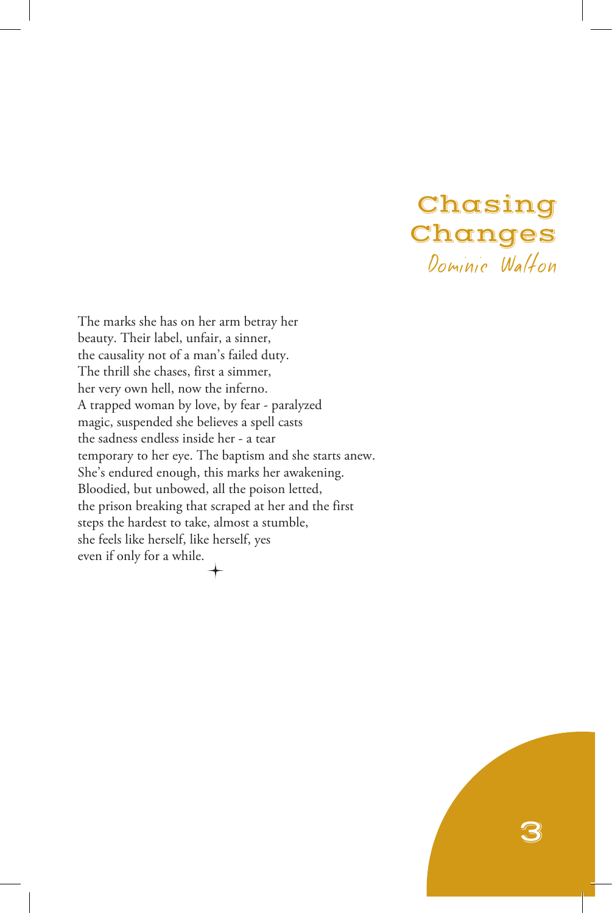# Chasing Changes

*Dominic Walton*

The marks she has on her arm betray her  
beauty. Their label, unfair, a sinner,  
the causality not of a man's failed duty.  
The thrill she chases, first a simmer,  
her very own hell, now the inferno.  
A trapped woman by love, by fear - paralyzed  
magic, suspended she believes a spell casts  
the sadness endless inside her - a tear  
temporary to her eye. The baptism and she starts anew.  
She's endured enough, this marks her awakening.  
Bloodied, but unbowed, all the poison letted,  
the prison breaking that scraped at her and the first  
steps the hardest to take, almost a stumble,  
she feels like herself, like herself, yes  
even if only for a while.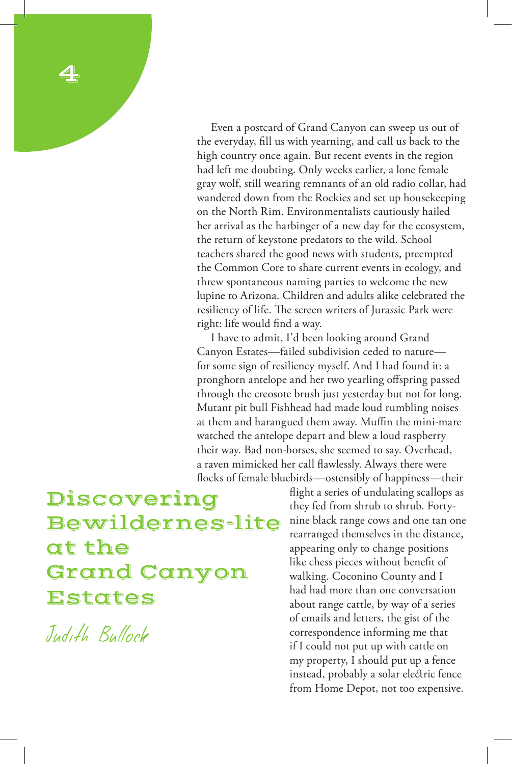# 4

# Discovering Bewildernes-lite at the Grand Canyon Estates

*Judith Bullock*

Even a postcard of Grand Canyon can sweep us out of the everyday, fill us with yearning, and call us back to the high country once again. But recent events in the region had left me doubting. Only weeks earlier, a lone female gray wolf, still wearing remnants of an old radio collar, had wandered down from the Rockies and set up housekeeping on the North Rim. Environmentalists cautiously hailed her arrival as the harbinger of a new day for the ecosystem, the return of keystone predators to the wild. School teachers shared the good news with students, preempted the Common Core to share current events in ecology, and threw spontaneous naming parties to welcome the new lupine to Arizona. Children and adults alike celebrated the resiliency of life. The screen writers of Jurassic Park were right: life would find a way.

I have to admit, I'd been looking around Grand Canyon Estates—failed subdivision ceded to nature—for some sign of resiliency myself. And I had found it: a pronghorn antelope and her two yearling offspring passed through the creosote brush just yesterday but not for long. Mutant pit bull Fishhead had made loud rumbling noises at them and harangued them away. Muffin the mini-mare watched the antelope depart and blew a loud raspberry their way. Bad non-horses, she seemed to say. Overhead, a raven mimicked her call flawlessly. Always there were flocks of female bluebirds—ostensibly of happiness—their flight a series of undulating scallops as they fed from shrub to shrub. Forty-nine black range cows and one tan one rearranged themselves in the distance, appearing only to change positions like chess pieces without benefit of walking. Coconino County and I had had more than one conversation about range cattle, by way of a series of emails and letters, the gist of the correspondence informing me that if I could not put up with cattle on my property, I should put up a fence instead, probably a solar electric fence from Home Depot, not too expensive.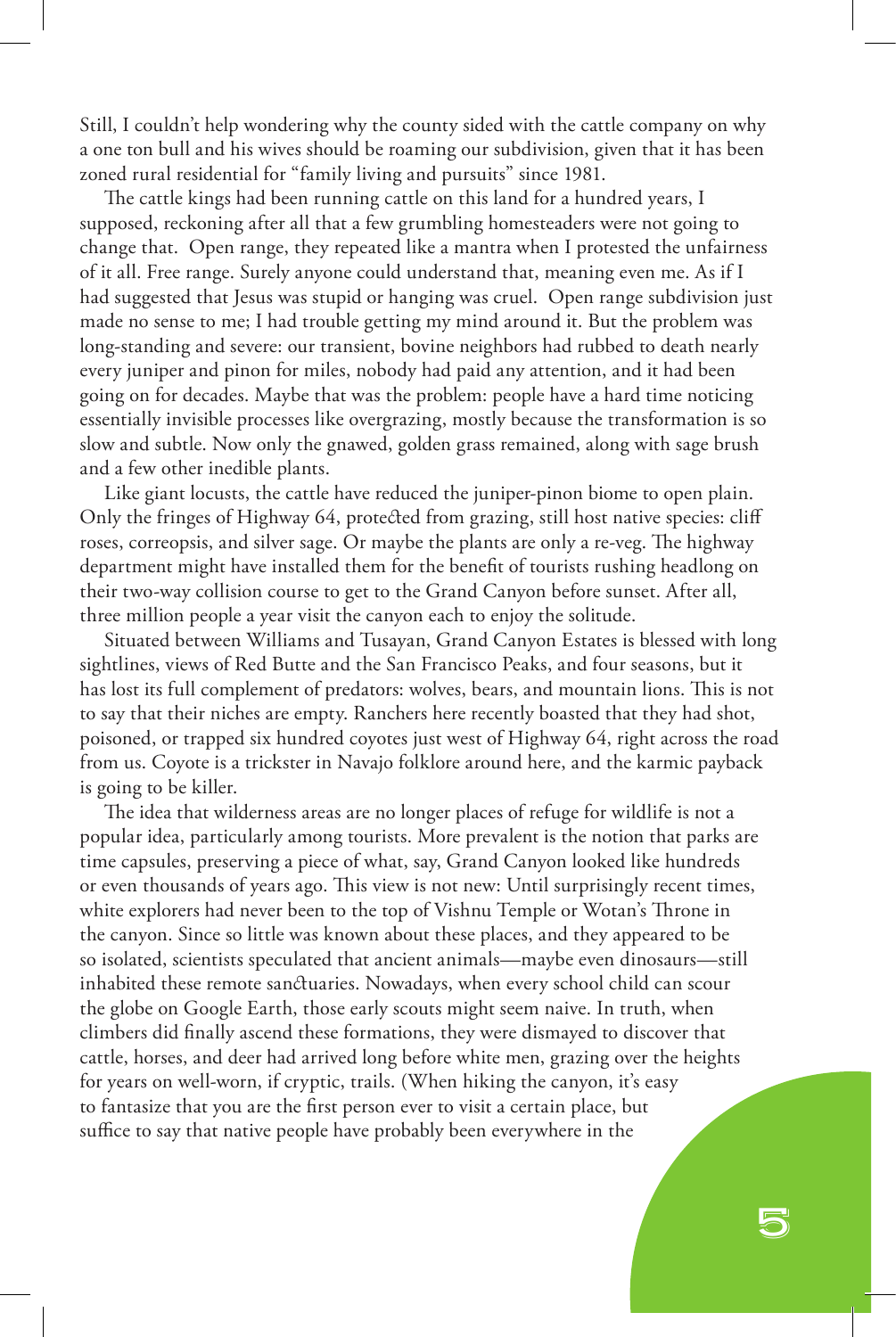Still, I couldn't help wondering why the county sided with the cattle company on why a one ton bull and his wives should be roaming our subdivision, given that it has been zoned rural residential for "family living and pursuits" since 1981.

The cattle kings had been running cattle on this land for a hundred years, I supposed, reckoning after all that a few grumbling homesteaders were not going to change that. Open range, they repeated like a mantra when I protested the unfairness of it all. Free range. Surely anyone could understand that, meaning even me. As if I had suggested that Jesus was stupid or hanging was cruel. Open range subdivision just made no sense to me; I had trouble getting my mind around it. But the problem was long-standing and severe: our transient, bovine neighbors had rubbed to death nearly every juniper and pinon for miles, nobody had paid any attention, and it had been going on for decades. Maybe that was the problem: people have a hard time noticing essentially invisible processes like overgrazing, mostly because the transformation is so slow and subtle. Now only the gnawed, golden grass remained, along with sage brush and a few other inedible plants.

Like giant locusts, the cattle have reduced the juniper-pinon biome to open plain. Only the fringes of Highway 64, protected from grazing, still host native species: cliff roses, correopsis, and silver sage. Or maybe the plants are only a re-veg. The highway department might have installed them for the benefit of tourists rushing headlong on their two-way collision course to get to the Grand Canyon before sunset. After all, three million people a year visit the canyon each to enjoy the solitude.

Situated between Williams and Tusayan, Grand Canyon Estates is blessed with long sightlines, views of Red Butte and the San Francisco Peaks, and four seasons, but it has lost its full complement of predators: wolves, bears, and mountain lions. This is not to say that their niches are empty. Ranchers here recently boasted that they had shot, poisoned, or trapped six hundred coyotes just west of Highway 64, right across the road from us. Coyote is a trickster in Navajo folklore around here, and the karmic payback is going to be killer.

The idea that wilderness areas are no longer places of refuge for wildlife is not a popular idea, particularly among tourists. More prevalent is the notion that parks are time capsules, preserving a piece of what, say, Grand Canyon looked like hundreds or even thousands of years ago. This view is not new: Until surprisingly recent times, white explorers had never been to the top of Vishnu Temple or Wotan's Throne in the canyon. Since so little was known about these places, and they appeared to be so isolated, scientists speculated that ancient animals—maybe even dinosaurs—still inhabited these remote sanctuaries. Nowadays, when every school child can scour the globe on Google Earth, those early scouts might seem naive. In truth, when climbers did finally ascend these formations, they were dismayed to discover that cattle, horses, and deer had arrived long before white men, grazing over the heights for years on well-worn, if cryptic, trails. (When hiking the canyon, it's easy to fantasize that you are the first person ever to visit a certain place, but suffice to say that native people have probably been everywhere in the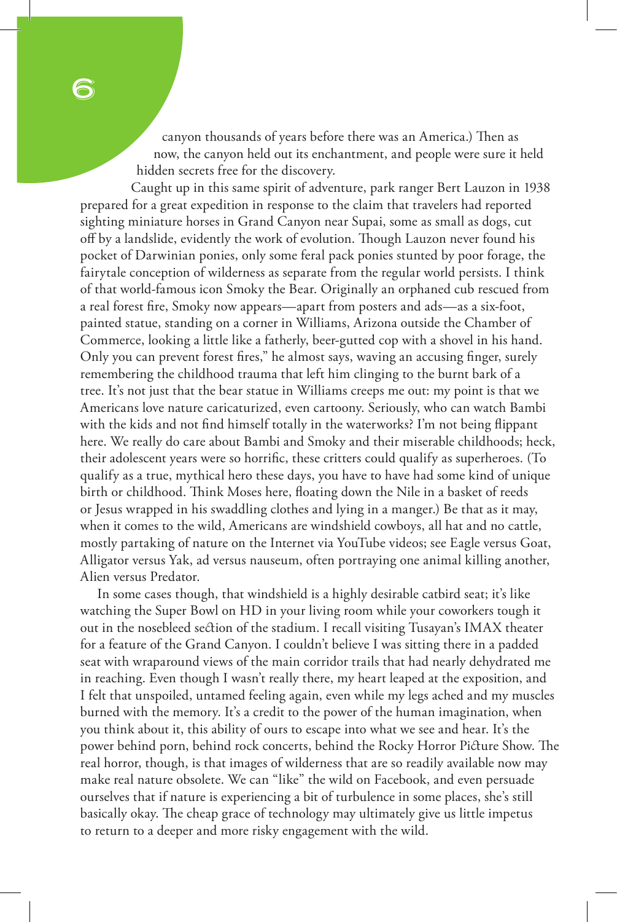canyon thousands of years before there was an America.) Then as now, the canyon held out its enchantment, and people were sure it held hidden secrets free for the discovery.

Caught up in this same spirit of adventure, park ranger Bert Lauzon in 1938 prepared for a great expedition in response to the claim that travelers had reported sighting miniature horses in Grand Canyon near Supai, some as small as dogs, cut off by a landslide, evidently the work of evolution. Though Lauzon never found his pocket of Darwinian ponies, only some feral pack ponies stunted by poor forage, the fairytale conception of wilderness as separate from the regular world persists. I think of that world-famous icon Smoky the Bear. Originally an orphaned cub rescued from a real forest fire, Smoky now appears—apart from posters and ads—as a six-foot, painted statue, standing on a corner in Williams, Arizona outside the Chamber of Commerce, looking a little like a fatherly, beer-gutted cop with a shovel in his hand. Only you can prevent forest fires," he almost says, waving an accusing finger, surely remembering the childhood trauma that left him clinging to the burnt bark of a tree. It's not just that the bear statue in Williams creeps me out: my point is that we Americans love nature caricaturized, even cartoony. Seriously, who can watch Bambi with the kids and not find himself totally in the waterworks? I'm not being flippant here. We really do care about Bambi and Smoky and their miserable childhoods; heck, their adolescent years were so horrific, these critters could qualify as superheroes. (To qualify as a true, mythical hero these days, you have to have had some kind of unique birth or childhood. Think Moses here, floating down the Nile in a basket of reeds or Jesus wrapped in his swaddling clothes and lying in a manger.) Be that as it may, when it comes to the wild, Americans are windshield cowboys, all hat and no cattle, mostly partaking of nature on the Internet via YouTube videos; see Eagle versus Goat, Alligator versus Yak, ad versus nauseum, often portraying one animal killing another, Alien versus Predator.

In some cases though, that windshield is a highly desirable catbird seat; it's like watching the Super Bowl on HD in your living room while your coworkers tough it out in the nosebleed section of the stadium. I recall visiting Tusayan's IMAX theater for a feature of the Grand Canyon. I couldn't believe I was sitting there in a padded seat with wraparound views of the main corridor trails that had nearly dehydrated me in reaching. Even though I wasn't really there, my heart leaped at the exposition, and I felt that unspoiled, untamed feeling again, even while my legs ached and my muscles burned with the memory. It's a credit to the power of the human imagination, when you think about it, this ability of ours to escape into what we see and hear. It's the power behind porn, behind rock concerts, behind the Rocky Horror Picture Show. The real horror, though, is that images of wilderness that are so readily available now may make real nature obsolete. We can "like" the wild on Facebook, and even persuade ourselves that if nature is experiencing a bit of turbulence in some places, she's still basically okay. The cheap grace of technology may ultimately give us little impetus to return to a deeper and more risky engagement with the wild.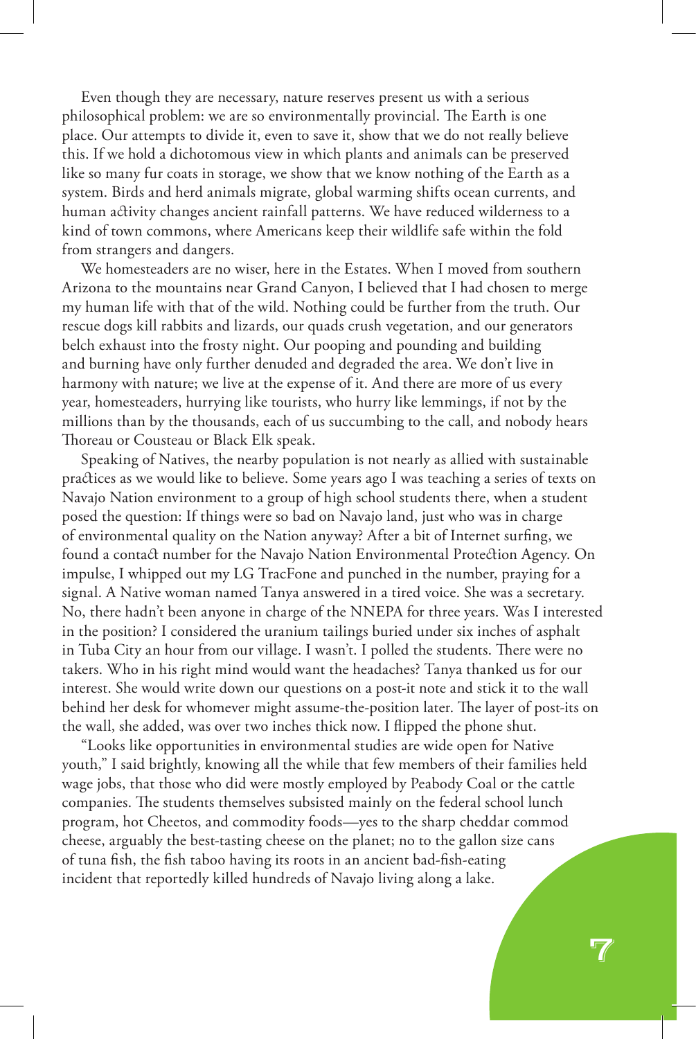Even though they are necessary, nature reserves present us with a serious philosophical problem: we are so environmentally provincial. The Earth is one place. Our attempts to divide it, even to save it, show that we do not really believe this. If we hold a dichotomous view in which plants and animals can be preserved like so many fur coats in storage, we show that we know nothing of the Earth as a system. Birds and herd animals migrate, global warming shifts ocean currents, and human activity changes ancient rainfall patterns. We have reduced wilderness to a kind of town commons, where Americans keep their wildlife safe within the fold from strangers and dangers.

We homesteaders are no wiser, here in the Estates. When I moved from southern Arizona to the mountains near Grand Canyon, I believed that I had chosen to merge my human life with that of the wild. Nothing could be further from the truth. Our rescue dogs kill rabbits and lizards, our quads crush vegetation, and our generators belch exhaust into the frosty night. Our pooping and pounding and building and burning have only further denuded and degraded the area. We don't live in harmony with nature; we live at the expense of it. And there are more of us every year, homesteaders, hurrying like tourists, who hurry like lemmings, if not by the millions than by the thousands, each of us succumbing to the call, and nobody hears Thoreau or Cousteau or Black Elk speak.

Speaking of Natives, the nearby population is not nearly as allied with sustainable practices as we would like to believe. Some years ago I was teaching a series of texts on Navajo Nation environment to a group of high school students there, when a student posed the question: If things were so bad on Navajo land, just who was in charge of environmental quality on the Nation anyway? After a bit of Internet surfing, we found a contact number for the Navajo Nation Environmental Protection Agency. On impulse, I whipped out my LG TracFone and punched in the number, praying for a signal. A Native woman named Tanya answered in a tired voice. She was a secretary. No, there hadn't been anyone in charge of the NNEPA for three years. Was I interested in the position? I considered the uranium tailings buried under six inches of asphalt in Tuba City an hour from our village. I wasn't. I polled the students. There were no takers. Who in his right mind would want the headaches? Tanya thanked us for our interest. She would write down our questions on a post-it note and stick it to the wall behind her desk for whomever might assume-the-position later. The layer of post-its on the wall, she added, was over two inches thick now. I flipped the phone shut.

"Looks like opportunities in environmental studies are wide open for Native youth," I said brightly, knowing all the while that few members of their families held wage jobs, that those who did were mostly employed by Peabody Coal or the cattle companies. The students themselves subsisted mainly on the federal school lunch program, hot Cheetos, and commodity foods—yes to the sharp cheddar commod cheese, arguably the best-tasting cheese on the planet; no to the gallon size cans of tuna fish, the fish taboo having its roots in an ancient bad-fish-eating incident that reportedly killed hundreds of Navajo living along a lake.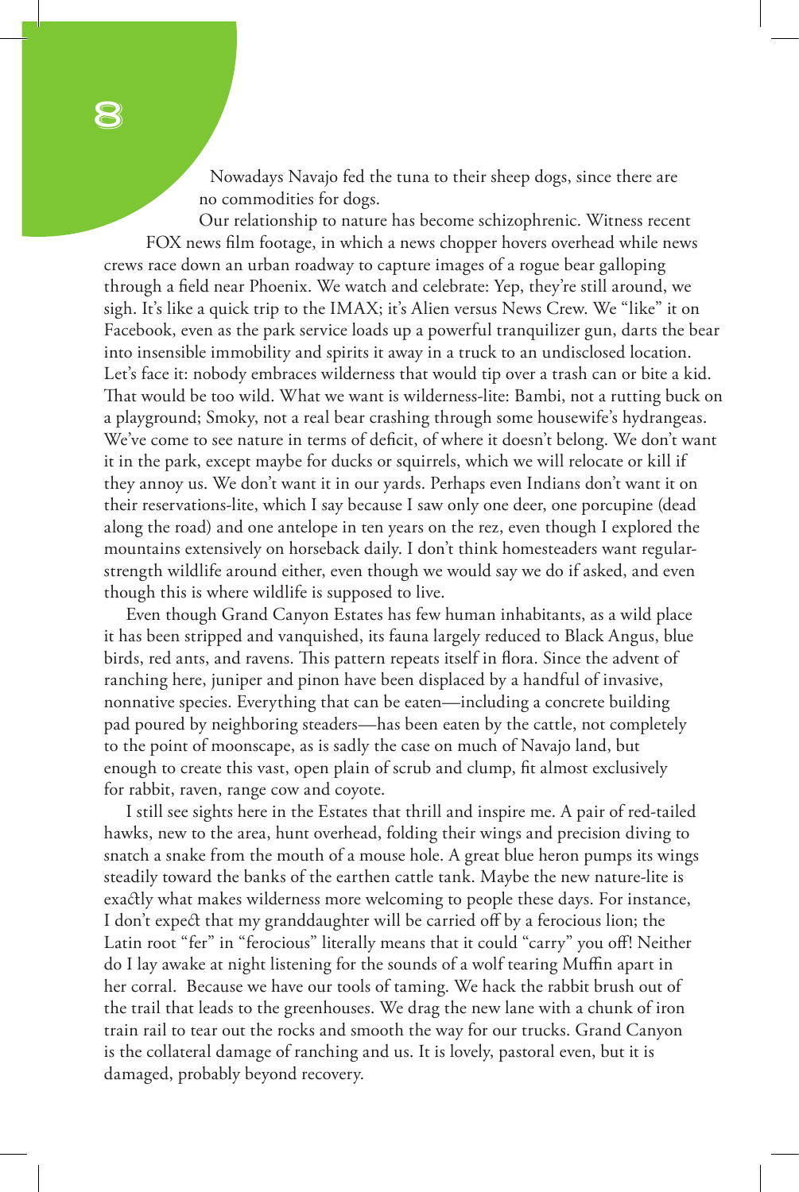Nowadays Navajo fed the tuna to their sheep dogs, since there are no commodities for dogs.

Our relationship to nature has become schizophrenic. Witness recent FOX news film footage, in which a news chopper hovers overhead while news crews race down an urban roadway to capture images of a rogue bear galloping through a field near Phoenix. We watch and celebrate: Yep, they're still around, we sigh. It's like a quick trip to the IMAX; it's Alien versus News Crew. We "like" it on Facebook, even as the park service loads up a powerful tranquilizer gun, darts the bear into insensible immobility and spirits it away in a truck to an undisclosed location. Let's face it: nobody embraces wilderness that would tip over a trash can or bite a kid. That would be too wild. What we want is wilderness-lite: Bambi, not a rutting buck on a playground; Smoky, not a real bear crashing through some housewife's hydrangeas. We've come to see nature in terms of deficit, of where it doesn't belong. We don't want it in the park, except maybe for ducks or squirrels, which we will relocate or kill if they annoy us. We don't want it in our yards. Perhaps even Indians don't want it on their reservations-lite, which I say because I saw only one deer, one porcupine (dead along the road) and one antelope in ten years on the rez, even though I explored the mountains extensively on horseback daily. I don't think homesteaders want regular-strength wildlife around either, even though we would say we do if asked, and even though this is where wildlife is supposed to live.

Even though Grand Canyon Estates has few human inhabitants, as a wild place it has been stripped and vanquished, its fauna largely reduced to Black Angus, blue birds, red ants, and ravens. This pattern repeats itself in flora. Since the advent of ranching here, juniper and pinon have been displaced by a handful of invasive, nonnative species. Everything that can be eaten—including a concrete building pad poured by neighboring steaders—has been eaten by the cattle, not completely to the point of moonscape, as is sadly the case on much of Navajo land, but enough to create this vast, open plain of scrub and clump, fit almost exclusively for rabbit, raven, range cow and coyote.

I still see sights here in the Estates that thrill and inspire me. A pair of red-tailed hawks, new to the area, hunt overhead, folding their wings and precision diving to snatch a snake from the mouth of a mouse hole. A great blue heron pumps its wings steadily toward the banks of the earthen cattle tank. Maybe the new nature-lite is exactly what makes wilderness more welcoming to people these days. For instance, I don't expect that my granddaughter will be carried off by a ferocious lion; the Latin root "fer" in "ferocious" literally means that it could "carry" you off! Neither do I lay awake at night listening for the sounds of a wolf tearing Muffin apart in her corral. Because we have our tools of taming. We hack the rabbit brush out of the trail that leads to the greenhouses. We drag the new lane with a chunk of iron train rail to tear out the rocks and smooth the way for our trucks. Grand Canyon is the collateral damage of ranching and us. It is lovely, pastoral even, but it is damaged, probably beyond recovery.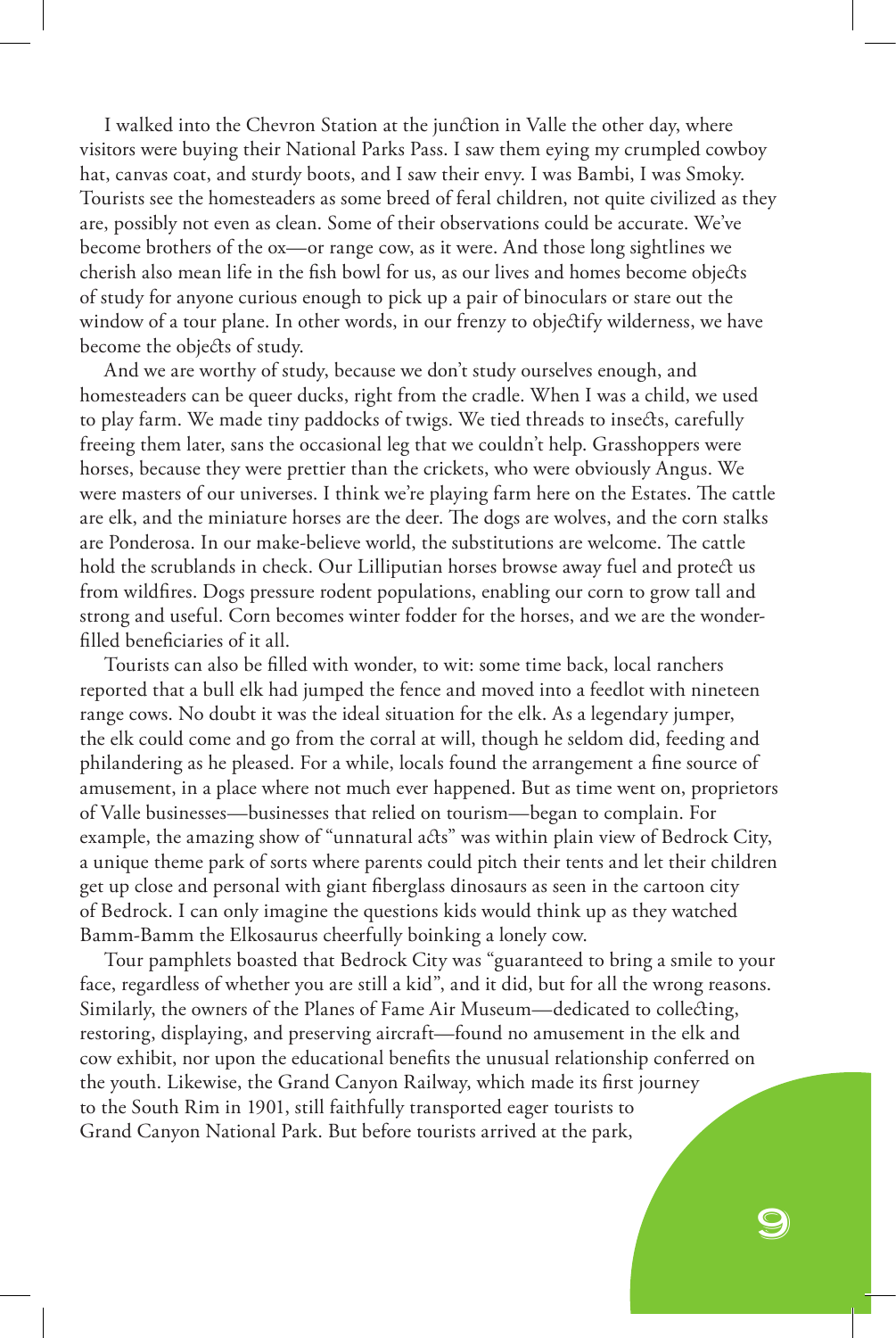I walked into the Chevron Station at the junction in Valle the other day, where visitors were buying their National Parks Pass. I saw them eying my crumpled cowboy hat, canvas coat, and sturdy boots, and I saw their envy. I was Bambi, I was Smoky. Tourists see the homesteaders as some breed of feral children, not quite civilized as they are, possibly not even as clean. Some of their observations could be accurate. We've become brothers of the ox—or range cow, as it were. And those long sightlines we cherish also mean life in the fish bowl for us, as our lives and homes become objects of study for anyone curious enough to pick up a pair of binoculars or stare out the window of a tour plane. In other words, in our frenzy to objectify wilderness, we have become the objects of study.

And we are worthy of study, because we don't study ourselves enough, and homesteaders can be queer ducks, right from the cradle. When I was a child, we used to play farm. We made tiny paddocks of twigs. We tied threads to insects, carefully freeing them later, sans the occasional leg that we couldn't help. Grasshoppers were horses, because they were prettier than the crickets, who were obviously Angus. We were masters of our universes. I think we're playing farm here on the Estates. The cattle are elk, and the miniature horses are the deer. The dogs are wolves, and the corn stalks are Ponderosa. In our make-believe world, the substitutions are welcome. The cattle hold the scrublands in check. Our Lilliputian horses browse away fuel and protect us from wildfires. Dogs pressure rodent populations, enabling our corn to grow tall and strong and useful. Corn becomes winter fodder for the horses, and we are the wonder-filled beneficiaries of it all.

Tourists can also be filled with wonder, to wit: some time back, local ranchers reported that a bull elk had jumped the fence and moved into a feedlot with nineteen range cows. No doubt it was the ideal situation for the elk. As a legendary jumper, the elk could come and go from the corral at will, though he seldom did, feeding and philandering as he pleased. For a while, locals found the arrangement a fine source of amusement, in a place where not much ever happened. But as time went on, proprietors of Valle businesses—businesses that relied on tourism—began to complain. For example, the amazing show of "unnatural acts" was within plain view of Bedrock City, a unique theme park of sorts where parents could pitch their tents and let their children get up close and personal with giant fiberglass dinosaurs as seen in the cartoon city of Bedrock. I can only imagine the questions kids would think up as they watched Bamm-Bamm the Elkosaurus cheerfully boinking a lonely cow.

Tour pamphlets boasted that Bedrock City was "guaranteed to bring a smile to your face, regardless of whether you are still a kid", and it did, but for all the wrong reasons. Similarly, the owners of the Planes of Fame Air Museum—dedicated to collecting, restoring, displaying, and preserving aircraft—found no amusement in the elk and cow exhibit, nor upon the educational benefits the unusual relationship conferred on the youth. Likewise, the Grand Canyon Railway, which made its first journey to the South Rim in 1901, still faithfully transported eager tourists to Grand Canyon National Park. But before tourists arrived at the park,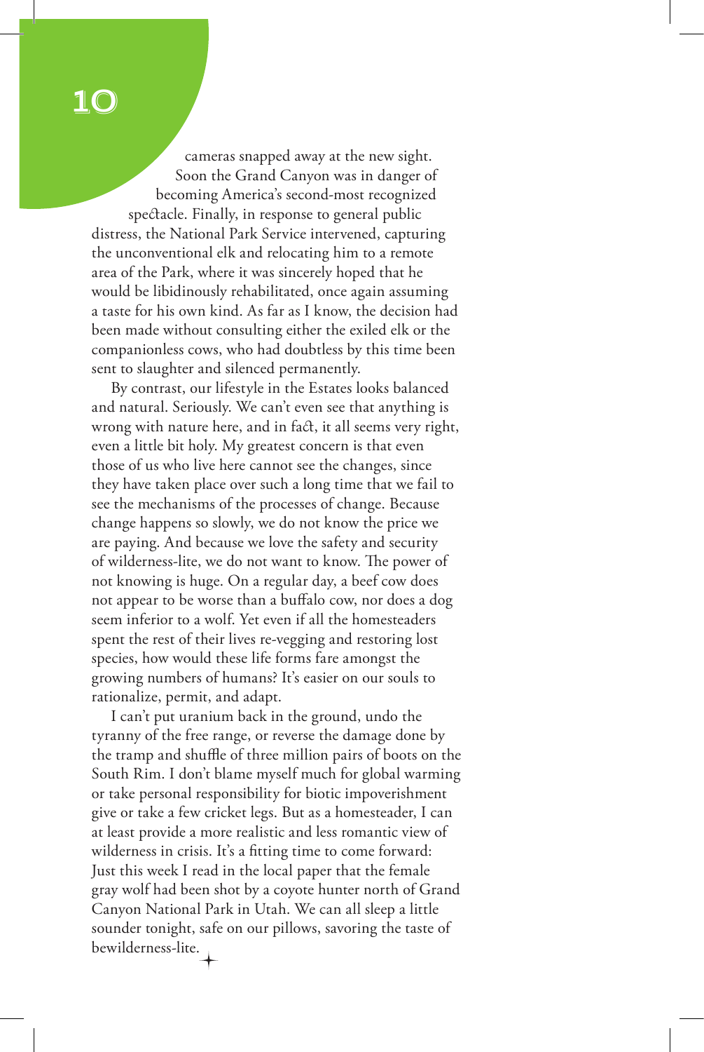cameras snapped away at the new sight. Soon the Grand Canyon was in danger of becoming America's second-most recognized spectacle. Finally, in response to general public distress, the National Park Service intervened, capturing the unconventional elk and relocating him to a remote area of the Park, where it was sincerely hoped that he would be libidinously rehabilitated, once again assuming a taste for his own kind. As far as I know, the decision had been made without consulting either the exiled elk or the companionless cows, who had doubtless by this time been sent to slaughter and silenced permanently.

By contrast, our lifestyle in the Estates looks balanced and natural. Seriously. We can't even see that anything is wrong with nature here, and in fact, it all seems very right, even a little bit holy. My greatest concern is that even those of us who live here cannot see the changes, since they have taken place over such a long time that we fail to see the mechanisms of the processes of change. Because change happens so slowly, we do not know the price we are paying. And because we love the safety and security of wilderness-lite, we do not want to know. The power of not knowing is huge. On a regular day, a beef cow does not appear to be worse than a buffalo cow, nor does a dog seem inferior to a wolf. Yet even if all the homesteaders spent the rest of their lives re-vegging and restoring lost species, how would these life forms fare amongst the growing numbers of humans? It's easier on our souls to rationalize, permit, and adapt.

I can't put uranium back in the ground, undo the tyranny of the free range, or reverse the damage done by the tramp and shuffle of three million pairs of boots on the South Rim. I don't blame myself much for global warming or take personal responsibility for biotic impoverishment give or take a few cricket legs. But as a homesteader, I can at least provide a more realistic and less romantic view of wilderness in crisis. It's a fitting time to come forward: Just this week I read in the local paper that the female gray wolf had been shot by a coyote hunter north of Grand Canyon National Park in Utah. We can all sleep a little sounder tonight, safe on our pillows, savoring the taste of bewilderness-lite.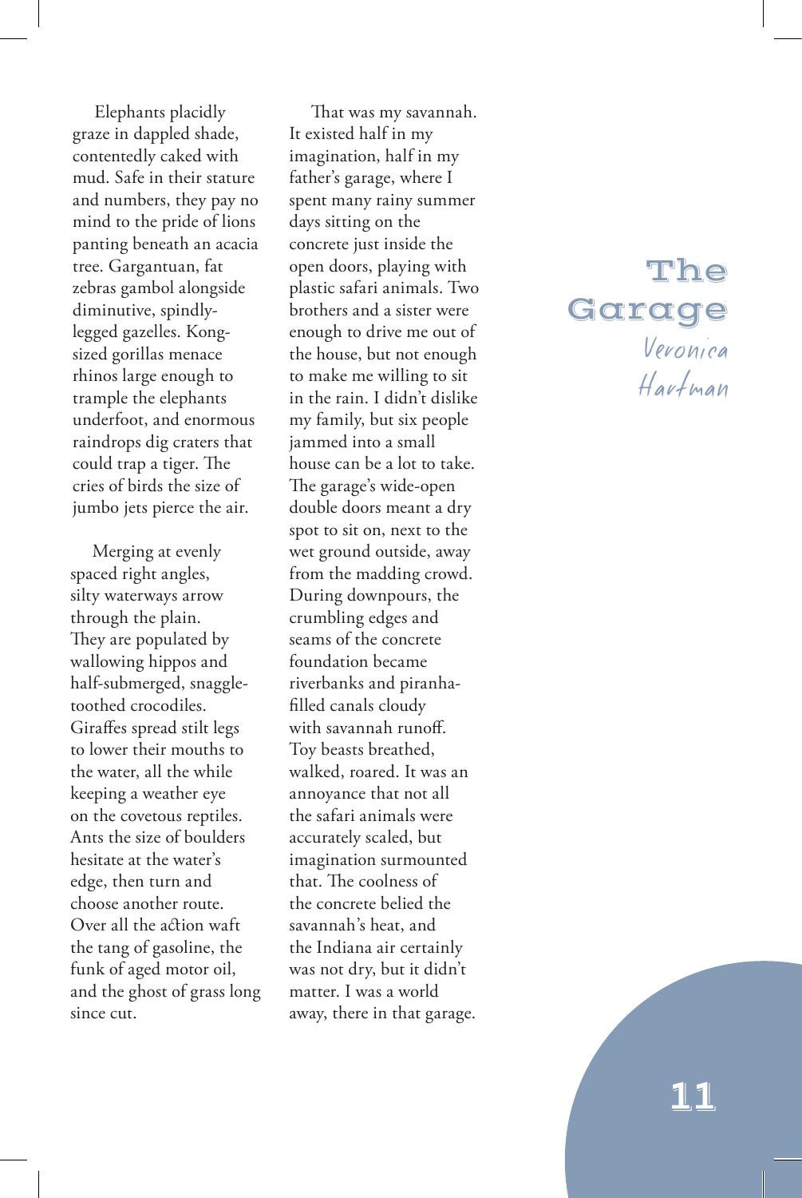# The Garage

*Veronica Hartman*

Elephants placidly graze in dappled shade, contentedly caked with mud. Safe in their stature and numbers, they pay no mind to the pride of lions panting beneath an acacia tree. Gargantuan, fat zebras gambol alongside diminutive, spindly-legged gazelles. Kong-sized gorillas menace rhinos large enough to trample the elephants underfoot, and enormous raindrops dig craters that could trap a tiger. The cries of birds the size of jumbo jets pierce the air.

Merging at evenly spaced right angles, silty waterways arrow through the plain. They are populated by wallowing hippos and half-submerged, snaggle-toothed crocodiles. Giraffes spread stilt legs to lower their mouths to the water, all the while keeping a weather eye on the covetous reptiles. Ants the size of boulders hesitate at the water's edge, then turn and choose another route. Over all the action waft the tang of gasoline, the funk of aged motor oil, and the ghost of grass long since cut.

That was my savannah. It existed half in my imagination, half in my father's garage, where I spent many rainy summer days sitting on the concrete just inside the open doors, playing with plastic safari animals. Two brothers and a sister were enough to drive me out of the house, but not enough to make me willing to sit in the rain. I didn't dislike my family, but six people jammed into a small house can be a lot to take. The garage's wide-open double doors meant a dry spot to sit on, next to the wet ground outside, away from the madding crowd. During downpours, the crumbling edges and seams of the concrete foundation became riverbanks and piranha-filled canals cloudy with savannah runoff. Toy beasts breathed, walked, roared. It was an annoyance that not all the safari animals were accurately scaled, but imagination surmounted that. The coolness of the concrete belied the savannah's heat, and the Indiana air certainly was not dry, but it didn't matter. I was a world away, there in that garage.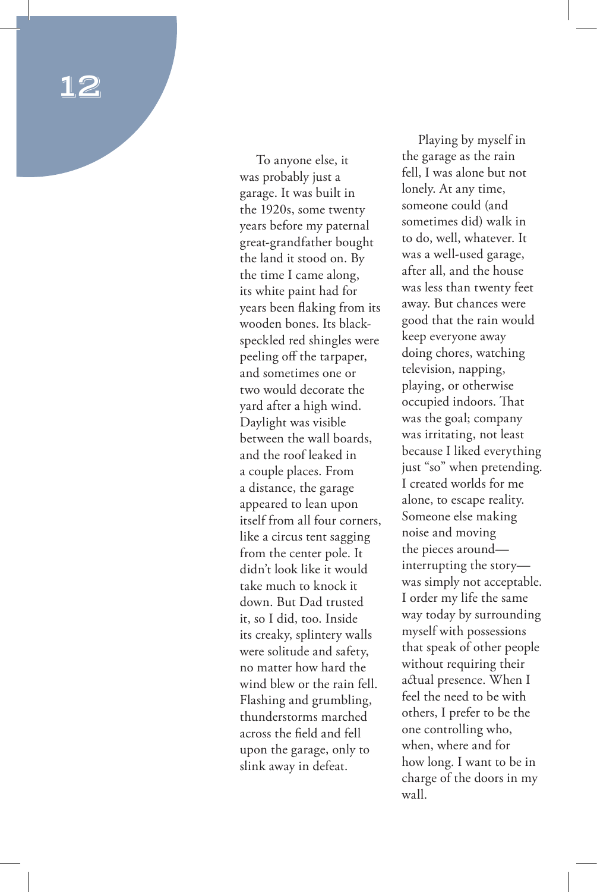# 12

To anyone else, it was probably just a garage. It was built in the 1920s, some twenty years before my paternal great-grandfather bought the land it stood on. By the time I came along, its white paint had for years been flaking from its wooden bones. Its black-speckled red shingles were peeling off the tarpaper, and sometimes one or two would decorate the yard after a high wind. Daylight was visible between the wall boards, and the roof leaked in a couple places. From a distance, the garage appeared to lean upon itself from all four corners, like a circus tent sagging from the center pole. It didn't look like it would take much to knock it down. But Dad trusted it, so I did, too. Inside its creaky, splintery walls were solitude and safety, no matter how hard the wind blew or the rain fell. Flashing and grumbling, thunderstorms marched across the field and fell upon the garage, only to slink away in defeat.

Playing by myself in the garage as the rain fell, I was alone but not lonely. At any time, someone could (and sometimes did) walk in to do, well, whatever. It was a well-used garage, after all, and the house was less than twenty feet away. But chances were good that the rain would keep everyone away doing chores, watching television, napping, playing, or otherwise occupied indoors. That was the goal; company was irritating, not least because I liked everything just "so" when pretending. I created worlds for me alone, to escape reality. Someone else making noise and moving the pieces around—interrupting the story—was simply not acceptable. I order my life the same way today by surrounding myself with possessions that speak of other people without requiring their actual presence. When I feel the need to be with others, I prefer to be the one controlling who, when, where and for how long. I want to be in charge of the doors in my wall.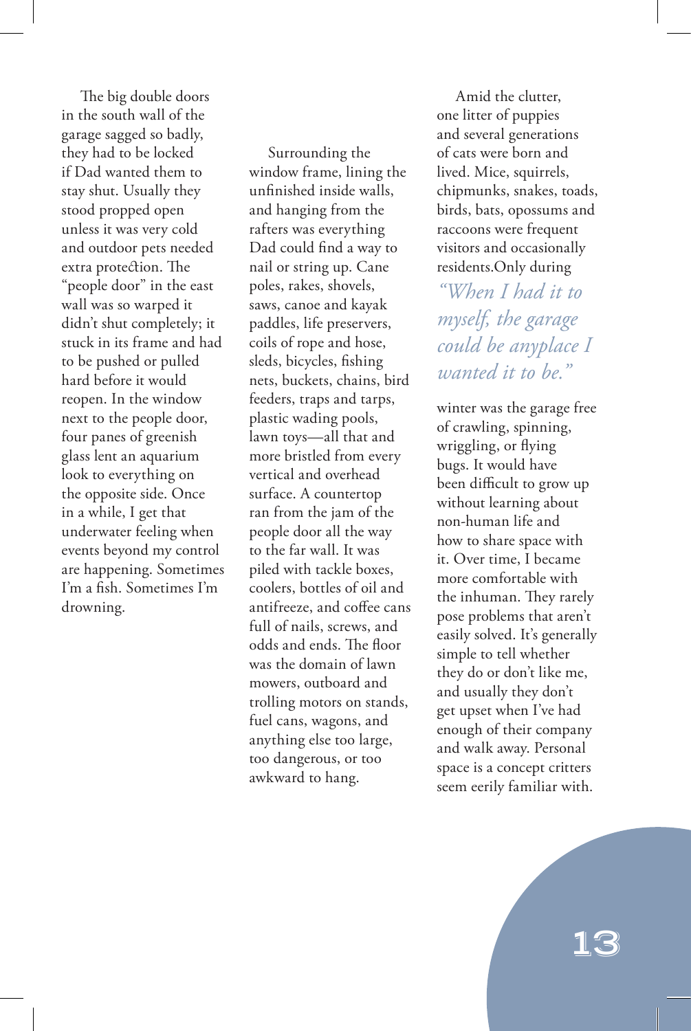The big double doors in the south wall of the garage sagged so badly, they had to be locked if Dad wanted them to stay shut. Usually they stood propped open unless it was very cold and outdoor pets needed extra protection. The "people door" in the east wall was so warped it didn't shut completely; it stuck in its frame and had to be pushed or pulled hard before it would reopen. In the window next to the people door, four panes of greenish glass lent an aquarium look to everything on the opposite side. Once in a while, I get that underwater feeling when events beyond my control are happening. Sometimes I'm a fish. Sometimes I'm drowning.

Surrounding the window frame, lining the unfinished inside walls, and hanging from the rafters was everything Dad could find a way to nail or string up. Cane poles, rakes, shovels, saws, canoe and kayak paddles, life preservers, coils of rope and hose, sleds, bicycles, fishing nets, buckets, chains, bird feeders, traps and tarps, plastic wading pools, lawn toys—all that and more bristled from every vertical and overhead surface. A countertop ran from the jam of the people door all the way to the far wall. It was piled with tackle boxes, coolers, bottles of oil and antifreeze, and coffee cans full of nails, screws, and odds and ends. The floor was the domain of lawn mowers, outboard and trolling motors on stands, fuel cans, wagons, and anything else too large, too dangerous, or too awkward to hang.

Amid the clutter, one litter of puppies and several generations of cats were born and lived. Mice, squirrels, chipmunks, snakes, toads, birds, bats, opossums and raccoons were frequent visitors and occasionally residents.Only during winter was the garage free of crawling, spinning, wriggling, or flying bugs. It would have been difficult to grow up without learning about non-human life and how to share space with it. Over time, I became more comfortable with the inhuman. They rarely pose problems that aren't easily solved. It's generally simple to tell whether they do or don't like me, and usually they don't get upset when I've had enough of their company and walk away. Personal space is a concept critters seem eerily familiar with.

*"When I had it to myself, the garage could be anyplace I wanted it to be."*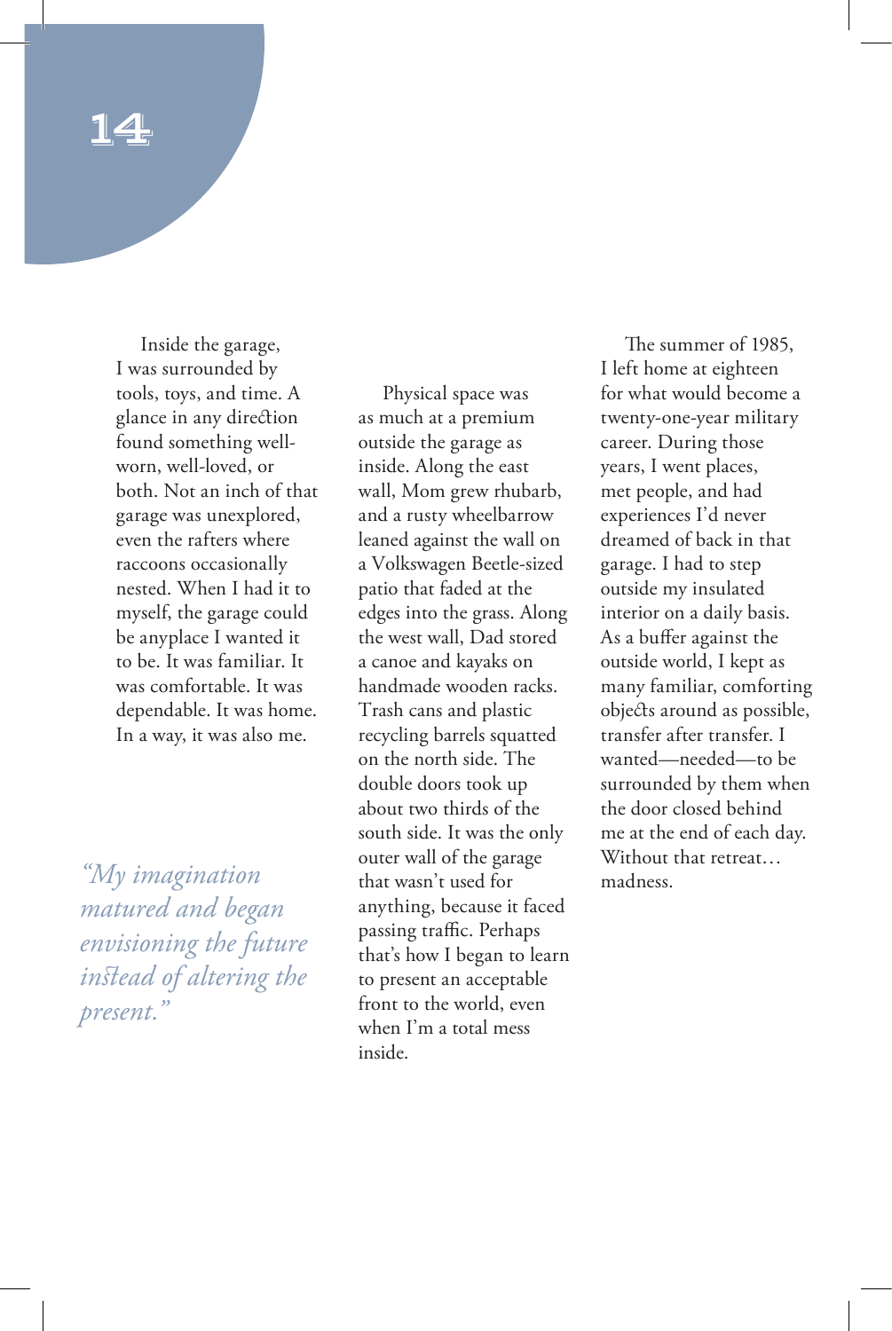# 14

Inside the garage, I was surrounded by tools, toys, and time. A glance in any direction found something well-worn, well-loved, or both. Not an inch of that garage was unexplored, even the rafters where raccoons occasionally nested. When I had it to myself, the garage could be anyplace I wanted it to be. It was familiar. It was comfortable. It was dependable. It was home. In a way, it was also me.

*"My imagination matured and began envisioning the future instead of altering the present."*

Physical space was as much at a premium outside the garage as inside. Along the east wall, Mom grew rhubarb, and a rusty wheelbarrow leaned against the wall on a Volkswagen Beetle-sized patio that faded at the edges into the grass. Along the west wall, Dad stored a canoe and kayaks on handmade wooden racks. Trash cans and plastic recycling barrels squatted on the north side. The double doors took up about two thirds of the south side. It was the only outer wall of the garage that wasn't used for anything, because it faced passing traffic. Perhaps that's how I began to learn to present an acceptable front to the world, even when I'm a total mess inside.

The summer of 1985, I left home at eighteen for what would become a twenty-one-year military career. During those years, I went places, met people, and had experiences I'd never dreamed of back in that garage. I had to step outside my insulated interior on a daily basis. As a buffer against the outside world, I kept as many familiar, comforting objects around as possible, transfer after transfer. I wanted—needed—to be surrounded by them when the door closed behind me at the end of each day. Without that retreat… madness.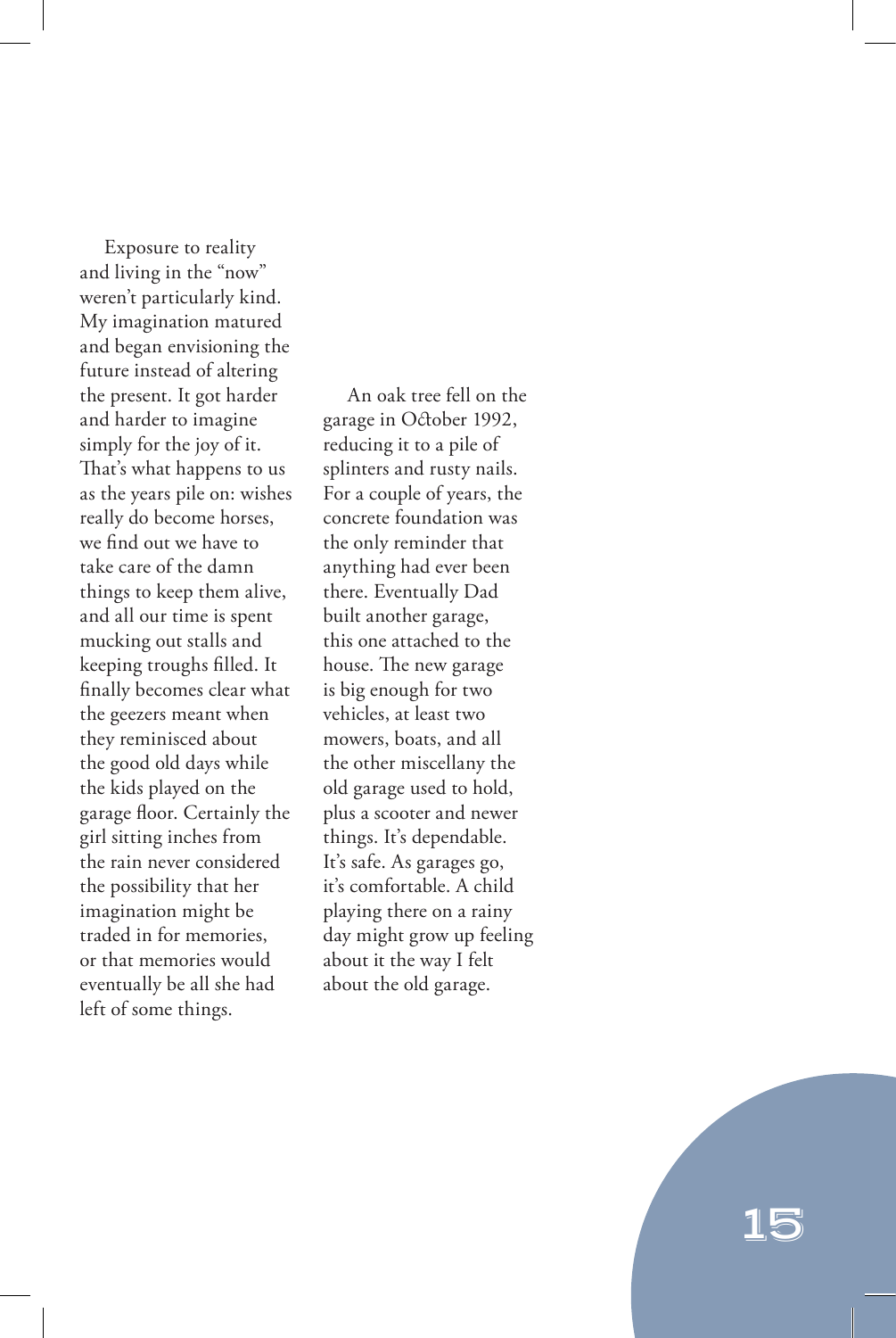Exposure to reality and living in the "now" weren't particularly kind. My imagination matured and began envisioning the future instead of altering the present. It got harder and harder to imagine simply for the joy of it. That's what happens to us as the years pile on: wishes really do become horses, we find out we have to take care of the damn things to keep them alive, and all our time is spent mucking out stalls and keeping troughs filled. It finally becomes clear what the geezers meant when they reminisced about the good old days while the kids played on the garage floor. Certainly the girl sitting inches from the rain never considered the possibility that her imagination might be traded in for memories, or that memories would eventually be all she had left of some things.

An oak tree fell on the garage in October 1992, reducing it to a pile of splinters and rusty nails. For a couple of years, the concrete foundation was the only reminder that anything had ever been there. Eventually Dad built another garage, this one attached to the house. The new garage is big enough for two vehicles, at least two mowers, boats, and all the other miscellany the old garage used to hold, plus a scooter and newer things. It's dependable. It's safe. As garages go, it's comfortable. A child playing there on a rainy day might grow up feeling about it the way I felt about the old garage.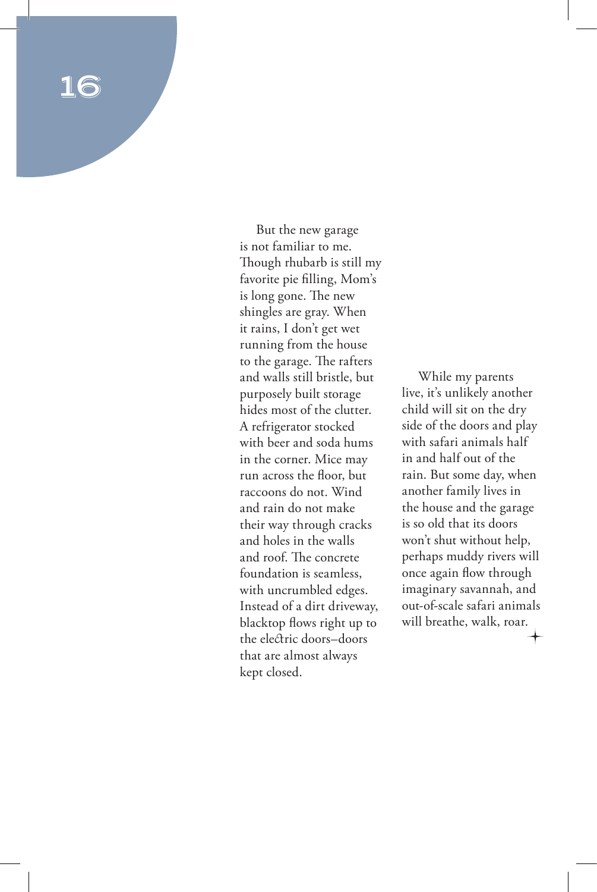But the new garage is not familiar to me. Though rhubarb is still my favorite pie filling, Mom's is long gone. The new shingles are gray. When it rains, I don't get wet running from the house to the garage. The rafters and walls still bristle, but purposely built storage hides most of the clutter. A refrigerator stocked with beer and soda hums in the corner. Mice may run across the floor, but raccoons do not. Wind and rain do not make their way through cracks and holes in the walls and roof. The concrete foundation is seamless, with uncrumbled edges. Instead of a dirt driveway, blacktop flows right up to the electric doors—doors that are almost always kept closed.

While my parents live, it's unlikely another child will sit on the dry side of the doors and play with safari animals half in and half out of the rain. But some day, when another family lives in the house and the garage is so old that its doors won't shut without help, perhaps muddy rivers will once again flow through imaginary savannah, and out-of-scale safari animals will breathe, walk, roar.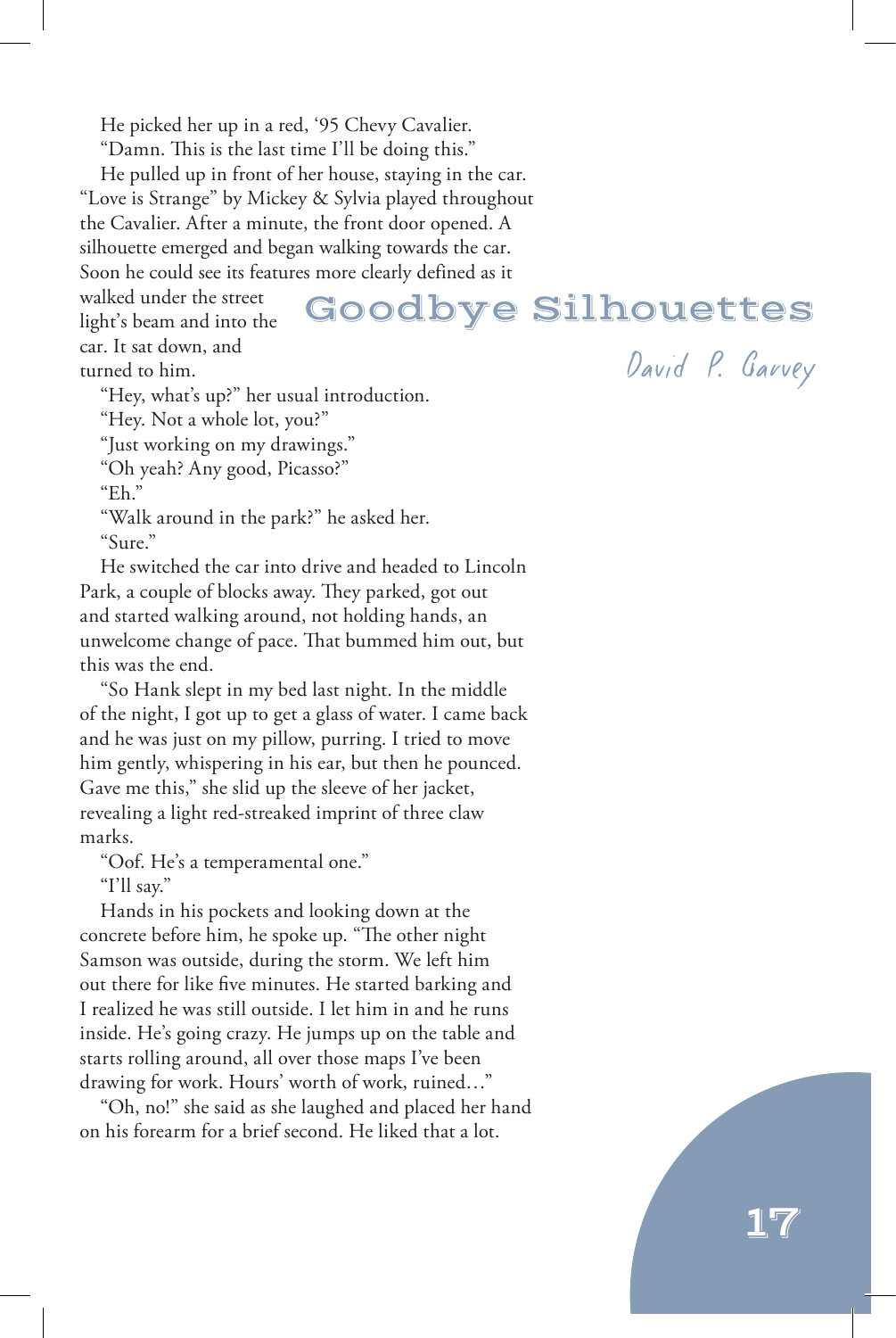# Goodbye Silhouettes

*David P. Garvey*

He picked her up in a red, '95 Chevy Cavalier.

"Damn. This is the last time I'll be doing this."

He pulled up in front of her house, staying in the car. "Love is Strange" by Mickey & Sylvia played throughout the Cavalier. After a minute, the front door opened. A silhouette emerged and began walking towards the car. Soon he could see its features more clearly defined as it walked under the street light's beam and into the car. It sat down, and turned to him.

"Hey, what's up?" her usual introduction.

"Hey. Not a whole lot, you?"

"Just working on my drawings."

"Oh yeah? Any good, Picasso?"

"Eh."

"Walk around in the park?" he asked her.

"Sure."

He switched the car into drive and headed to Lincoln Park, a couple of blocks away. They parked, got out and started walking around, not holding hands, an unwelcome change of pace. That bummed him out, but this was the end.

"So Hank slept in my bed last night. In the middle of the night, I got up to get a glass of water. I came back and he was just on my pillow, purring. I tried to move him gently, whispering in his ear, but then he pounced. Gave me this," she slid up the sleeve of her jacket, revealing a light red-streaked imprint of three claw marks.

"Oof. He's a temperamental one."

"I'll say."

Hands in his pockets and looking down at the concrete before him, he spoke up. "The other night Samson was outside, during the storm. We left him out there for like five minutes. He started barking and I realized he was still outside. I let him in and he runs inside. He's going crazy. He jumps up on the table and starts rolling around, all over those maps I've been drawing for work. Hours' worth of work, ruined…"

"Oh, no!" she said as she laughed and placed her hand on his forearm for a brief second. He liked that a lot.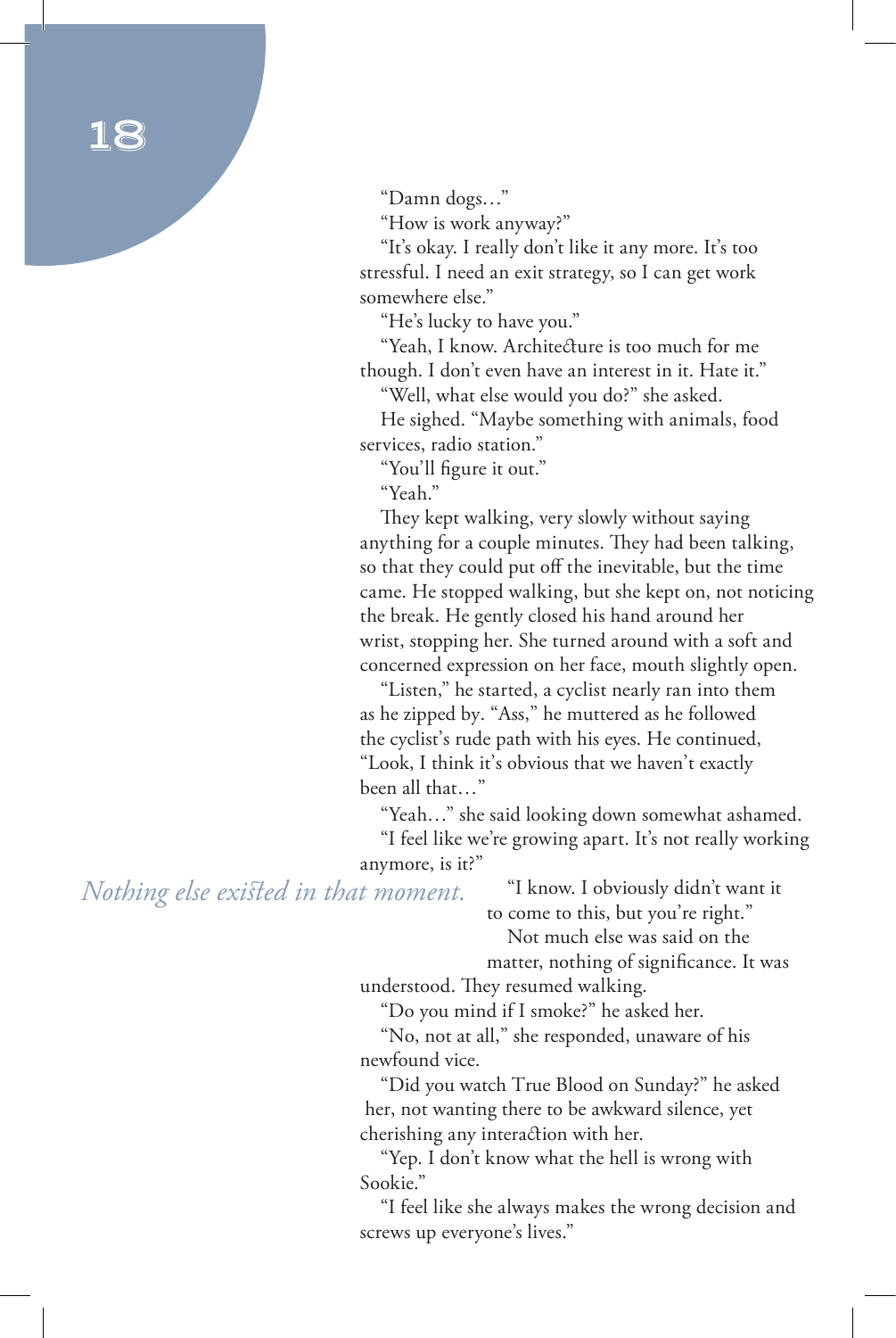"Damn dogs…"

"How is work anyway?"

"It's okay. I really don't like it any more. It's too stressful. I need an exit strategy, so I can get work somewhere else."

"He's lucky to have you."

"Yeah, I know. Architecture is too much for me though. I don't even have an interest in it. Hate it."

"Well, what else would you do?" she asked.

He sighed. "Maybe something with animals, food services, radio station."

"You'll figure it out."

"Yeah."

They kept walking, very slowly without saying anything for a couple minutes. They had been talking, so that they could put off the inevitable, but the time came. He stopped walking, but she kept on, not noticing the break. He gently closed his hand around her wrist, stopping her. She turned around with a soft and concerned expression on her face, mouth slightly open.

"Listen," he started, a cyclist nearly ran into them as he zipped by. "Ass," he muttered as he followed the cyclist's rude path with his eyes. He continued, "Look, I think it's obvious that we haven't exactly been all that…"

"Yeah…" she said looking down somewhat ashamed.

"I feel like we're growing apart. It's not really working anymore, is it?"

*Nothing else existed in that moment.*

"I know. I obviously didn't want it to come to this, but you're right."

Not much else was said on the matter, nothing of significance. It was understood. They resumed walking.

"Do you mind if I smoke?" he asked her.

"No, not at all," she responded, unaware of his newfound vice.

"Did you watch True Blood on Sunday?" he asked her, not wanting there to be awkward silence, yet cherishing any interaction with her.

"Yep. I don't know what the hell is wrong with Sookie."

"I feel like she always makes the wrong decision and screws up everyone's lives."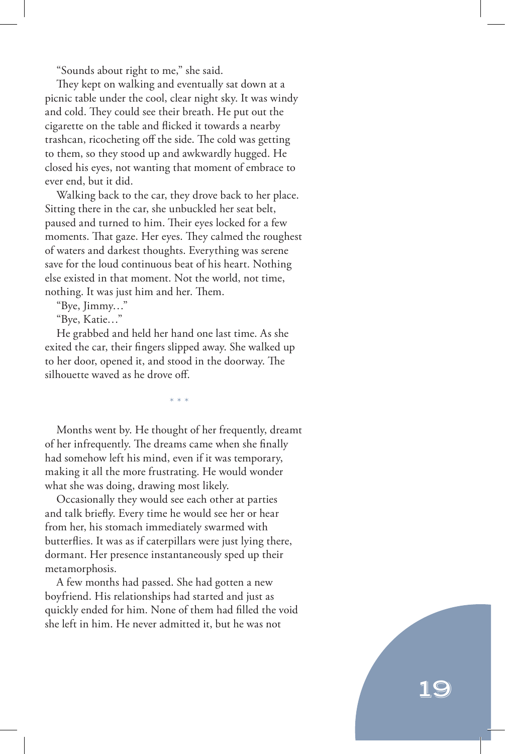"Sounds about right to me," she said.

They kept on walking and eventually sat down at a picnic table under the cool, clear night sky. It was windy and cold. They could see their breath. He put out the cigarette on the table and flicked it towards a nearby trashcan, ricocheting off the side. The cold was getting to them, so they stood up and awkwardly hugged. He closed his eyes, not wanting that moment of embrace to ever end, but it did.

Walking back to the car, they drove back to her place. Sitting there in the car, she unbuckled her seat belt, paused and turned to him. Their eyes locked for a few moments. That gaze. Her eyes. They calmed the roughest of waters and darkest thoughts. Everything was serene save for the loud continuous beat of his heart. Nothing else existed in that moment. Not the world, not time, nothing. It was just him and her. Them.

"Bye, Jimmy…"

"Bye, Katie…"

He grabbed and held her hand one last time. As she exited the car, their fingers slipped away. She walked up to her door, opened it, and stood in the doorway. The silhouette waved as he drove off.

\* \* \*

Months went by. He thought of her frequently, dreamt of her infrequently. The dreams came when she finally had somehow left his mind, even if it was temporary, making it all the more frustrating. He would wonder what she was doing, drawing most likely.

Occasionally they would see each other at parties and talk briefly. Every time he would see her or hear from her, his stomach immediately swarmed with butterflies. It was as if caterpillars were just lying there, dormant. Her presence instantaneously sped up their metamorphosis.

A few months had passed. She had gotten a new boyfriend. His relationships had started and just as quickly ended for him. None of them had filled the void she left in him. He never admitted it, but he was not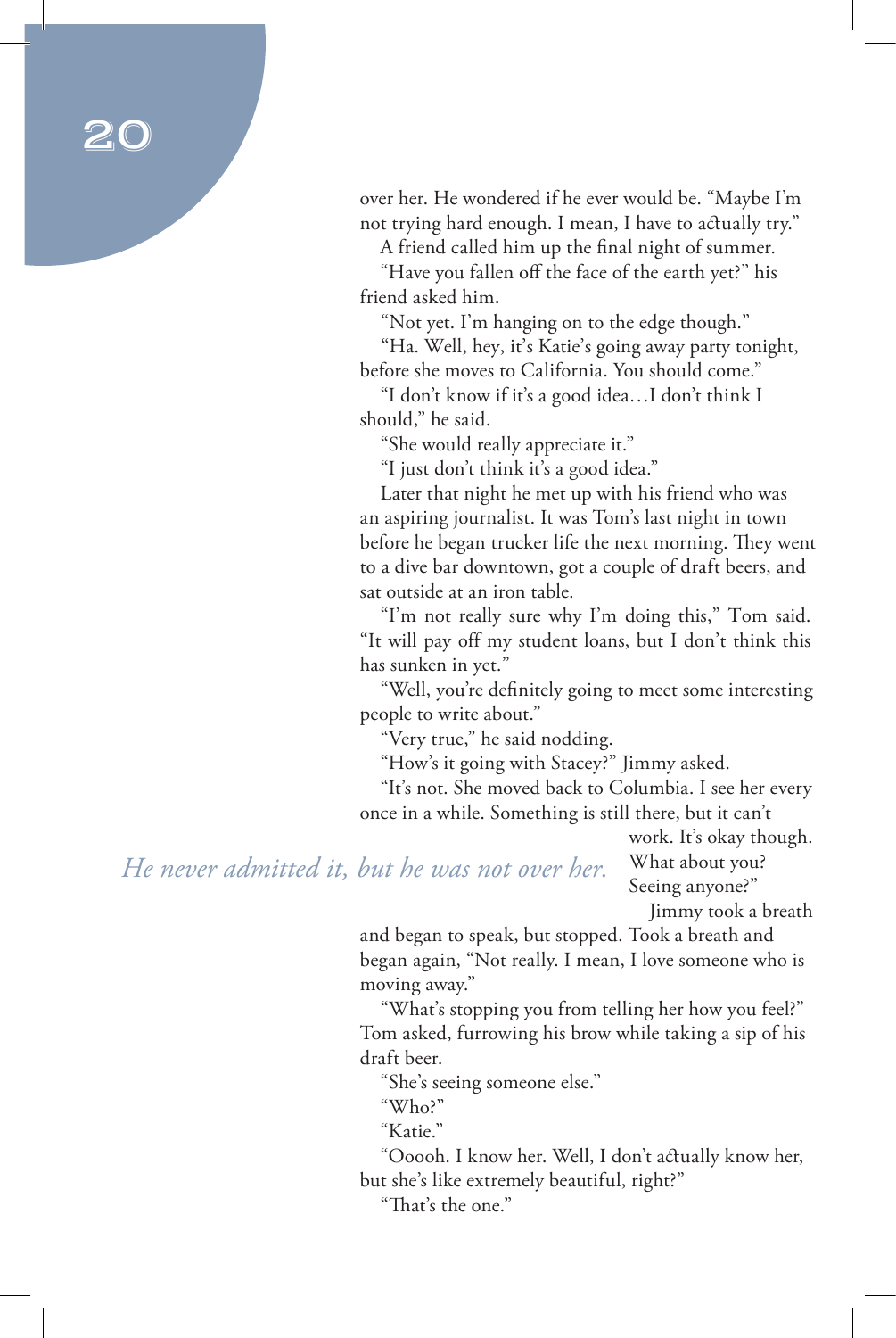over her. He wondered if he ever would be. "Maybe I'm not trying hard enough. I mean, I have to actually try."

A friend called him up the final night of summer.

"Have you fallen off the face of the earth yet?" his friend asked him.

"Not yet. I'm hanging on to the edge though."

"Ha. Well, hey, it's Katie's going away party tonight, before she moves to California. You should come."

"I don't know if it's a good idea…I don't think I should," he said.

"She would really appreciate it."

"I just don't think it's a good idea."

Later that night he met up with his friend who was an aspiring journalist. It was Tom's last night in town before he began trucker life the next morning. They went to a dive bar downtown, got a couple of draft beers, and sat outside at an iron table.

"I'm not really sure why I'm doing this," Tom said. "It will pay off my student loans, but I don't think this has sunken in yet."

"Well, you're definitely going to meet some interesting people to write about."

"Very true," he said nodding.

"How's it going with Stacey?" Jimmy asked.

"It's not. She moved back to Columbia. I see her every once in a while. Something is still there, but it can't work. It's okay though. What about you? Seeing anyone?"

*He never admitted it, but he was not over her.*

Jimmy took a breath and began to speak, but stopped. Took a breath and began again, "Not really. I mean, I love someone who is moving away."

"What's stopping you from telling her how you feel?" Tom asked, furrowing his brow while taking a sip of his draft beer.

"She's seeing someone else."

"Who?"

"Katie."

"Ooooh. I know her. Well, I don't actually know her, but she's like extremely beautiful, right?"

"That's the one."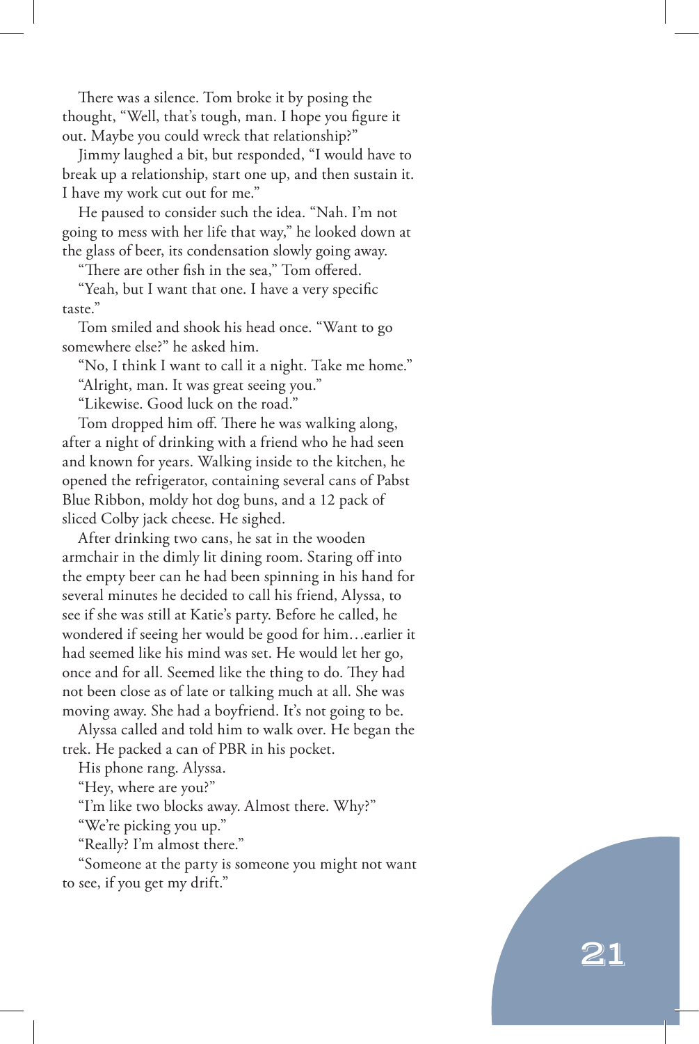There was a silence. Tom broke it by posing the thought, "Well, that's tough, man. I hope you figure it out. Maybe you could wreck that relationship?"

Jimmy laughed a bit, but responded, "I would have to break up a relationship, start one up, and then sustain it. I have my work cut out for me."

He paused to consider such the idea. "Nah. I'm not going to mess with her life that way," he looked down at the glass of beer, its condensation slowly going away.

"There are other fish in the sea," Tom offered.

"Yeah, but I want that one. I have a very specific taste."

Tom smiled and shook his head once. "Want to go somewhere else?" he asked him.

"No, I think I want to call it a night. Take me home."

"Alright, man. It was great seeing you."

"Likewise. Good luck on the road."

Tom dropped him off. There he was walking along, after a night of drinking with a friend who he had seen and known for years. Walking inside to the kitchen, he opened the refrigerator, containing several cans of Pabst Blue Ribbon, moldy hot dog buns, and a 12 pack of sliced Colby jack cheese. He sighed.

After drinking two cans, he sat in the wooden armchair in the dimly lit dining room. Staring off into the empty beer can he had been spinning in his hand for several minutes he decided to call his friend, Alyssa, to see if she was still at Katie's party. Before he called, he wondered if seeing her would be good for him…earlier it had seemed like his mind was set. He would let her go, once and for all. Seemed like the thing to do. They had not been close as of late or talking much at all. She was moving away. She had a boyfriend. It's not going to be.

Alyssa called and told him to walk over. He began the trek. He packed a can of PBR in his pocket.

His phone rang. Alyssa.

"Hey, where are you?"

"I'm like two blocks away. Almost there. Why?"

"We're picking you up."

"Really? I'm almost there."

"Someone at the party is someone you might not want to see, if you get my drift."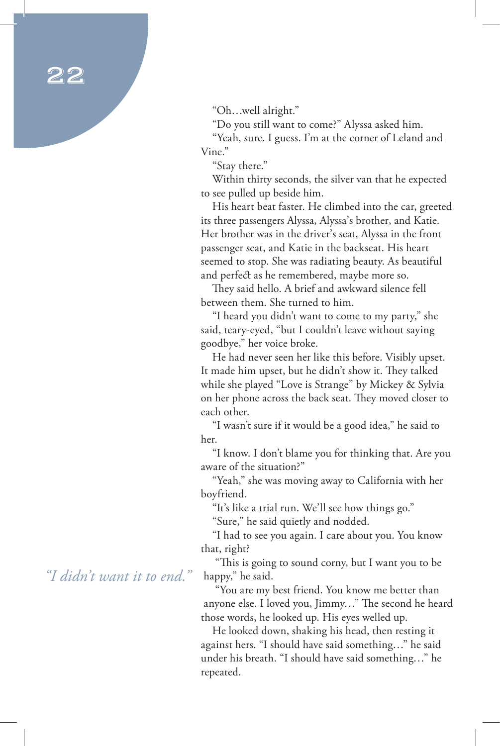# 22

"Oh…well alright."

"Do you still want to come?" Alyssa asked him.

"Yeah, sure. I guess. I'm at the corner of Leland and Vine."

"Stay there."

Within thirty seconds, the silver van that he expected to see pulled up beside him.

His heart beat faster. He climbed into the car, greeted its three passengers Alyssa, Alyssa's brother, and Katie. Her brother was in the driver's seat, Alyssa in the front passenger seat, and Katie in the backseat. His heart seemed to stop. She was radiating beauty. As beautiful and perfect as he remembered, maybe more so.

They said hello. A brief and awkward silence fell between them. She turned to him.

"I heard you didn't want to come to my party," she said, teary-eyed, "but I couldn't leave without saying goodbye," her voice broke.

He had never seen her like this before. Visibly upset. It made him upset, but he didn't show it. They talked while she played "Love is Strange" by Mickey & Sylvia on her phone across the back seat. They moved closer to each other.

"I wasn't sure if it would be a good idea," he said to her.

"I know. I don't blame you for thinking that. Are you aware of the situation?"

"Yeah," she was moving away to California with her boyfriend.

"It's like a trial run. We'll see how things go."

"Sure," he said quietly and nodded.

"I had to see you again. I care about you. You know that, right?

*"I didn't want it to end."*

"This is going to sound corny, but I want you to be happy," he said.

"You are my best friend. You know me better than anyone else. I loved you, Jimmy…" The second he heard those words, he looked up. His eyes welled up.

He looked down, shaking his head, then resting it against hers. "I should have said something…" he said under his breath. "I should have said something…" he repeated.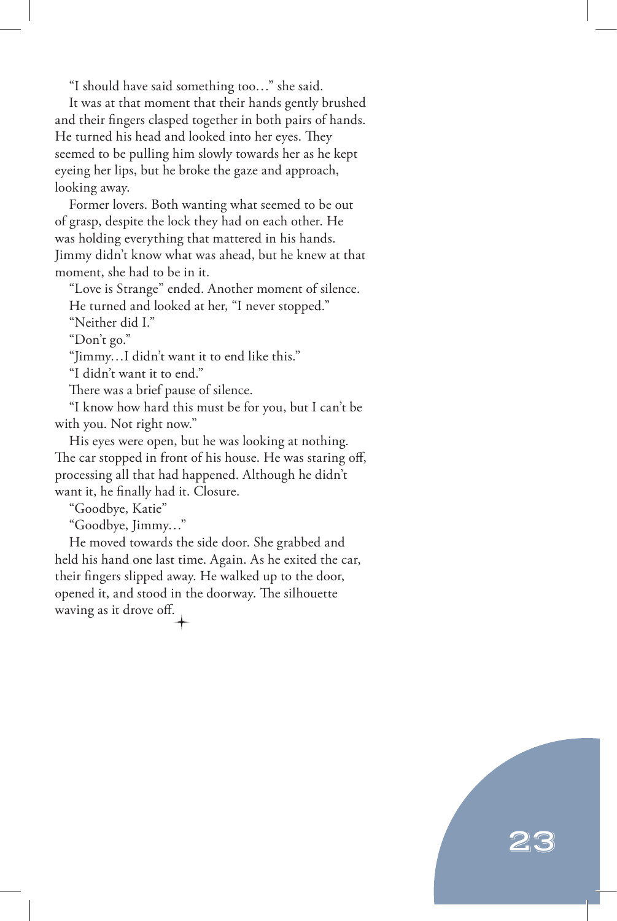"I should have said something too…" she said.

It was at that moment that their hands gently brushed and their fingers clasped together in both pairs of hands. He turned his head and looked into her eyes. They seemed to be pulling him slowly towards her as he kept eyeing her lips, but he broke the gaze and approach, looking away.

Former lovers. Both wanting what seemed to be out of grasp, despite the lock they had on each other. He was holding everything that mattered in his hands. Jimmy didn't know what was ahead, but he knew at that moment, she had to be in it.

"Love is Strange" ended. Another moment of silence.

He turned and looked at her, "I never stopped."

"Neither did I."

"Don't go."

"Jimmy…I didn't want it to end like this."

"I didn't want it to end."

There was a brief pause of silence.

"I know how hard this must be for you, but I can't be with you. Not right now."

His eyes were open, but he was looking at nothing. The car stopped in front of his house. He was staring off, processing all that had happened. Although he didn't want it, he finally had it. Closure.

"Goodbye, Katie"

"Goodbye, Jimmy…"

He moved towards the side door. She grabbed and held his hand one last time. Again. As he exited the car, their fingers slipped away. He walked up to the door, opened it, and stood in the doorway. The silhouette waving as it drove off.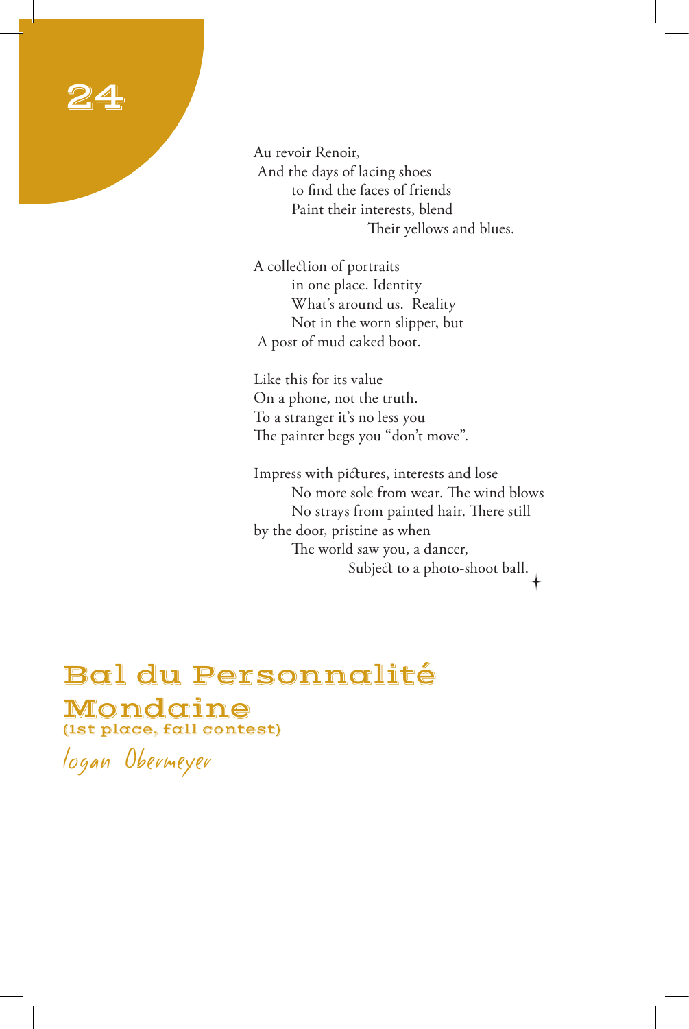Au revoir Renoir,
And the days of lacing shoes
to find the faces of friends
Paint their interests, blend
Their yellows and blues.

A collection of portraits
in one place. Identity
What's around us. Reality
Not in the worn slipper, but
A post of mud caked boot.

Like this for its value
On a phone, not the truth.
To a stranger it's no less you
The painter begs you "don't move".

Impress with pictures, interests and lose
No more sole from wear. The wind blows
No strays from painted hair. There still
by the door, pristine as when
The world saw you, a dancer,
Subject to a photo-shoot ball.

## Bal du Personnalité Mondaine

(1st place, fall contest)

logan Obermeyer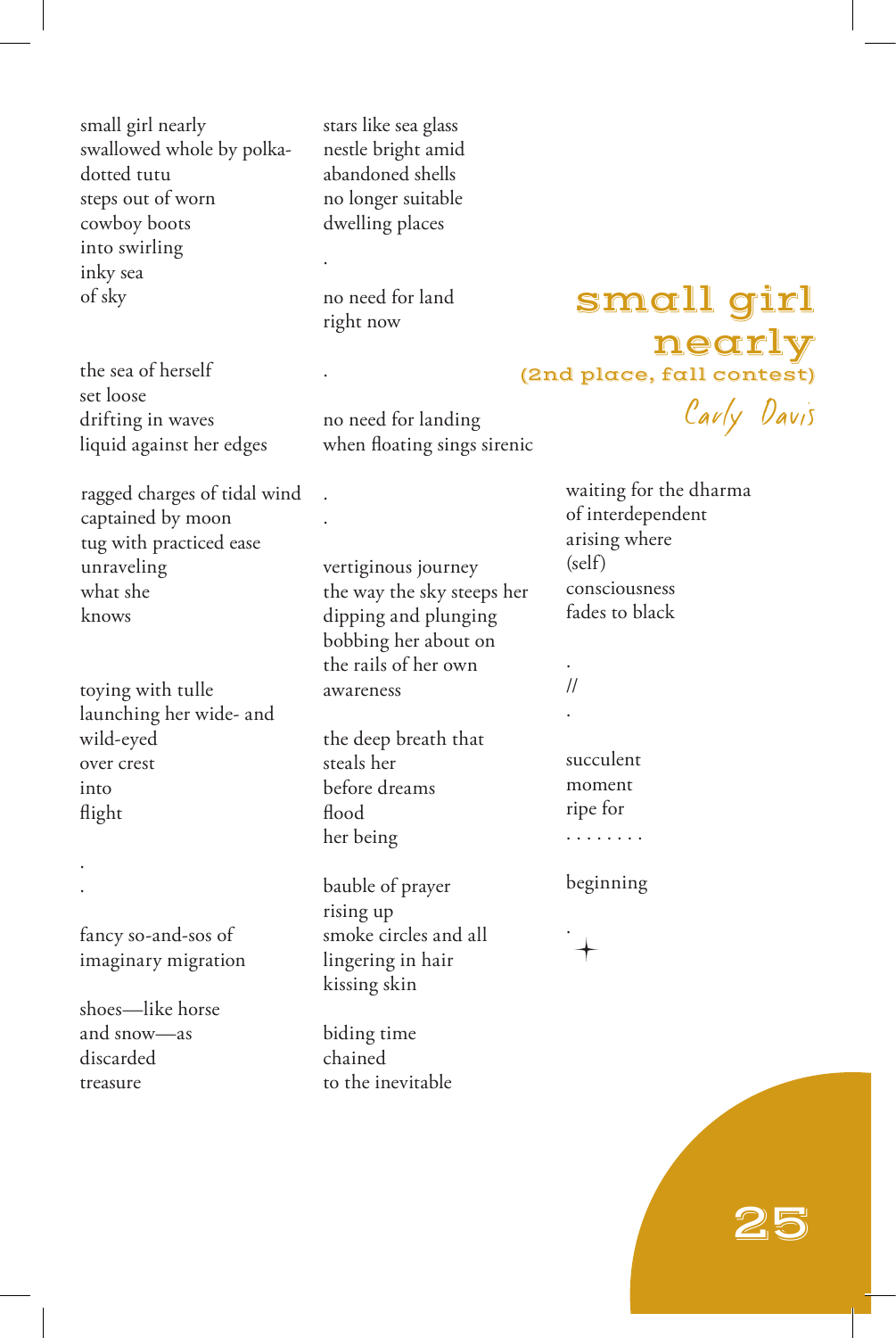# small girl nearly

(2nd place, fall contest)

*Carly Davis*

small girl nearly
swallowed whole by polka-
dotted tutu
steps out of worn
cowboy boots
into swirling
inky sea
of sky

the sea of herself
set loose
drifting in waves
liquid against her edges

ragged charges of tidal wind
captained by moon
tug with practiced ease
unraveling
what she
knows

toying with tulle
launching her wide- and
wild-eyed
over crest
into
flight

.

.

fancy so-and-sos of
imaginary migration

shoes—like horse
and snow—as
discarded
treasure

stars like sea glass
nestle bright amid
abandoned shells
no longer suitable
dwelling places

.

no need for land
right now

.

no need for landing
when floating sings sirenic

.

.

vertiginous journey
the way the sky steeps her
dipping and plunging
bobbing her about on
the rails of her own
awareness

the deep breath that
steals her
before dreams
flood
her being

bauble of prayer
rising up
smoke circles and all
lingering in hair
kissing skin

biding time
chained
to the inevitable

waiting for the dharma
of interdependent
arising where
(self)
consciousness
fades to black

.

//

.

succulent
moment
ripe for
. . . . . . . .

beginning

.

✦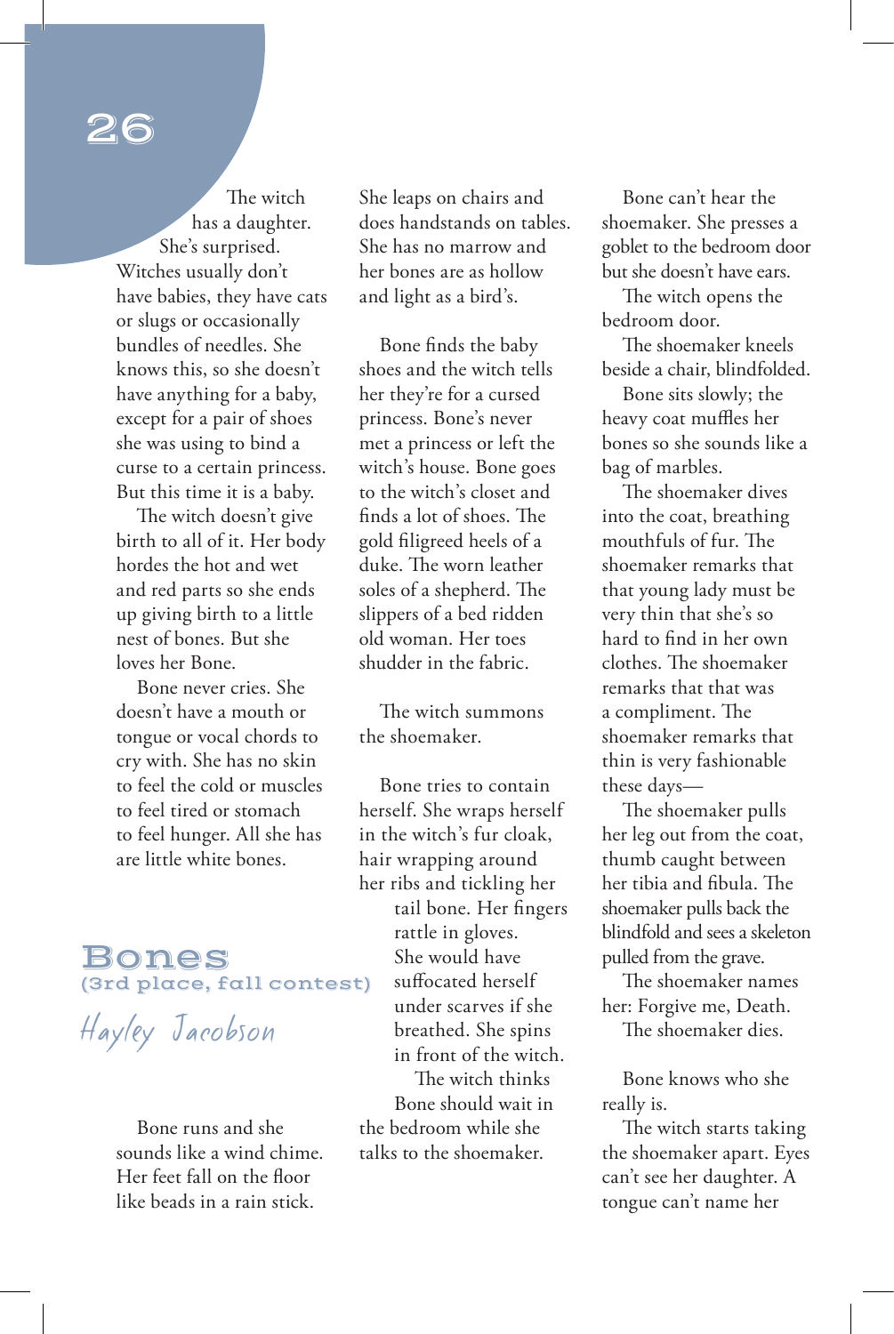## Bones
### (3rd place, fall contest)

*Hayley Jacobson*

The witch has a daughter. She's surprised. Witches usually don't have babies, they have cats or slugs or occasionally bundles of needles. She knows this, so she doesn't have anything for a baby, except for a pair of shoes she was using to bind a curse to a certain princess. But this time it is a baby.

The witch doesn't give birth to all of it. Her body hordes the hot and wet and red parts so she ends up giving birth to a little nest of bones. But she loves her Bone.

Bone never cries. She doesn't have a mouth or tongue or vocal chords to cry with. She has no skin to feel the cold or muscles to feel tired or stomach to feel hunger. All she has are little white bones.

Bone runs and she sounds like a wind chime. Her feet fall on the floor like beads in a rain stick. She leaps on chairs and does handstands on tables. She has no marrow and her bones are as hollow and light as a bird's.

Bone finds the baby shoes and the witch tells her they're for a cursed princess. Bone's never met a princess or left the witch's house. Bone goes to the witch's closet and finds a lot of shoes. The gold filigreed heels of a duke. The worn leather soles of a shepherd. The slippers of a bed ridden old woman. Her toes shudder in the fabric.

The witch summons the shoemaker.

Bone tries to contain herself. She wraps herself in the witch's fur cloak, hair wrapping around her ribs and tickling her tail bone. Her fingers rattle in gloves. She would have suffocated herself under scarves if she breathed. She spins in front of the witch.

The witch thinks Bone should wait in the bedroom while she talks to the shoemaker.

Bone can't hear the shoemaker. She presses a goblet to the bedroom door but she doesn't have ears.

The witch opens the bedroom door.

The shoemaker kneels beside a chair, blindfolded.

Bone sits slowly; the heavy coat muffles her bones so she sounds like a bag of marbles.

The shoemaker dives into the coat, breathing mouthfuls of fur. The shoemaker remarks that that young lady must be very thin that she's so hard to find in her own clothes. The shoemaker remarks that that was a compliment. The shoemaker remarks that thin is very fashionable these days—

The shoemaker pulls her leg out from the coat, thumb caught between her tibia and fibula. The shoemaker pulls back the blindfold and sees a skeleton pulled from the grave.

The shoemaker names her: Forgive me, Death.

The shoemaker dies.

Bone knows who she really is.

The witch starts taking the shoemaker apart. Eyes can't see her daughter. A tongue can't name her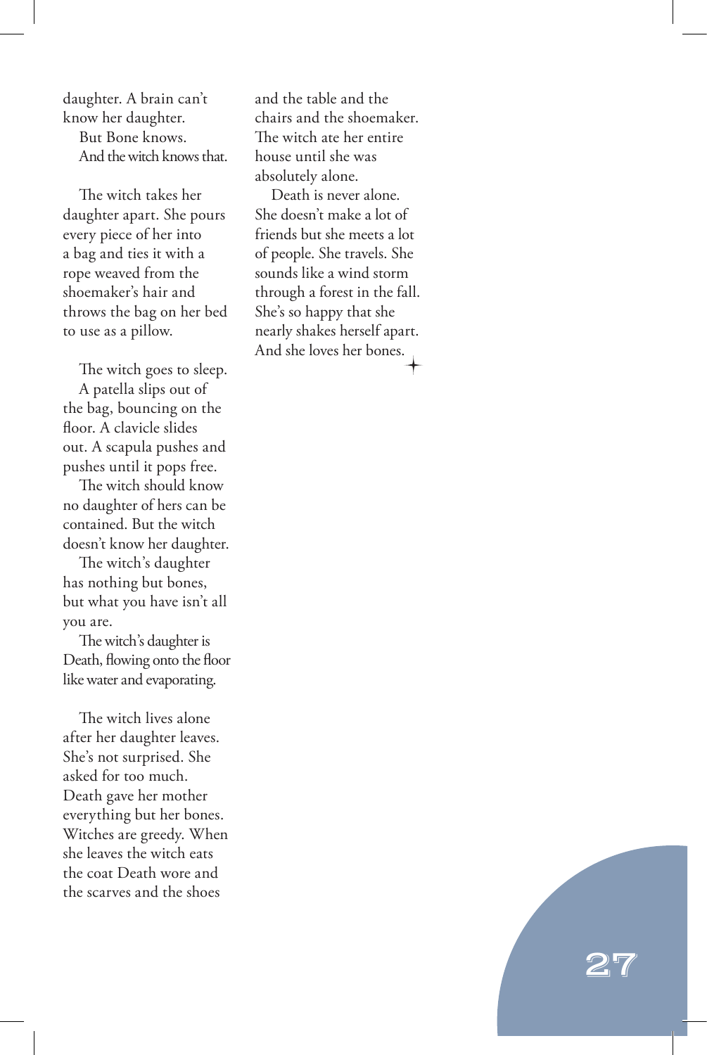daughter. A brain can't know her daughter.

But Bone knows.

And the witch knows that.

The witch takes her daughter apart. She pours every piece of her into a bag and ties it with a rope weaved from the shoemaker's hair and throws the bag on her bed to use as a pillow.

The witch goes to sleep.

A patella slips out of the bag, bouncing on the floor. A clavicle slides out. A scapula pushes and pushes until it pops free.

The witch should know no daughter of hers can be contained. But the witch doesn't know her daughter.

The witch's daughter has nothing but bones, but what you have isn't all you are.

The witch's daughter is Death, flowing onto the floor like water and evaporating.

The witch lives alone after her daughter leaves. She's not surprised. She asked for too much. Death gave her mother everything but her bones. Witches are greedy. When she leaves the witch eats the coat Death wore and the scarves and the shoes and the table and the chairs and the shoemaker. The witch ate her entire house until she was absolutely alone.

Death is never alone. She doesn't make a lot of friends but she meets a lot of people. She travels. She sounds like a wind storm through a forest in the fall. She's so happy that she nearly shakes herself apart. And she loves her bones.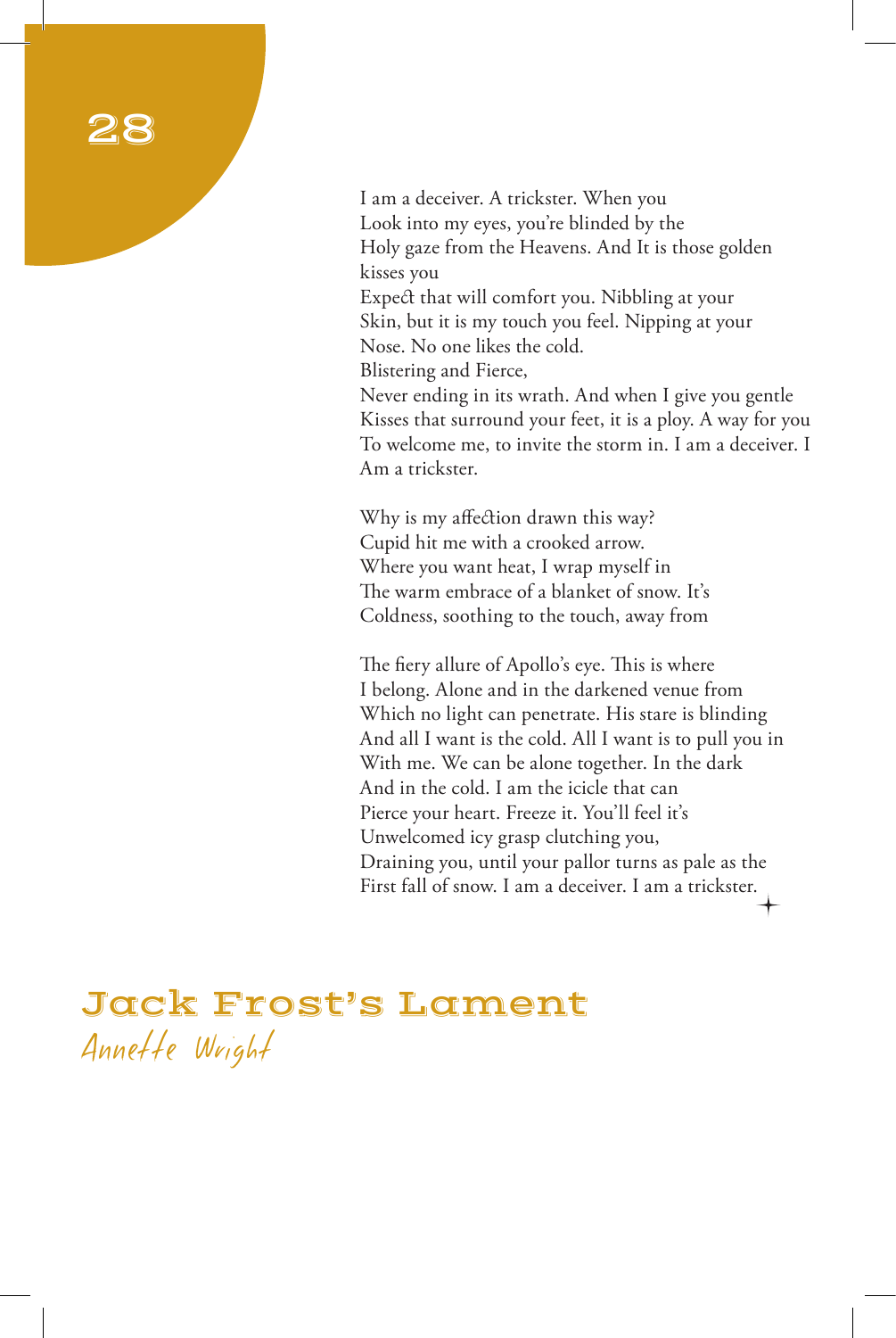I am a deceiver. A trickster. When you
Look into my eyes, you're blinded by the
Holy gaze from the Heavens. And It is those golden kisses you
Expect that will comfort you. Nibbling at your
Skin, but it is my touch you feel. Nipping at your
Nose. No one likes the cold.
Blistering and Fierce,
Never ending in its wrath. And when I give you gentle
Kisses that surround your feet, it is a ploy. A way for you
To welcome me, to invite the storm in. I am a deceiver. I
Am a trickster.

Why is my affection drawn this way?
Cupid hit me with a crooked arrow.
Where you want heat, I wrap myself in
The warm embrace of a blanket of snow. It's
Coldness, soothing to the touch, away from

The fiery allure of Apollo's eye. This is where
I belong. Alone and in the darkened venue from
Which no light can penetrate. His stare is blinding
And all I want is the cold. All I want is to pull you in
With me. We can be alone together. In the dark
And in the cold. I am the icicle that can
Pierce your heart. Freeze it. You'll feel it's
Unwelcomed icy grasp clutching you,
Draining you, until your pallor turns as pale as the
First fall of snow. I am a deceiver. I am a trickster.

# Jack Frost's Lament

*Annette Wright*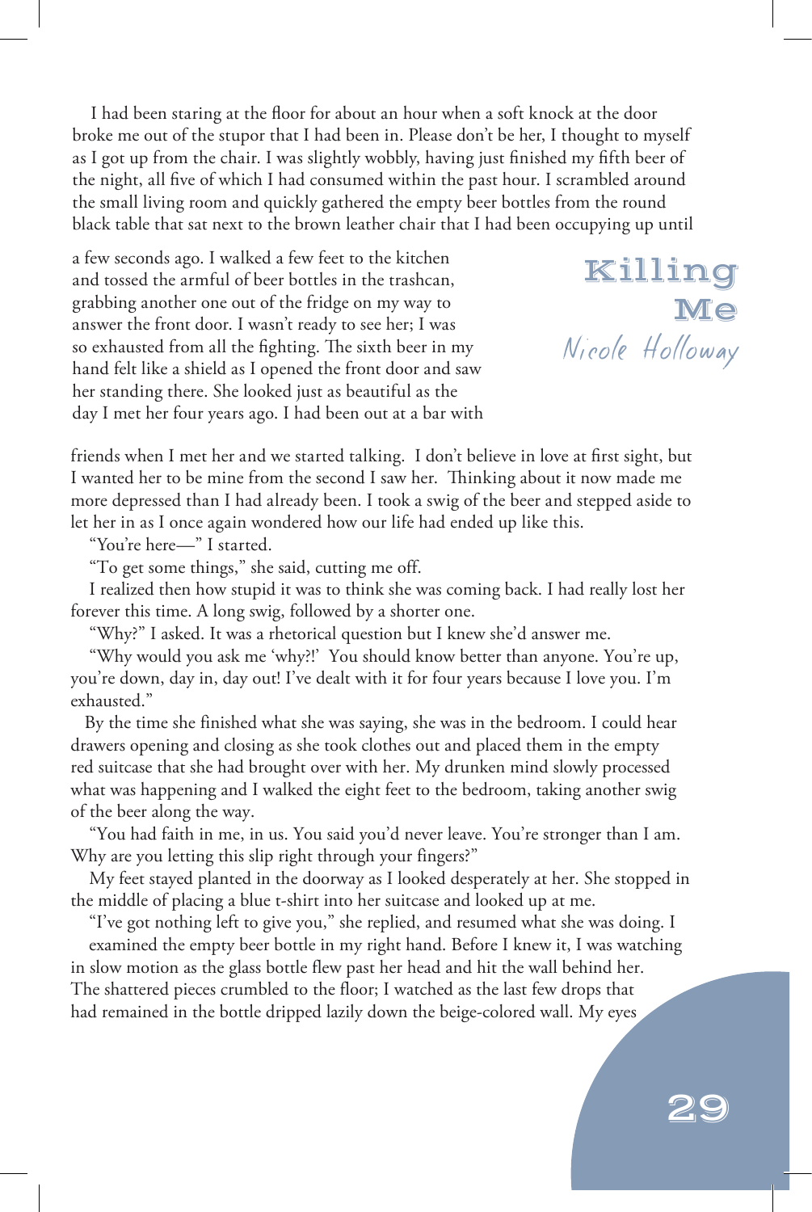# Killing Me

*Nicole Holloway*

I had been staring at the floor for about an hour when a soft knock at the door broke me out of the stupor that I had been in. Please don't be her, I thought to myself as I got up from the chair. I was slightly wobbly, having just finished my fifth beer of the night, all five of which I had consumed within the past hour. I scrambled around the small living room and quickly gathered the empty beer bottles from the round black table that sat next to the brown leather chair that I had been occupying up until a few seconds ago. I walked a few feet to the kitchen and tossed the armful of beer bottles in the trashcan, grabbing another one out of the fridge on my way to answer the front door. I wasn't ready to see her; I was so exhausted from all the fighting. The sixth beer in my hand felt like a shield as I opened the front door and saw her standing there. She looked just as beautiful as the day I met her four years ago. I had been out at a bar with friends when I met her and we started talking. I don't believe in love at first sight, but I wanted her to be mine from the second I saw her. Thinking about it now made me more depressed than I had already been. I took a swig of the beer and stepped aside to let her in as I once again wondered how our life had ended up like this.

"You're here—" I started.

"To get some things," she said, cutting me off.

I realized then how stupid it was to think she was coming back. I had really lost her forever this time. A long swig, followed by a shorter one.

"Why?" I asked. It was a rhetorical question but I knew she'd answer me.

"Why would you ask me 'why?!' You should know better than anyone. You're up, you're down, day in, day out! I've dealt with it for four years because I love you. I'm exhausted."

By the time she finished what she was saying, she was in the bedroom. I could hear drawers opening and closing as she took clothes out and placed them in the empty red suitcase that she had brought over with her. My drunken mind slowly processed what was happening and I walked the eight feet to the bedroom, taking another swig of the beer along the way.

"You had faith in me, in us. You said you'd never leave. You're stronger than I am. Why are you letting this slip right through your fingers?"

My feet stayed planted in the doorway as I looked desperately at her. She stopped in the middle of placing a blue t-shirt into her suitcase and looked up at me.

"I've got nothing left to give you," she replied, and resumed what she was doing. I examined the empty beer bottle in my right hand. Before I knew it, I was watching in slow motion as the glass bottle flew past her head and hit the wall behind her. The shattered pieces crumbled to the floor; I watched as the last few drops that had remained in the bottle dripped lazily down the beige-colored wall. My eyes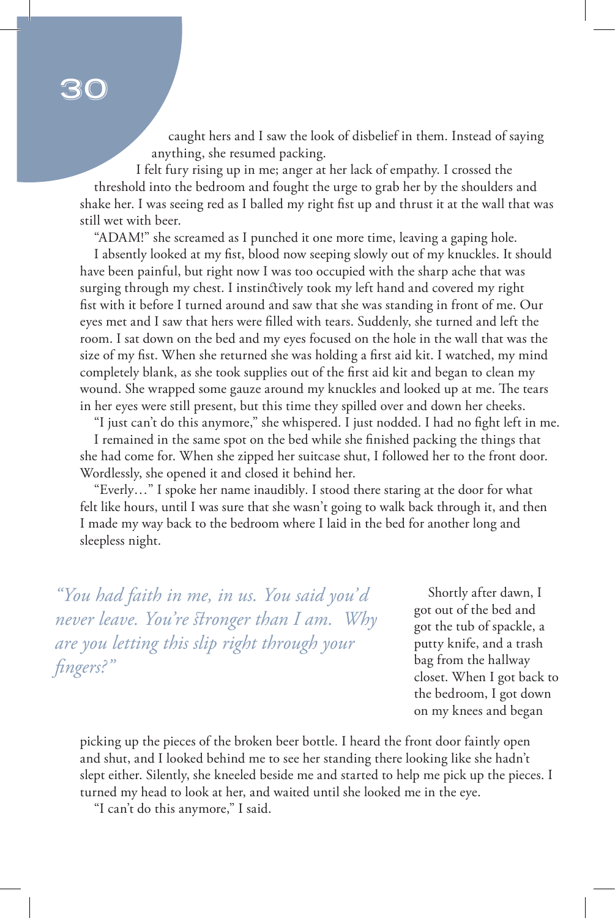caught hers and I saw the look of disbelief in them. Instead of saying anything, she resumed packing.

I felt fury rising up in me; anger at her lack of empathy. I crossed the threshold into the bedroom and fought the urge to grab her by the shoulders and shake her. I was seeing red as I balled my right fist up and thrust it at the wall that was still wet with beer.

"ADAM!" she screamed as I punched it one more time, leaving a gaping hole.

I absently looked at my fist, blood now seeping slowly out of my knuckles. It should have been painful, but right now I was too occupied with the sharp ache that was surging through my chest. I instinctively took my left hand and covered my right fist with it before I turned around and saw that she was standing in front of me. Our eyes met and I saw that hers were filled with tears. Suddenly, she turned and left the room. I sat down on the bed and my eyes focused on the hole in the wall that was the size of my fist. When she returned she was holding a first aid kit. I watched, my mind completely blank, as she took supplies out of the first aid kit and began to clean my wound. She wrapped some gauze around my knuckles and looked up at me. The tears in her eyes were still present, but this time they spilled over and down her cheeks.

"I just can't do this anymore," she whispered. I just nodded. I had no fight left in me.

I remained in the same spot on the bed while she finished packing the things that she had come for. When she zipped her suitcase shut, I followed her to the front door. Wordlessly, she opened it and closed it behind her.

"Everly…" I spoke her name inaudibly. I stood there staring at the door for what felt like hours, until I was sure that she wasn't going to walk back through it, and then I made my way back to the bedroom where I laid in the bed for another long and sleepless night.

*"You had faith in me, in us. You said you'd never leave. You're stronger than I am. Why are you letting this slip right through your fingers?"*

Shortly after dawn, I got out of the bed and got the tub of spackle, a putty knife, and a trash bag from the hallway closet. When I got back to the bedroom, I got down on my knees and began picking up the pieces of the broken beer bottle. I heard the front door faintly open and shut, and I looked behind me to see her standing there looking like she hadn't slept either. Silently, she kneeled beside me and started to help me pick up the pieces. I turned my head to look at her, and waited until she looked me in the eye.

"I can't do this anymore," I said.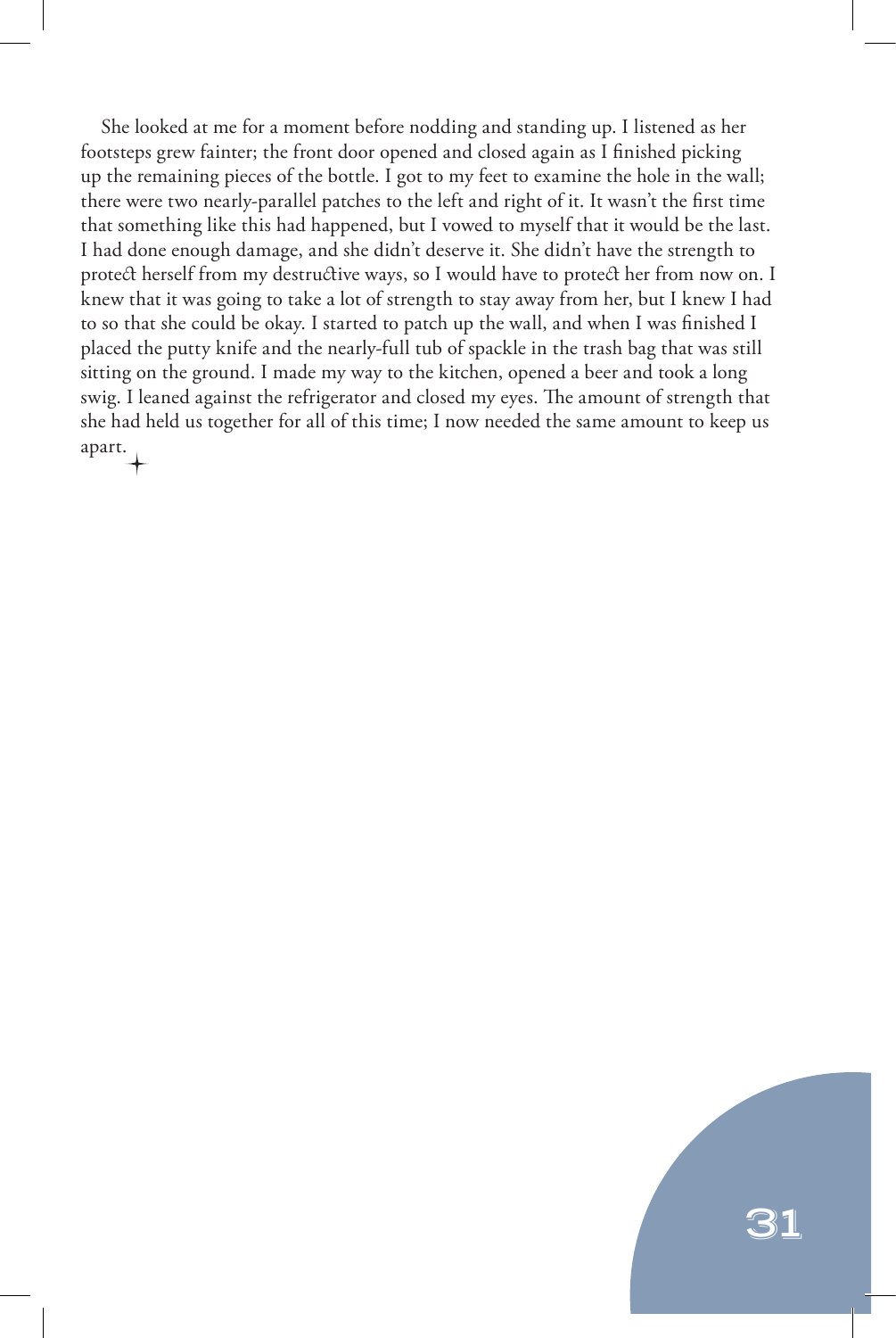She looked at me for a moment before nodding and standing up. I listened as her footsteps grew fainter; the front door opened and closed again as I finished picking up the remaining pieces of the bottle. I got to my feet to examine the hole in the wall; there were two nearly-parallel patches to the left and right of it. It wasn't the first time that something like this had happened, but I vowed to myself that it would be the last. I had done enough damage, and she didn't deserve it. She didn't have the strength to protect herself from my destructive ways, so I would have to protect her from now on. I knew that it was going to take a lot of strength to stay away from her, but I knew I had to so that she could be okay. I started to patch up the wall, and when I was finished I placed the putty knife and the nearly-full tub of spackle in the trash bag that was still sitting on the ground. I made my way to the kitchen, opened a beer and took a long swig. I leaned against the refrigerator and closed my eyes. The amount of strength that she had held us together for all of this time; I now needed the same amount to keep us apart.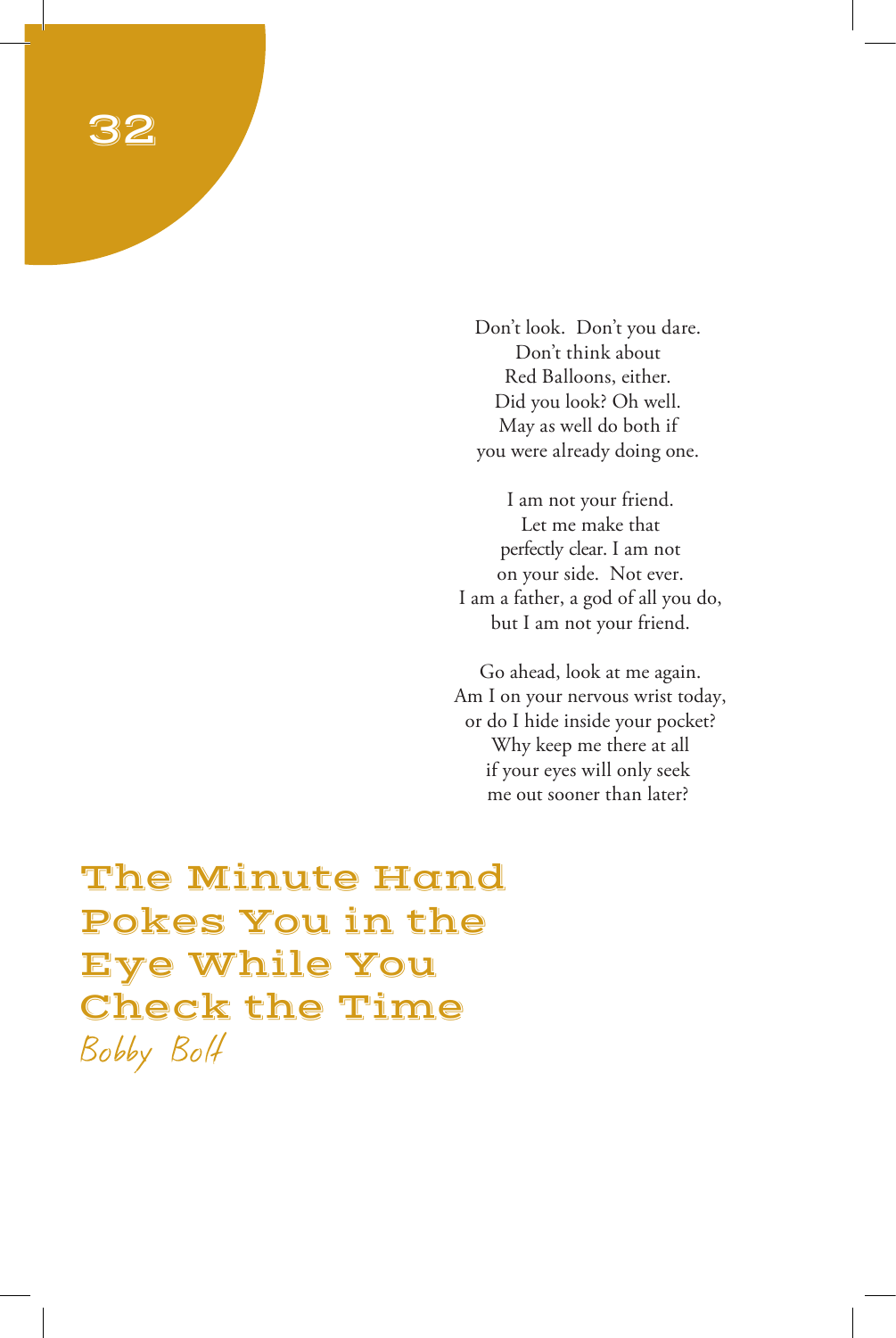Don't look. Don't you dare.
Don't think about
Red Balloons, either.
Did you look? Oh well.
May as well do both if
you were already doing one.

I am not your friend.
Let me make that
perfectly clear. I am not
on your side. Not ever.
I am a father, a god of all you do,
but I am not your friend.

Go ahead, look at me again.
Am I on your nervous wrist today,
or do I hide inside your pocket?
Why keep me there at all
if your eyes will only seek
me out sooner than later?

# The Minute Hand Pokes You in the Eye While You Check the Time

*Bobby Bolt*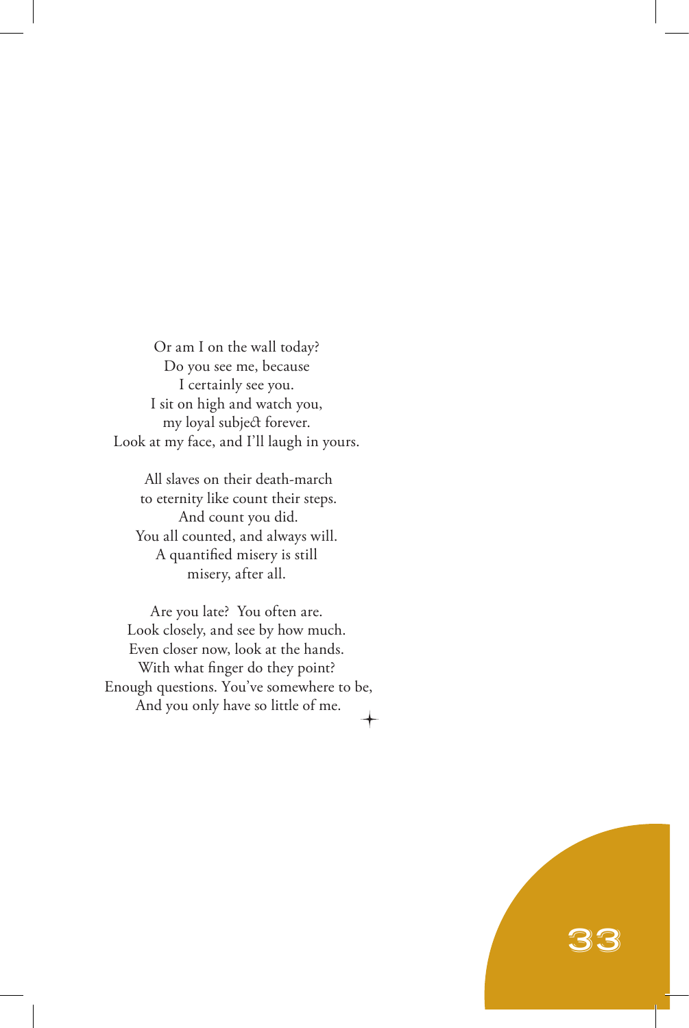Or am I on the wall today?  
Do you see me, because  
I certainly see you.  
I sit on high and watch you,  
my loyal subject forever.  
Look at my face, and I'll laugh in yours.

All slaves on their death-march  
to eternity like count their steps.  
And count you did.  
You all counted, and always will.  
A quantified misery is still  
misery, after all.

Are you late?  You often are.  
Look closely, and see by how much.  
Even closer now, look at the hands.  
With what finger do they point?  
Enough questions. You've somewhere to be,  
And you only have so little of me.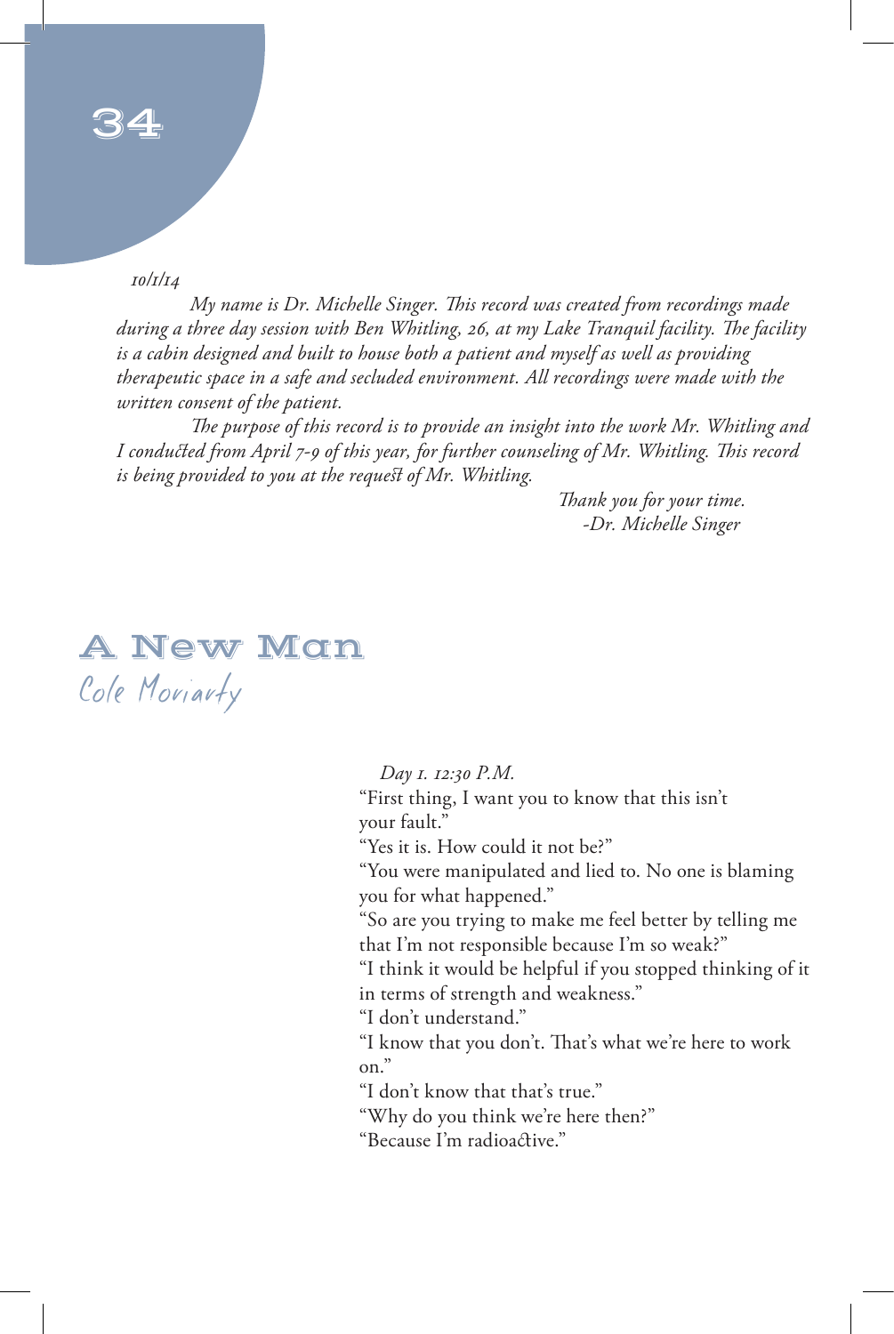*10/1/14*

*My name is Dr. Michelle Singer. This record was created from recordings made during a three day session with Ben Whitling, 26, at my Lake Tranquil facility. The facility is a cabin designed and built to house both a patient and myself as well as providing therapeutic space in a safe and secluded environment. All recordings were made with the written consent of the patient.*

*The purpose of this record is to provide an insight into the work Mr. Whitling and I conducted from April 7-9 of this year, for further counseling of Mr. Whitling. This record is being provided to you at the request of Mr. Whitling.*

*Thank you for your time.*
*-Dr. Michelle Singer*

# A New Man

Cole Moriarty

*Day 1. 12:30 P.M.*

"First thing, I want you to know that this isn't your fault."

"Yes it is. How could it not be?"

"You were manipulated and lied to. No one is blaming you for what happened."

"So are you trying to make me feel better by telling me that I'm not responsible because I'm so weak?"

"I think it would be helpful if you stopped thinking of it in terms of strength and weakness."

"I don't understand."

"I know that you don't. That's what we're here to work on."

"I don't know that that's true."

"Why do you think we're here then?"

"Because I'm radioactive."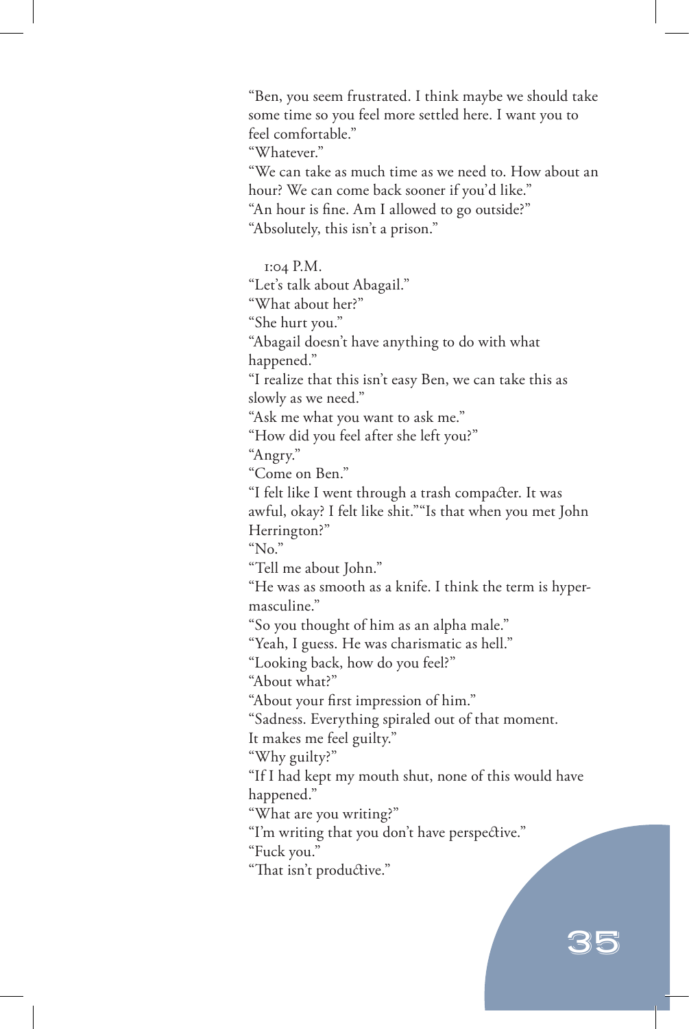“Ben, you seem frustrated. I think maybe we should take some time so you feel more settled here. I want you to feel comfortable.”

“Whatever.”

“We can take as much time as we need to. How about an hour? We can come back sooner if you’d like.”

“An hour is fine. Am I allowed to go outside?”

“Absolutely, this isn’t a prison.”

1:04 P.M.

“Let’s talk about Abagail.”

“What about her?”

“She hurt you.”

“Abagail doesn’t have anything to do with what happened.”

“I realize that this isn’t easy Ben, we can take this as slowly as we need.”

“Ask me what you want to ask me.”

“How did you feel after she left you?”

“Angry.”

“Come on Ben.”

“I felt like I went through a trash compacter. It was awful, okay? I felt like shit.”“Is that when you met John Herrington?”

“No.”

“Tell me about John.”

“He was as smooth as a knife. I think the term is hyper-masculine.”

“So you thought of him as an alpha male.”

“Yeah, I guess. He was charismatic as hell.”

“Looking back, how do you feel?”

“About what?”

“About your first impression of him.”

“Sadness. Everything spiraled out of that moment. It makes me feel guilty.”

“Why guilty?”

“If I had kept my mouth shut, none of this would have happened.”

“What are you writing?”

“I’m writing that you don’t have perspective.”

“Fuck you.”

“That isn’t productive.”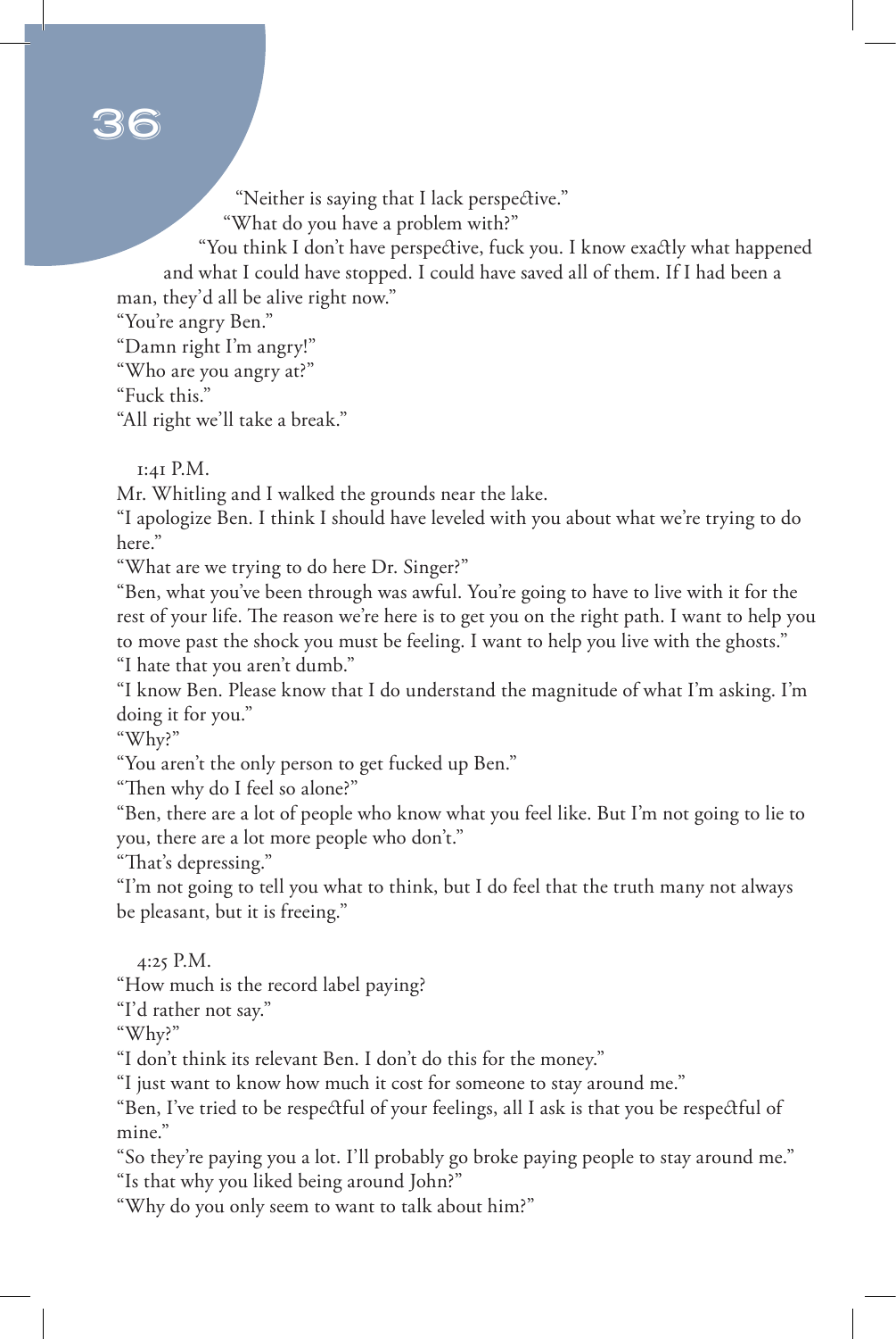"Neither is saying that I lack perspective."

"What do you have a problem with?"

"You think I don't have perspective, fuck you. I know exactly what happened and what I could have stopped. I could have saved all of them. If I had been a man, they'd all be alive right now."

"You're angry Ben."

"Damn right I'm angry!"

"Who are you angry at?"

"Fuck this."

"All right we'll take a break."

1:41 P.M.

Mr. Whitling and I walked the grounds near the lake.

"I apologize Ben. I think I should have leveled with you about what we're trying to do here."

"What are we trying to do here Dr. Singer?"

"Ben, what you've been through was awful. You're going to have to live with it for the rest of your life. The reason we're here is to get you on the right path. I want to help you to move past the shock you must be feeling. I want to help you live with the ghosts."

"I hate that you aren't dumb."

"I know Ben. Please know that I do understand the magnitude of what I'm asking. I'm doing it for you."

"Why?"

"You aren't the only person to get fucked up Ben."

"Then why do I feel so alone?"

"Ben, there are a lot of people who know what you feel like. But I'm not going to lie to you, there are a lot more people who don't."

"That's depressing."

"I'm not going to tell you what to think, but I do feel that the truth many not always be pleasant, but it is freeing."

4:25 P.M.

"How much is the record label paying?

"I'd rather not say."

"Why?"

"I don't think its relevant Ben. I don't do this for the money."

"I just want to know how much it cost for someone to stay around me."

"Ben, I've tried to be respectful of your feelings, all I ask is that you be respectful of mine."

"So they're paying you a lot. I'll probably go broke paying people to stay around me."

"Is that why you liked being around John?"

"Why do you only seem to want to talk about him?"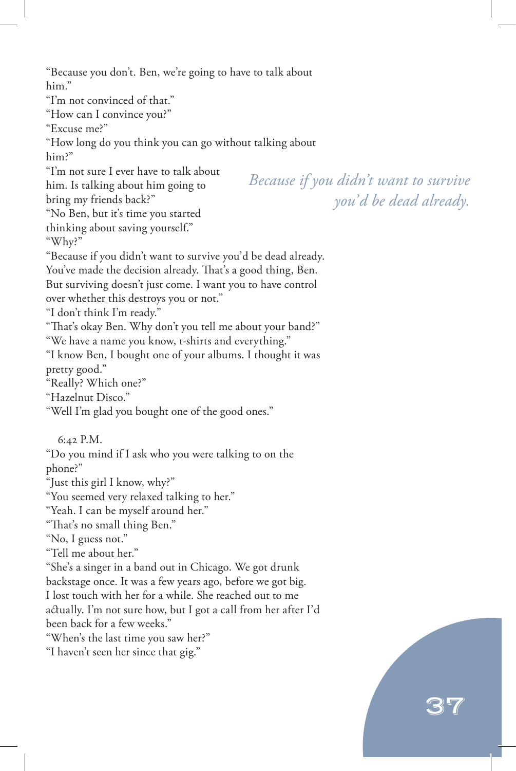"Because you don't. Ben, we're going to have to talk about him."

"I'm not convinced of that."

"How can I convince you?"

"Excuse me?"

"How long do you think you can go without talking about him?"

"I'm not sure I ever have to talk about him. Is talking about him going to bring my friends back?"

*Because if you didn't want to survive you'd be dead already.*

"No Ben, but it's time you started thinking about saving yourself."

"Why?"

"Because if you didn't want to survive you'd be dead already. You've made the decision already. That's a good thing, Ben. But surviving doesn't just come. I want you to have control over whether this destroys you or not."

"I don't think I'm ready."

"That's okay Ben. Why don't you tell me about your band?"

"We have a name you know, t-shirts and everything."

"I know Ben, I bought one of your albums. I thought it was pretty good."

"Really? Which one?"

"Hazelnut Disco."

"Well I'm glad you bought one of the good ones."

6:42 P.M.

"Do you mind if I ask who you were talking to on the phone?"

"Just this girl I know, why?"

"You seemed very relaxed talking to her."

"Yeah. I can be myself around her."

"That's no small thing Ben."

"No, I guess not."

"Tell me about her."

"She's a singer in a band out in Chicago. We got drunk backstage once. It was a few years ago, before we got big. I lost touch with her for a while. She reached out to me actually. I'm not sure how, but I got a call from her after I'd been back for a few weeks."

"When's the last time you saw her?"

"I haven't seen her since that gig."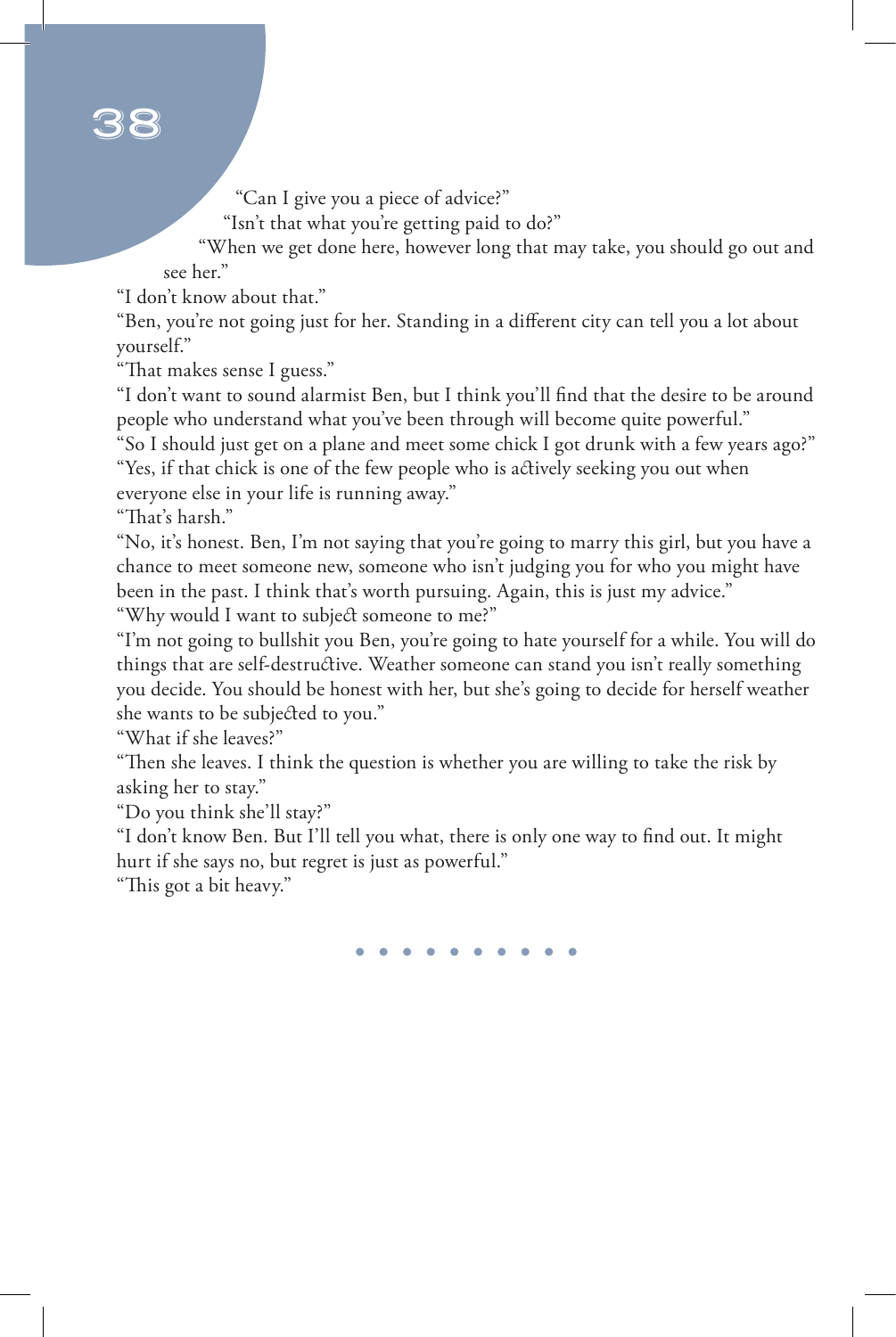# 38

"Can I give you a piece of advice?"

"Isn't that what you're getting paid to do?"

"When we get done here, however long that may take, you should go out and see her."

"I don't know about that."

"Ben, you're not going just for her. Standing in a different city can tell you a lot about yourself."

"That makes sense I guess."

"I don't want to sound alarmist Ben, but I think you'll find that the desire to be around people who understand what you've been through will become quite powerful."

"So I should just get on a plane and meet some chick I got drunk with a few years ago?"

"Yes, if that chick is one of the few people who is actively seeking you out when everyone else in your life is running away."

"That's harsh."

"No, it's honest. Ben, I'm not saying that you're going to marry this girl, but you have a chance to meet someone new, someone who isn't judging you for who you might have been in the past. I think that's worth pursuing. Again, this is just my advice."

"Why would I want to subject someone to me?"

"I'm not going to bullshit you Ben, you're going to hate yourself for a while. You will do things that are self-destructive. Weather someone can stand you isn't really something you decide. You should be honest with her, but she's going to decide for herself weather she wants to be subjected to you."

"What if she leaves?"

"Then she leaves. I think the question is whether you are willing to take the risk by asking her to stay."

"Do you think she'll stay?"

"I don't know Ben. But I'll tell you what, there is only one way to find out. It might hurt if she says no, but regret is just as powerful."

"This got a bit heavy."

• • • • • • • • • •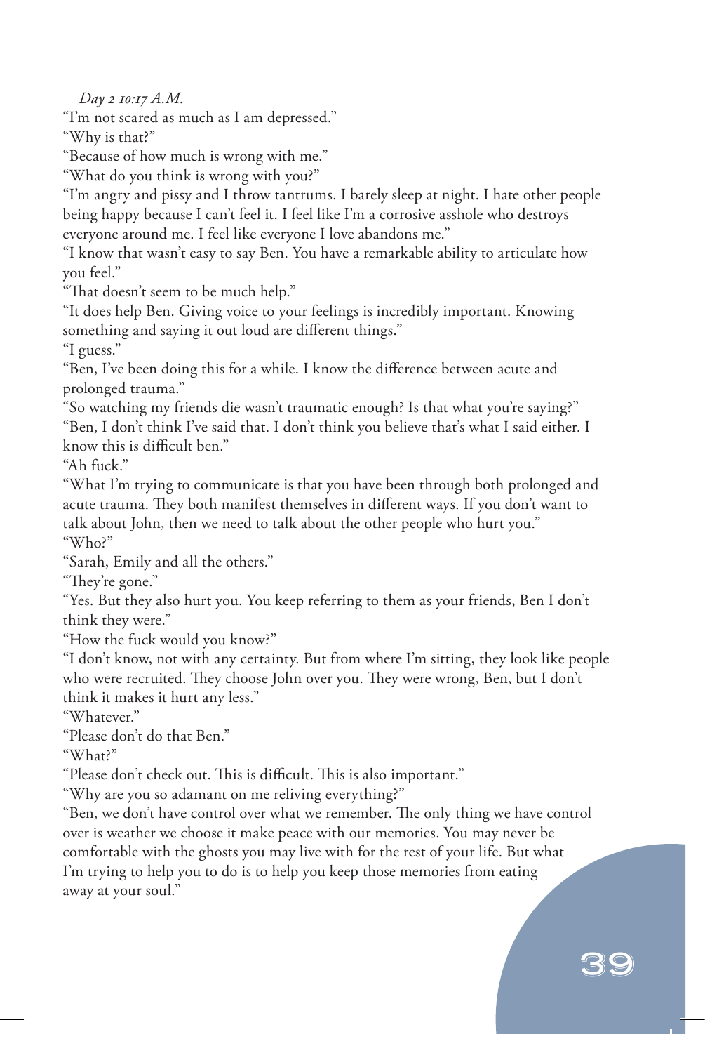*Day 2 10:17 A.M.*

"I'm not scared as much as I am depressed."

"Why is that?"

"Because of how much is wrong with me."

"What do you think is wrong with you?"

"I'm angry and pissy and I throw tantrums. I barely sleep at night. I hate other people being happy because I can't feel it. I feel like I'm a corrosive asshole who destroys everyone around me. I feel like everyone I love abandons me."

"I know that wasn't easy to say Ben. You have a remarkable ability to articulate how you feel."

"That doesn't seem to be much help."

"It does help Ben. Giving voice to your feelings is incredibly important. Knowing something and saying it out loud are different things."

"I guess."

"Ben, I've been doing this for a while. I know the difference between acute and prolonged trauma."

"So watching my friends die wasn't traumatic enough? Is that what you're saying?"

"Ben, I don't think I've said that. I don't think you believe that's what I said either. I know this is difficult ben."

"Ah fuck."

"What I'm trying to communicate is that you have been through both prolonged and acute trauma. They both manifest themselves in different ways. If you don't want to talk about John, then we need to talk about the other people who hurt you."

"Who?"

"Sarah, Emily and all the others."

"They're gone."

"Yes. But they also hurt you. You keep referring to them as your friends, Ben I don't think they were."

"How the fuck would you know?"

"I don't know, not with any certainty. But from where I'm sitting, they look like people who were recruited. They choose John over you. They were wrong, Ben, but I don't think it makes it hurt any less."

"Whatever."

"Please don't do that Ben."

"What?"

"Please don't check out. This is difficult. This is also important."

"Why are you so adamant on me reliving everything?"

"Ben, we don't have control over what we remember. The only thing we have control over is weather we choose it make peace with our memories. You may never be comfortable with the ghosts you may live with for the rest of your life. But what I'm trying to help you to do is to help you keep those memories from eating away at your soul."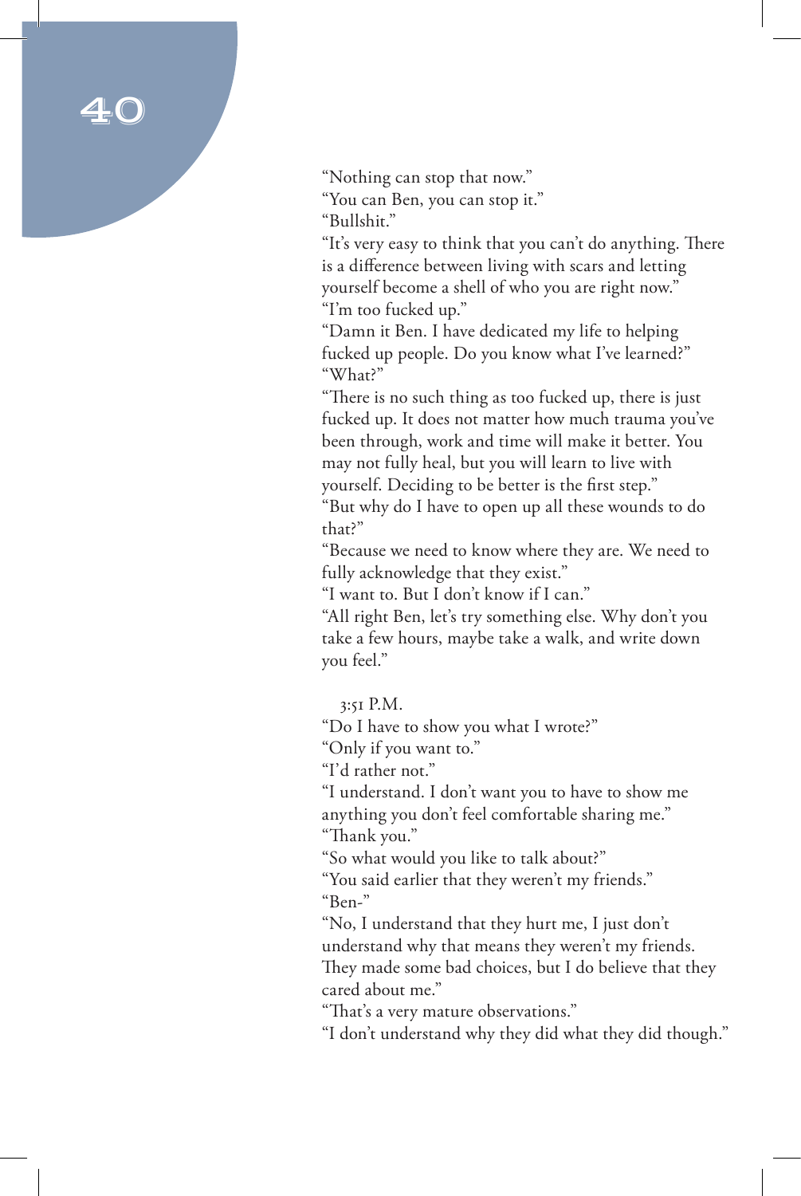# 40

"Nothing can stop that now."

"You can Ben, you can stop it."

"Bullshit."

"It's very easy to think that you can't do anything. There is a difference between living with scars and letting yourself become a shell of who you are right now."

"I'm too fucked up."

"Damn it Ben. I have dedicated my life to helping fucked up people. Do you know what I've learned?"

"What?"

"There is no such thing as too fucked up, there is just fucked up. It does not matter how much trauma you've been through, work and time will make it better. You may not fully heal, but you will learn to live with yourself. Deciding to be better is the first step."

"But why do I have to open up all these wounds to do that?"

"Because we need to know where they are. We need to fully acknowledge that they exist."

"I want to. But I don't know if I can."

"All right Ben, let's try something else. Why don't you take a few hours, maybe take a walk, and write down you feel."

3:51 P.M.

"Do I have to show you what I wrote?"

"Only if you want to."

"I'd rather not."

"I understand. I don't want you to have to show me anything you don't feel comfortable sharing me."

"Thank you."

"So what would you like to talk about?"

"You said earlier that they weren't my friends."

"Ben-"

"No, I understand that they hurt me, I just don't understand why that means they weren't my friends. They made some bad choices, but I do believe that they cared about me."

"That's a very mature observations."

"I don't understand why they did what they did though."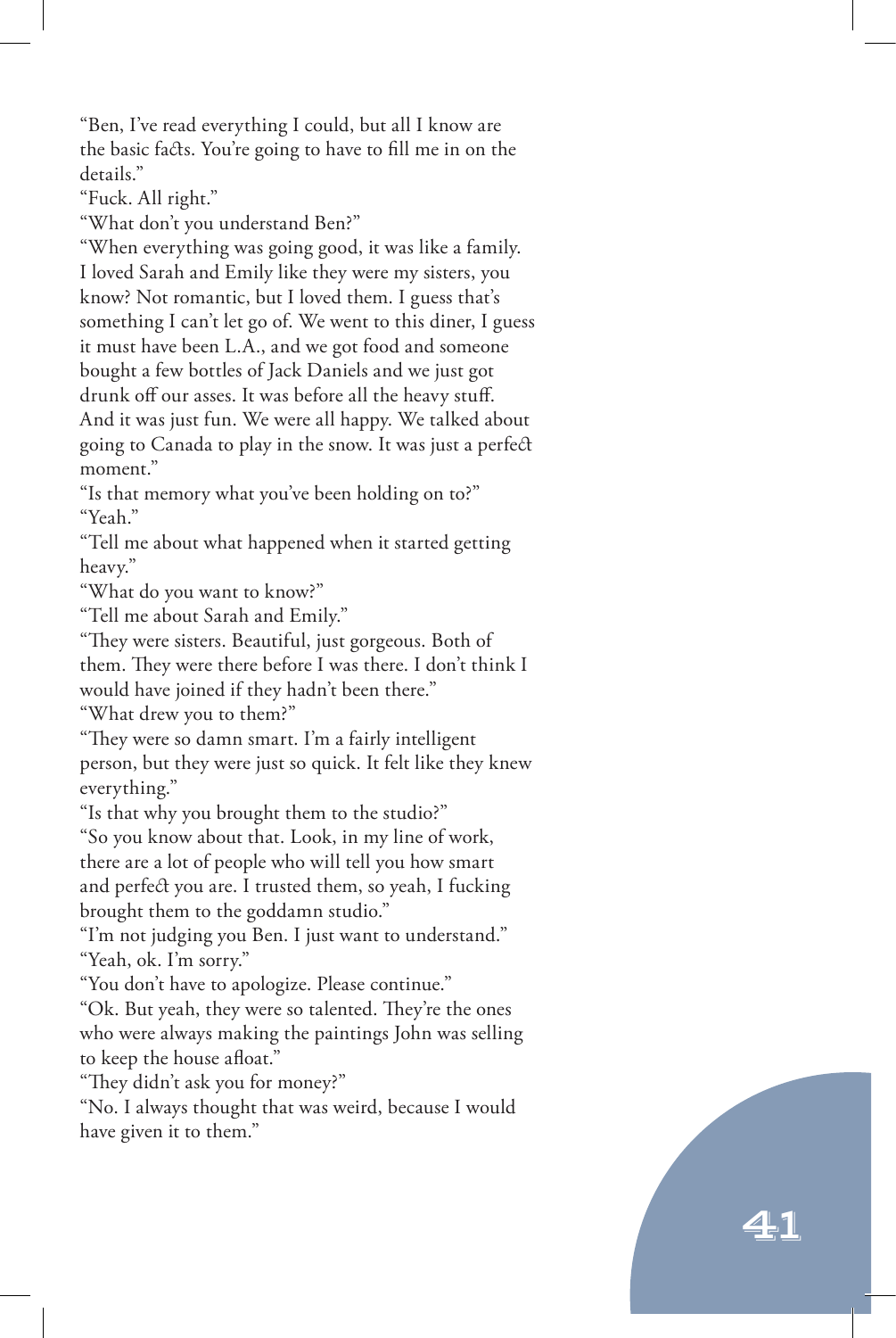"Ben, I've read everything I could, but all I know are the basic facts. You're going to have to fill me in on the details."

"Fuck. All right."

"What don't you understand Ben?"

"When everything was going good, it was like a family. I loved Sarah and Emily like they were my sisters, you know? Not romantic, but I loved them. I guess that's something I can't let go of. We went to this diner, I guess it must have been L.A., and we got food and someone bought a few bottles of Jack Daniels and we just got drunk off our asses. It was before all the heavy stuff. And it was just fun. We were all happy. We talked about going to Canada to play in the snow. It was just a perfect moment."

"Is that memory what you've been holding on to?"

"Yeah."

"Tell me about what happened when it started getting heavy."

"What do you want to know?"

"Tell me about Sarah and Emily."

"They were sisters. Beautiful, just gorgeous. Both of them. They were there before I was there. I don't think I would have joined if they hadn't been there."

"What drew you to them?"

"They were so damn smart. I'm a fairly intelligent person, but they were just so quick. It felt like they knew everything."

"Is that why you brought them to the studio?"

"So you know about that. Look, in my line of work, there are a lot of people who will tell you how smart and perfect you are. I trusted them, so yeah, I fucking brought them to the goddamn studio."

"I'm not judging you Ben. I just want to understand."

"Yeah, ok. I'm sorry."

"You don't have to apologize. Please continue."

"Ok. But yeah, they were so talented. They're the ones who were always making the paintings John was selling to keep the house afloat."

"They didn't ask you for money?"

"No. I always thought that was weird, because I would have given it to them."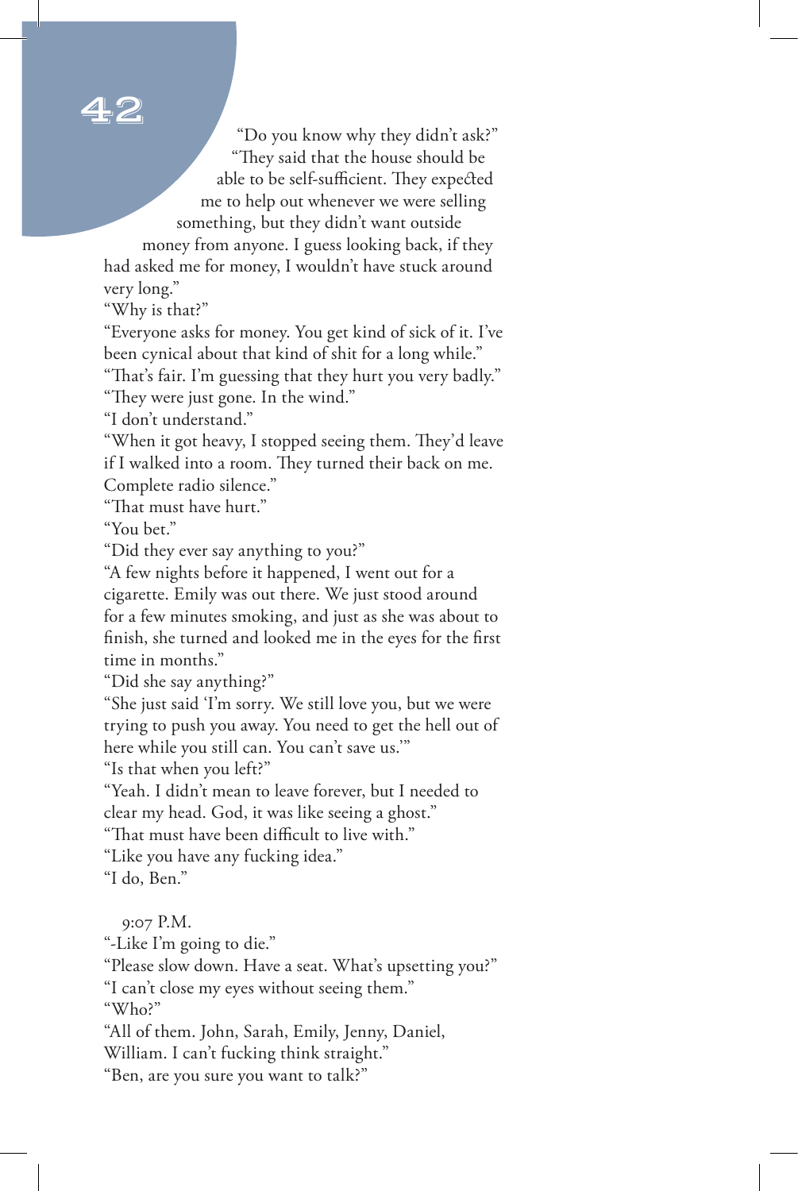"Do you know why they didn't ask?"

"They said that the house should be able to be self-sufficient. They expected me to help out whenever we were selling something, but they didn't want outside money from anyone. I guess looking back, if they had asked me for money, I wouldn't have stuck around very long."

"Why is that?"

"Everyone asks for money. You get kind of sick of it. I've been cynical about that kind of shit for a long while."

"That's fair. I'm guessing that they hurt you very badly."

"They were just gone. In the wind."

"I don't understand."

"When it got heavy, I stopped seeing them. They'd leave if I walked into a room. They turned their back on me. Complete radio silence."

"That must have hurt."

"You bet."

"Did they ever say anything to you?"

"A few nights before it happened, I went out for a cigarette. Emily was out there. We just stood around for a few minutes smoking, and just as she was about to finish, she turned and looked me in the eyes for the first time in months."

"Did she say anything?"

"She just said 'I'm sorry. We still love you, but we were trying to push you away. You need to get the hell out of here while you still can. You can't save us.'"

"Is that when you left?"

"Yeah. I didn't mean to leave forever, but I needed to clear my head. God, it was like seeing a ghost."

"That must have been difficult to live with."

"Like you have any fucking idea."

"I do, Ben."

9:07 P.M.

"-Like I'm going to die."

"Please slow down. Have a seat. What's upsetting you?"

"I can't close my eyes without seeing them."

"Who?"

"All of them. John, Sarah, Emily, Jenny, Daniel, William. I can't fucking think straight."

"Ben, are you sure you want to talk?"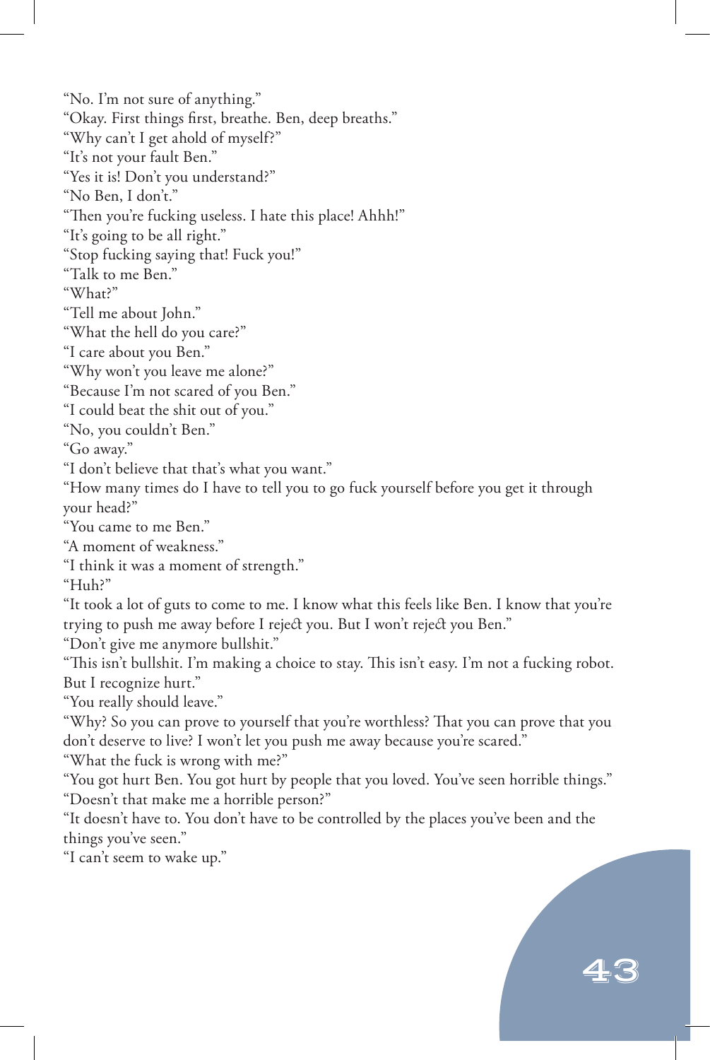"No. I'm not sure of anything."
"Okay. First things first, breathe. Ben, deep breaths."
"Why can't I get ahold of myself?"
"It's not your fault Ben."
"Yes it is! Don't you understand?"
"No Ben, I don't."
"Then you're fucking useless. I hate this place! Ahhh!"
"It's going to be all right."
"Stop fucking saying that! Fuck you!"
"Talk to me Ben."
"What?"
"Tell me about John."
"What the hell do you care?"
"I care about you Ben."
"Why won't you leave me alone?"
"Because I'm not scared of you Ben."
"I could beat the shit out of you."
"No, you couldn't Ben."
"Go away."
"I don't believe that that's what you want."
"How many times do I have to tell you to go fuck yourself before you get it through your head?"
"You came to me Ben."
"A moment of weakness."
"I think it was a moment of strength."
"Huh?"
"It took a lot of guts to come to me. I know what this feels like Ben. I know that you're trying to push me away before I reject you. But I won't reject you Ben."
"Don't give me anymore bullshit."
"This isn't bullshit. I'm making a choice to stay. This isn't easy. I'm not a fucking robot. But I recognize hurt."
"You really should leave."
"Why? So you can prove to yourself that you're worthless? That you can prove that you don't deserve to live? I won't let you push me away because you're scared."
"What the fuck is wrong with me?"
"You got hurt Ben. You got hurt by people that you loved. You've seen horrible things."
"Doesn't that make me a horrible person?"
"It doesn't have to. You don't have to be controlled by the places you've been and the things you've seen."
"I can't seem to wake up."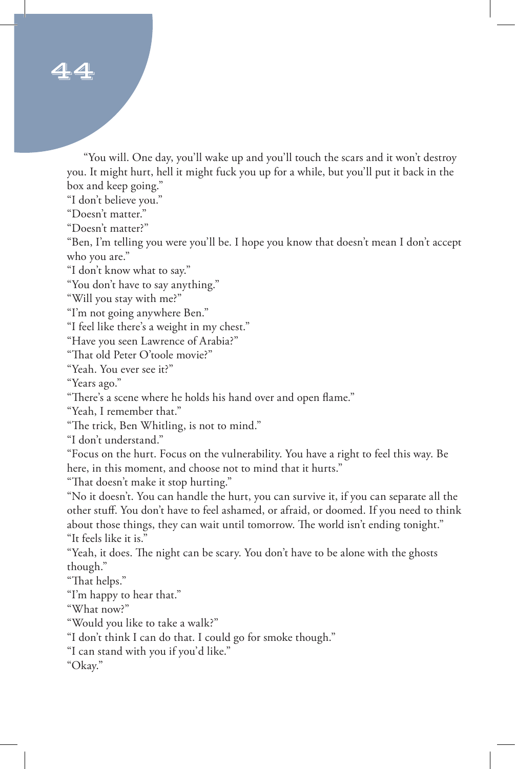# 44

"You will. One day, you'll wake up and you'll touch the scars and it won't destroy you. It might hurt, hell it might fuck you up for a while, but you'll put it back in the box and keep going."

"I don't believe you."

"Doesn't matter."

"Doesn't matter?"

"Ben, I'm telling you were you'll be. I hope you know that doesn't mean I don't accept who you are."

"I don't know what to say."

"You don't have to say anything."

"Will you stay with me?"

"I'm not going anywhere Ben."

"I feel like there's a weight in my chest."

"Have you seen Lawrence of Arabia?"

"That old Peter O'toole movie?"

"Yeah. You ever see it?"

"Years ago."

"There's a scene where he holds his hand over and open flame."

"Yeah, I remember that."

"The trick, Ben Whitling, is not to mind."

"I don't understand."

"Focus on the hurt. Focus on the vulnerability. You have a right to feel this way. Be here, in this moment, and choose not to mind that it hurts."

"That doesn't make it stop hurting."

"No it doesn't. You can handle the hurt, you can survive it, if you can separate all the other stuff. You don't have to feel ashamed, or afraid, or doomed. If you need to think about those things, they can wait until tomorrow. The world isn't ending tonight."

"It feels like it is."

"Yeah, it does. The night can be scary. You don't have to be alone with the ghosts though."

"That helps."

"I'm happy to hear that."

"What now?"

"Would you like to take a walk?"

"I don't think I can do that. I could go for smoke though."

"I can stand with you if you'd like."

"Okay."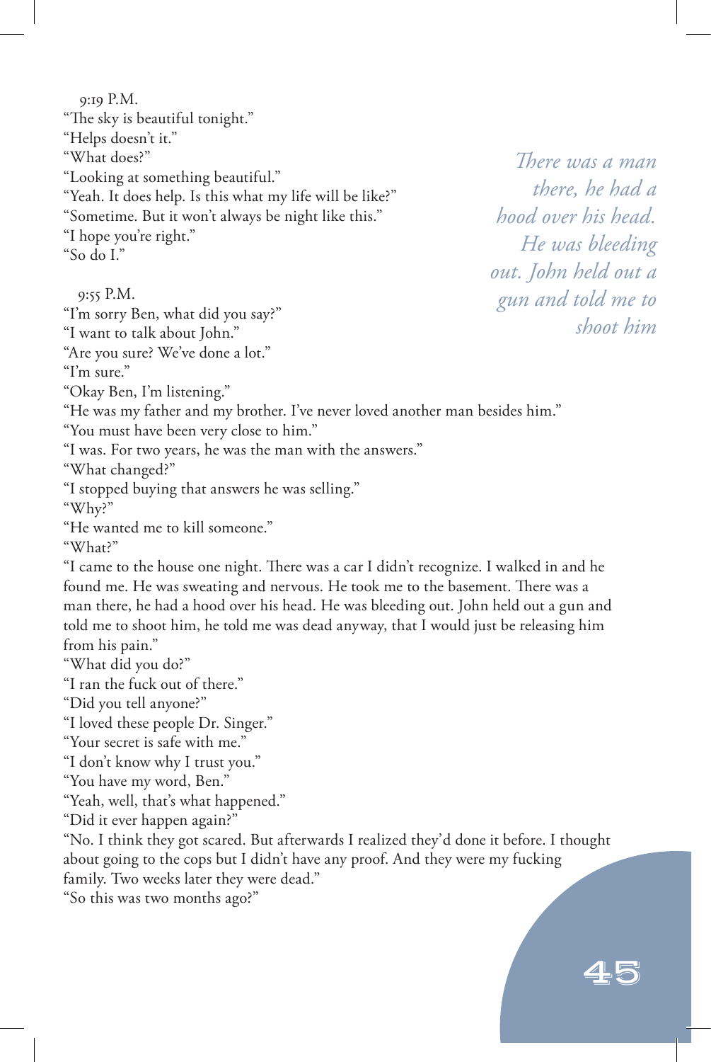9:19 P.M.

"The sky is beautiful tonight."

"Helps doesn't it."

"What does?"

"Looking at something beautiful."

"Yeah. It does help. Is this what my life will be like?"

"Sometime. But it won't always be night like this."

"I hope you're right."

"So do I."

*There was a man there, he had a hood over his head. He was bleeding out. John held out a gun and told me to shoot him*

9:55 P.M.

"I'm sorry Ben, what did you say?"

"I want to talk about John."

"Are you sure? We've done a lot."

"I'm sure."

"Okay Ben, I'm listening."

"He was my father and my brother. I've never loved another man besides him."

"You must have been very close to him."

"I was. For two years, he was the man with the answers."

"What changed?"

"I stopped buying that answers he was selling."

"Why?"

"He wanted me to kill someone."

"What?"

"I came to the house one night. There was a car I didn't recognize. I walked in and he found me. He was sweating and nervous. He took me to the basement. There was a man there, he had a hood over his head. He was bleeding out. John held out a gun and told me to shoot him, he told me was dead anyway, that I would just be releasing him from his pain."

"What did you do?"

"I ran the fuck out of there."

"Did you tell anyone?"

"I loved these people Dr. Singer."

"Your secret is safe with me."

"I don't know why I trust you."

"You have my word, Ben."

"Yeah, well, that's what happened."

"Did it ever happen again?"

"No. I think they got scared. But afterwards I realized they'd done it before. I thought about going to the cops but I didn't have any proof. And they were my fucking family. Two weeks later they were dead."

"So this was two months ago?"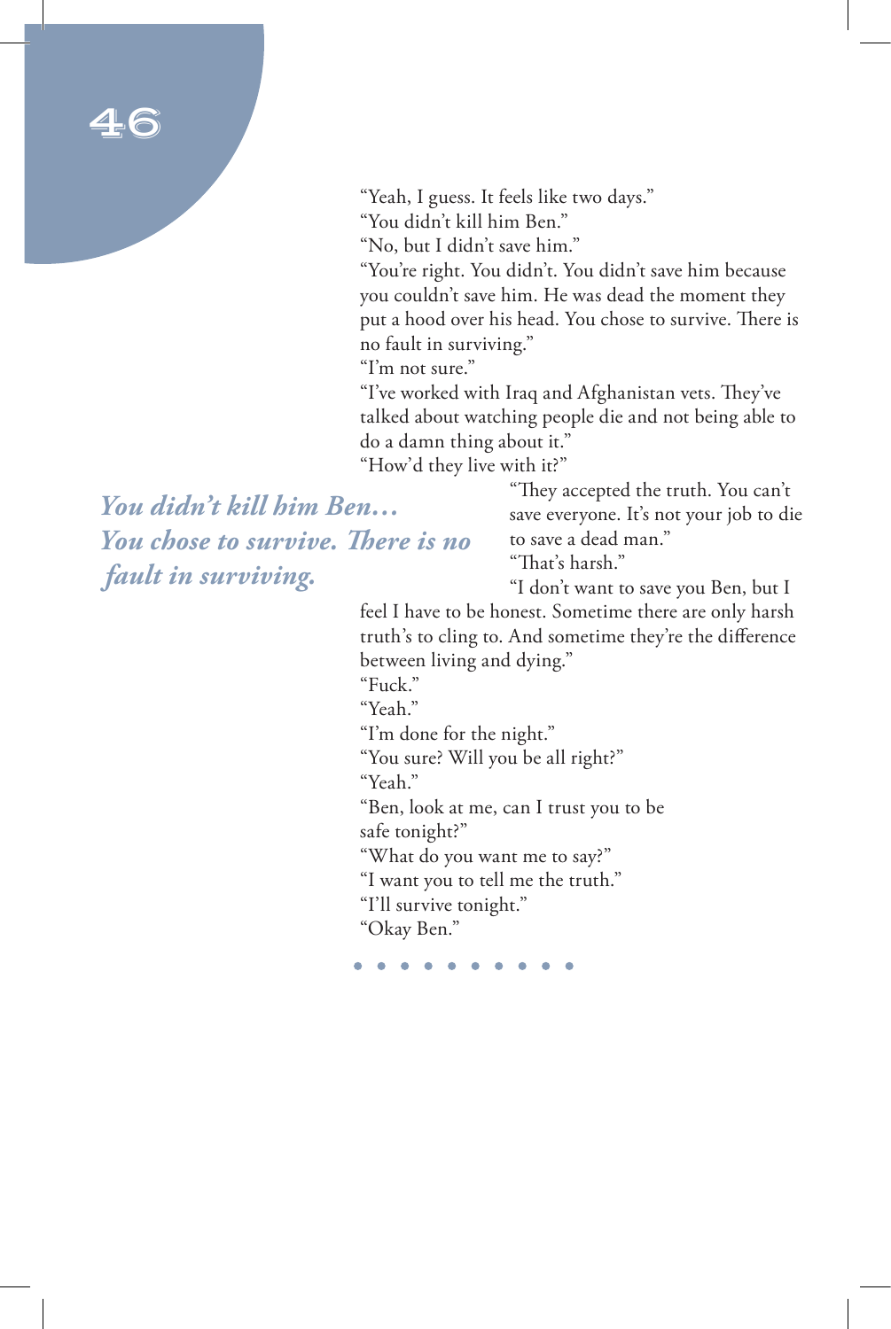"Yeah, I guess. It feels like two days."
"You didn't kill him Ben."
"No, but I didn't save him."
"You're right. You didn't. You didn't save him because you couldn't save him. He was dead the moment they put a hood over his head. You chose to survive. There is no fault in surviving."
"I'm not sure."
"I've worked with Iraq and Afghanistan vets. They've talked about watching people die and not being able to do a damn thing about it."
"How'd they live with it?"
"They accepted the truth. You can't save everyone. It's not your job to die to save a dead man."
"That's harsh."
"I don't want to save you Ben, but I feel I have to be honest. Sometime there are only harsh truth's to cling to. And sometime they're the difference between living and dying."
"Fuck."
"Yeah."
"I'm done for the night."
"You sure? Will you be all right?"
"Yeah."
"Ben, look at me, can I trust you to be safe tonight?"
"What do you want me to say?"
"I want you to tell me the truth."
"I'll survive tonight."
"Okay Ben."

*You didn't kill him Ben… You chose to survive. There is no fault in surviving.*

• • • • • • • • • •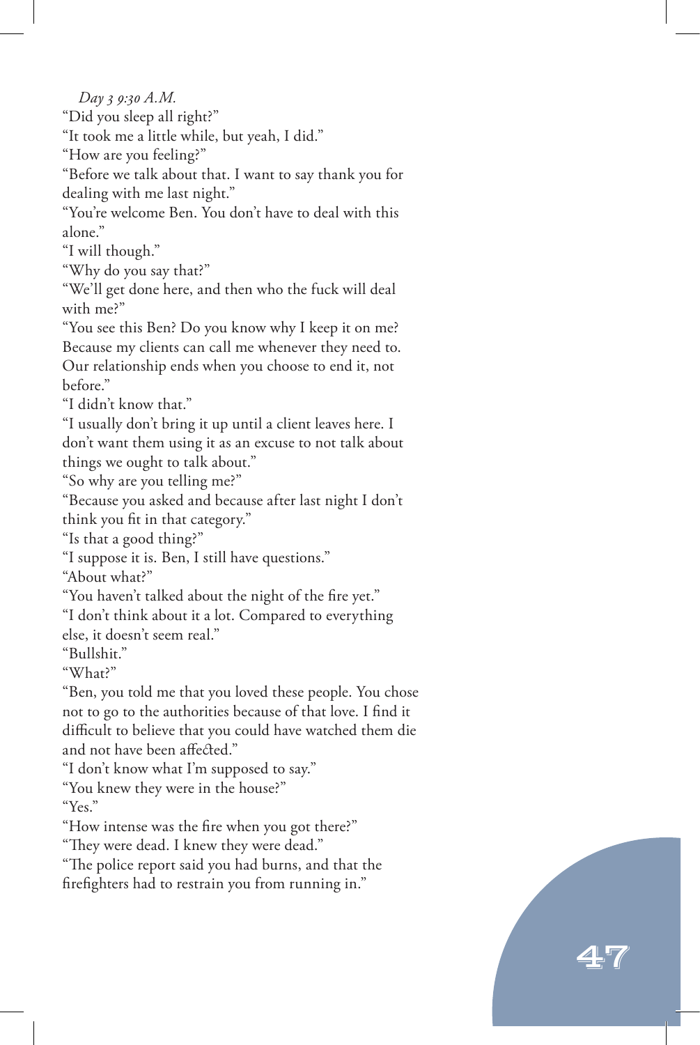*Day 3 9:30 A.M.*

"Did you sleep all right?"

"It took me a little while, but yeah, I did."

"How are you feeling?"

"Before we talk about that. I want to say thank you for dealing with me last night."

"You're welcome Ben. You don't have to deal with this alone."

"I will though."

"Why do you say that?"

"We'll get done here, and then who the fuck will deal with me?"

"You see this Ben? Do you know why I keep it on me? Because my clients can call me whenever they need to. Our relationship ends when you choose to end it, not before."

"I didn't know that."

"I usually don't bring it up until a client leaves here. I don't want them using it as an excuse to not talk about things we ought to talk about."

"So why are you telling me?"

"Because you asked and because after last night I don't think you fit in that category."

"Is that a good thing?"

"I suppose it is. Ben, I still have questions."

"About what?"

"You haven't talked about the night of the fire yet."

"I don't think about it a lot. Compared to everything else, it doesn't seem real."

"Bullshit."

"What?"

"Ben, you told me that you loved these people. You chose not to go to the authorities because of that love. I find it difficult to believe that you could have watched them die and not have been affected."

"I don't know what I'm supposed to say."

"You knew they were in the house?"

"Yes."

"How intense was the fire when you got there?"

"They were dead. I knew they were dead."

"The police report said you had burns, and that the firefighters had to restrain you from running in."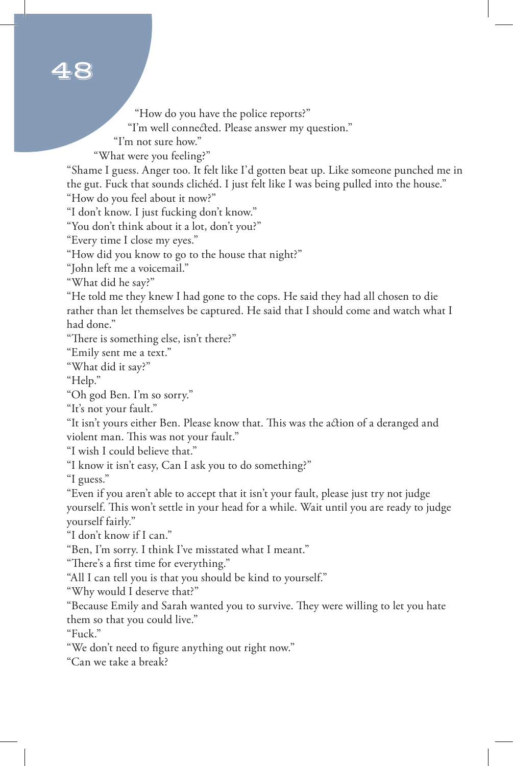# 48

"How do you have the police reports?"

"I'm well connected. Please answer my question."

"I'm not sure how."

"What were you feeling?"

"Shame I guess. Anger too. It felt like I'd gotten beat up. Like someone punched me in the gut. Fuck that sounds clichéd. I just felt like I was being pulled into the house."

"How do you feel about it now?"

"I don't know. I just fucking don't know."

"You don't think about it a lot, don't you?"

"Every time I close my eyes."

"How did you know to go to the house that night?"

"John left me a voicemail."

"What did he say?"

"He told me they knew I had gone to the cops. He said they had all chosen to die rather than let themselves be captured. He said that I should come and watch what I had done."

"There is something else, isn't there?"

"Emily sent me a text."

"What did it say?"

"Help."

"Oh god Ben. I'm so sorry."

"It's not your fault."

"It isn't yours either Ben. Please know that. This was the action of a deranged and violent man. This was not your fault."

"I wish I could believe that."

"I know it isn't easy, Can I ask you to do something?"

"I guess."

"Even if you aren't able to accept that it isn't your fault, please just try not judge yourself. This won't settle in your head for a while. Wait until you are ready to judge yourself fairly."

"I don't know if I can."

"Ben, I'm sorry. I think I've misstated what I meant."

"There's a first time for everything."

"All I can tell you is that you should be kind to yourself."

"Why would I deserve that?"

"Because Emily and Sarah wanted you to survive. They were willing to let you hate them so that you could live."

"Fuck."

"We don't need to figure anything out right now."

"Can we take a break?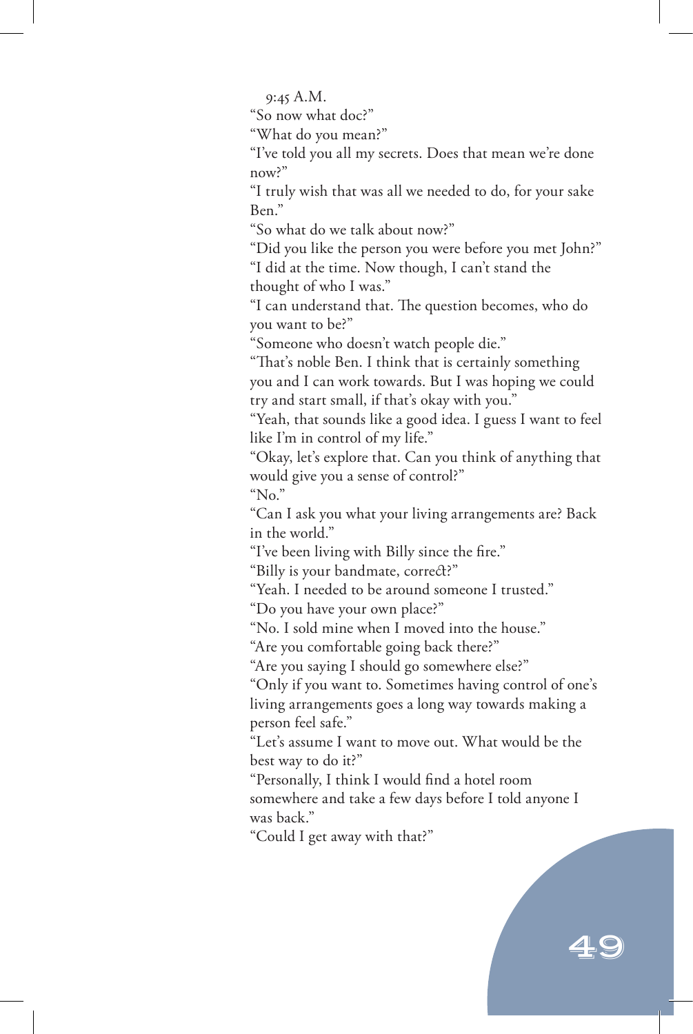9:45 A.M.

"So now what doc?"

"What do you mean?"

"I've told you all my secrets. Does that mean we're done now?"

"I truly wish that was all we needed to do, for your sake Ben."

"So what do we talk about now?"

"Did you like the person you were before you met John?"

"I did at the time. Now though, I can't stand the thought of who I was."

"I can understand that. The question becomes, who do you want to be?"

"Someone who doesn't watch people die."

"That's noble Ben. I think that is certainly something you and I can work towards. But I was hoping we could try and start small, if that's okay with you."

"Yeah, that sounds like a good idea. I guess I want to feel like I'm in control of my life."

"Okay, let's explore that. Can you think of anything that would give you a sense of control?"

"No."

"Can I ask you what your living arrangements are? Back in the world."

"I've been living with Billy since the fire."

"Billy is your bandmate, correct?"

"Yeah. I needed to be around someone I trusted."

"Do you have your own place?"

"No. I sold mine when I moved into the house."

"Are you comfortable going back there?"

"Are you saying I should go somewhere else?"

"Only if you want to. Sometimes having control of one's living arrangements goes a long way towards making a person feel safe."

"Let's assume I want to move out. What would be the best way to do it?"

"Personally, I think I would find a hotel room somewhere and take a few days before I told anyone I was back."

"Could I get away with that?"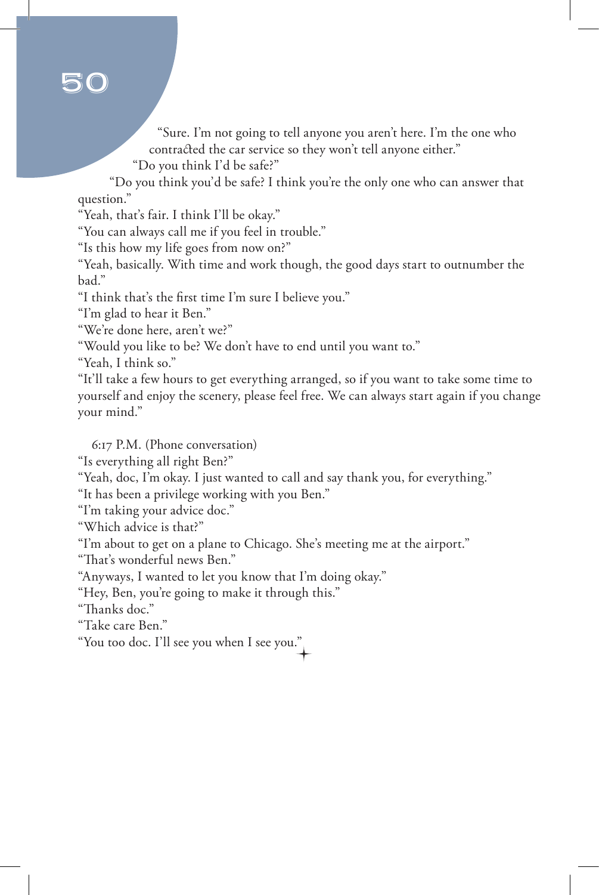"Sure. I'm not going to tell anyone you aren't here. I'm the one who contracted the car service so they won't tell anyone either."

"Do you think I'd be safe?"

"Do you think you'd be safe? I think you're the only one who can answer that question."

"Yeah, that's fair. I think I'll be okay."

"You can always call me if you feel in trouble."

"Is this how my life goes from now on?"

"Yeah, basically. With time and work though, the good days start to outnumber the bad."

"I think that's the first time I'm sure I believe you."

"I'm glad to hear it Ben."

"We're done here, aren't we?"

"Would you like to be? We don't have to end until you want to."

"Yeah, I think so."

"It'll take a few hours to get everything arranged, so if you want to take some time to yourself and enjoy the scenery, please feel free. We can always start again if you change your mind."

6:17 P.M. (Phone conversation)

"Is everything all right Ben?"

"Yeah, doc, I'm okay. I just wanted to call and say thank you, for everything."

"It has been a privilege working with you Ben."

"I'm taking your advice doc."

"Which advice is that?"

"I'm about to get on a plane to Chicago. She's meeting me at the airport."

"That's wonderful news Ben."

"Anyways, I wanted to let you know that I'm doing okay."

"Hey, Ben, you're going to make it through this."

"Thanks doc."

"Take care Ben."

"You too doc. I'll see you when I see you."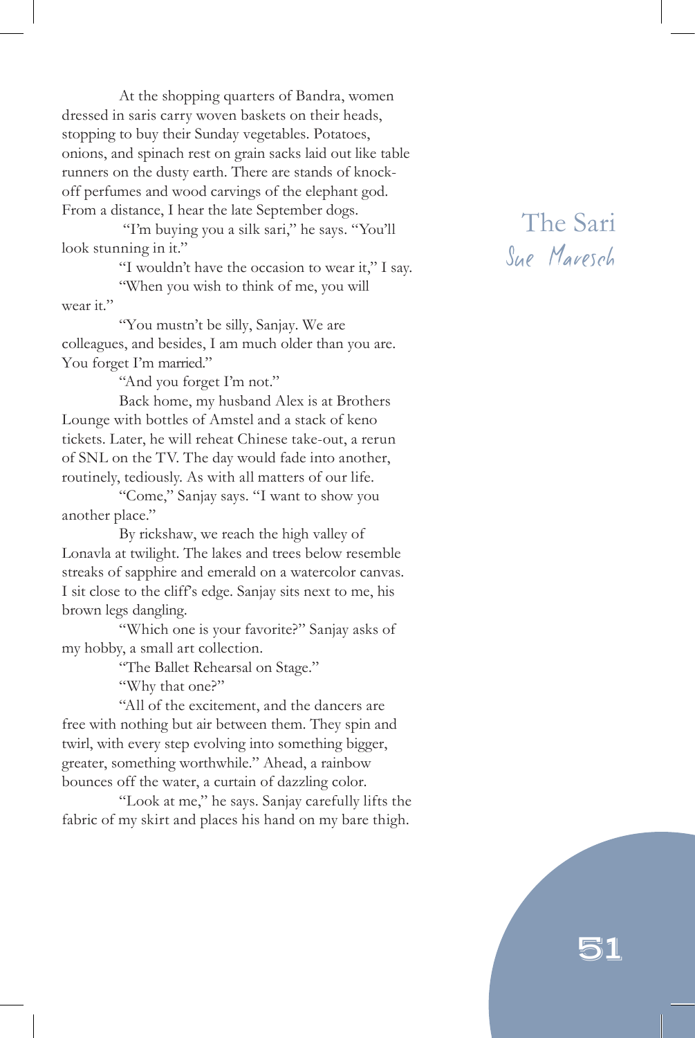# The Sari

## Sue Maresch

At the shopping quarters of Bandra, women dressed in saris carry woven baskets on their heads, stopping to buy their Sunday vegetables. Potatoes, onions, and spinach rest on grain sacks laid out like table runners on the dusty earth. There are stands of knock-off perfumes and wood carvings of the elephant god. From a distance, I hear the late September dogs.

"I'm buying you a silk sari," he says. "You'll look stunning in it."

"I wouldn't have the occasion to wear it," I say.

"When you wish to think of me, you will wear it."

"You mustn't be silly, Sanjay. We are colleagues, and besides, I am much older than you are. You forget I'm married."

"And you forget I'm not."

Back home, my husband Alex is at Brothers Lounge with bottles of Amstel and a stack of keno tickets. Later, he will reheat Chinese take-out, a rerun of SNL on the TV. The day would fade into another, routinely, tediously. As with all matters of our life.

"Come," Sanjay says. "I want to show you another place."

By rickshaw, we reach the high valley of Lonavla at twilight. The lakes and trees below resemble streaks of sapphire and emerald on a watercolor canvas. I sit close to the cliff's edge. Sanjay sits next to me, his brown legs dangling.

"Which one is your favorite?" Sanjay asks of my hobby, a small art collection.

"The Ballet Rehearsal on Stage."

"Why that one?"

"All of the excitement, and the dancers are free with nothing but air between them. They spin and twirl, with every step evolving into something bigger, greater, something worthwhile." Ahead, a rainbow bounces off the water, a curtain of dazzling color.

"Look at me," he says. Sanjay carefully lifts the fabric of my skirt and places his hand on my bare thigh.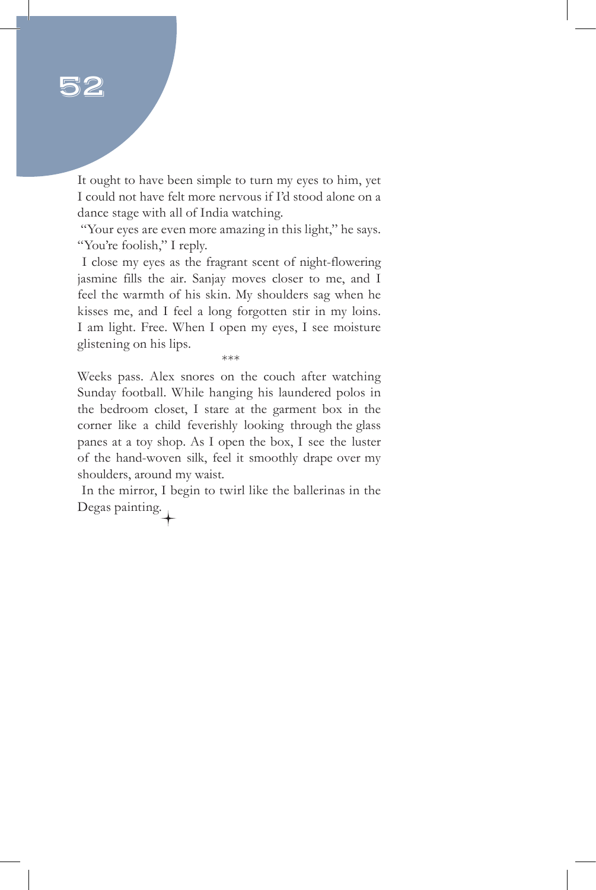# 52

It ought to have been simple to turn my eyes to him, yet I could not have felt more nervous if I'd stood alone on a dance stage with all of India watching.

"Your eyes are even more amazing in this light," he says.

"You're foolish," I reply.

I close my eyes as the fragrant scent of night-flowering jasmine fills the air. Sanjay moves closer to me, and I feel the warmth of his skin. My shoulders sag when he kisses me, and I feel a long forgotten stir in my loins. I am light. Free. When I open my eyes, I see moisture glistening on his lips.

***

Weeks pass. Alex snores on the couch after watching Sunday football. While hanging his laundered polos in the bedroom closet, I stare at the garment box in the corner like a child feverishly looking through the glass panes at a toy shop. As I open the box, I see the luster of the hand-woven silk, feel it smoothly drape over my shoulders, around my waist.

In the mirror, I begin to twirl like the ballerinas in the Degas painting.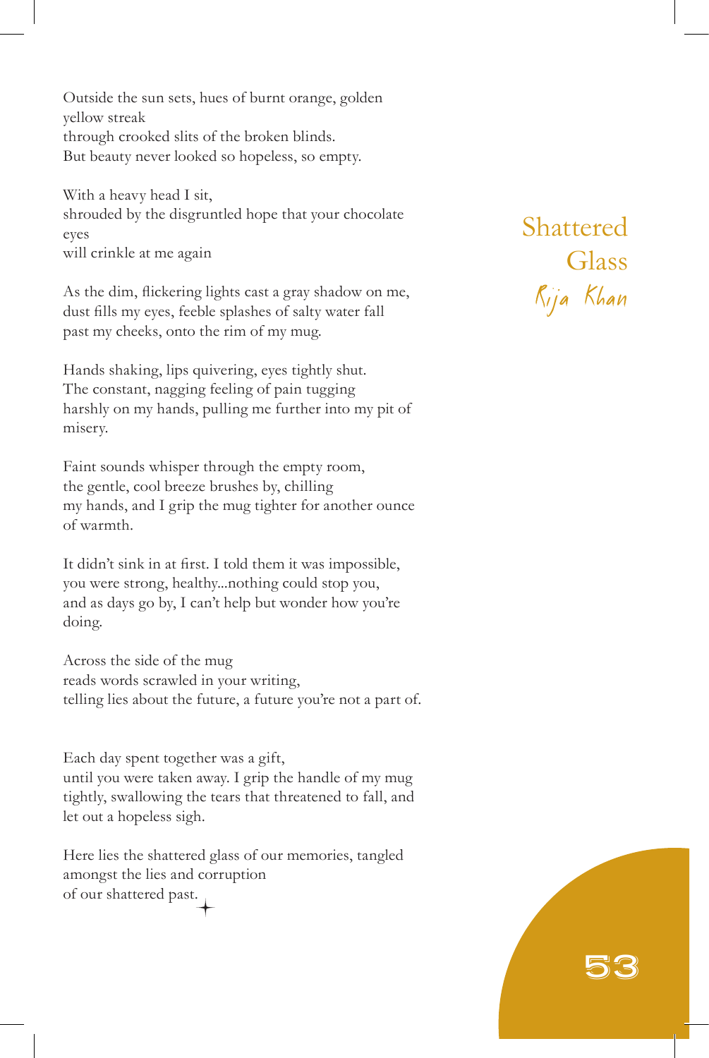# Shattered Glass

*Rija Khan*

Outside the sun sets, hues of burnt orange, golden yellow streak
through crooked slits of the broken blinds.
But beauty never looked so hopeless, so empty.

With a heavy head I sit,
shrouded by the disgruntled hope that your chocolate eyes
will crinkle at me again

As the dim, flickering lights cast a gray shadow on me,
dust fills my eyes, feeble splashes of salty water fall
past my cheeks, onto the rim of my mug.

Hands shaking, lips quivering, eyes tightly shut.
The constant, nagging feeling of pain tugging
harshly on my hands, pulling me further into my pit of misery.

Faint sounds whisper through the empty room,
the gentle, cool breeze brushes by, chilling
my hands, and I grip the mug tighter for another ounce of warmth.

It didn't sink in at first. I told them it was impossible,
you were strong, healthy...nothing could stop you,
and as days go by, I can't help but wonder how you're doing.

Across the side of the mug
reads words scrawled in your writing,
telling lies about the future, a future you're not a part of.

Each day spent together was a gift,
until you were taken away. I grip the handle of my mug
tightly, swallowing the tears that threatened to fall, and
let out a hopeless sigh.

Here lies the shattered glass of our memories, tangled
amongst the lies and corruption
of our shattered past.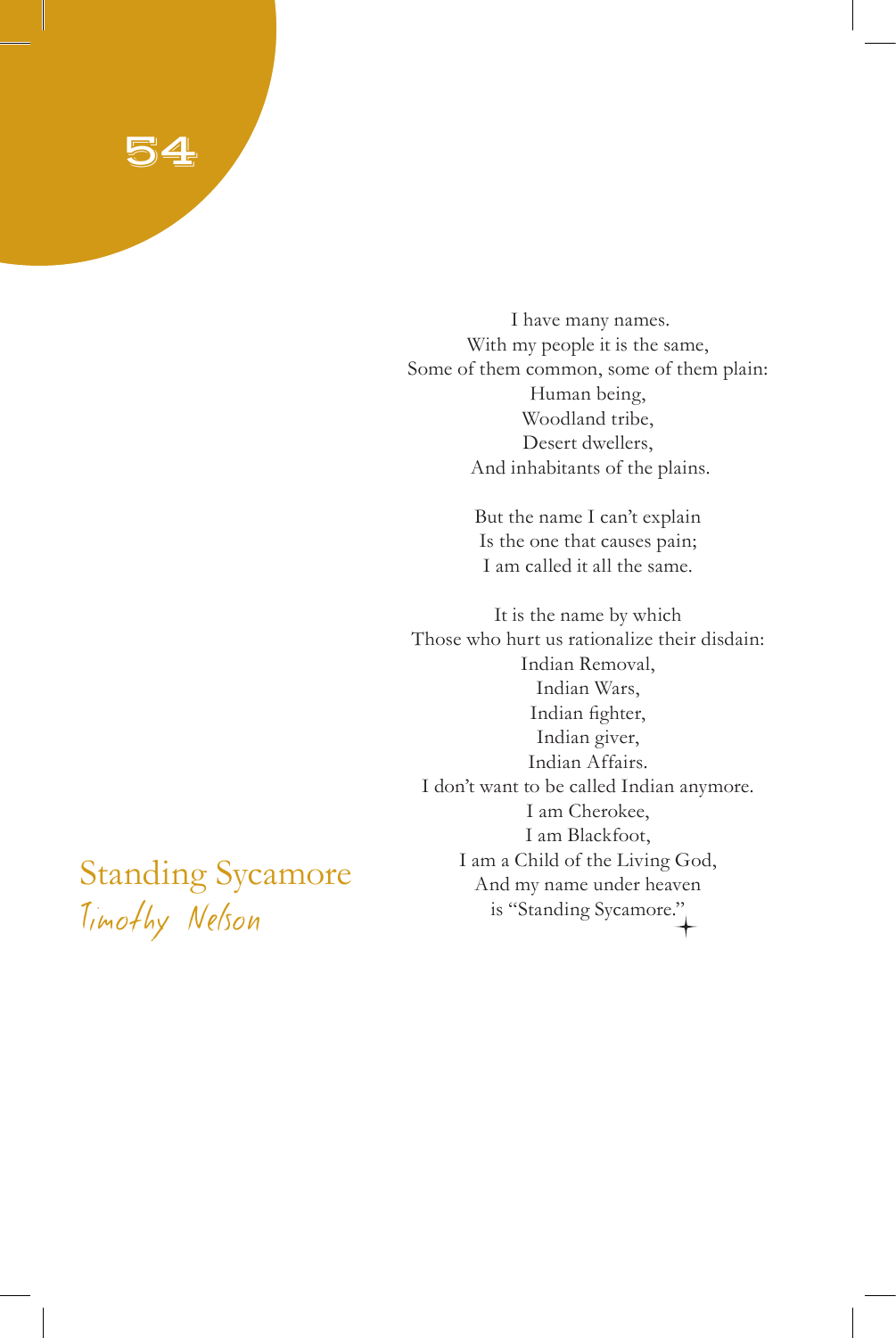## Standing Sycamore

*Timothy Nelson*

I have many names.  
With my people it is the same,  
Some of them common, some of them plain:  
Human being,  
Woodland tribe,  
Desert dwellers,  
And inhabitants of the plains.

But the name I can't explain  
Is the one that causes pain;  
I am called it all the same.

It is the name by which  
Those who hurt us rationalize their disdain:  
Indian Removal,  
Indian Wars,  
Indian fighter,  
Indian giver,  
Indian Affairs.  
I don't want to be called Indian anymore.  
I am Cherokee,  
I am Blackfoot,  
I am a Child of the Living God,  
And my name under heaven  
is "Standing Sycamore."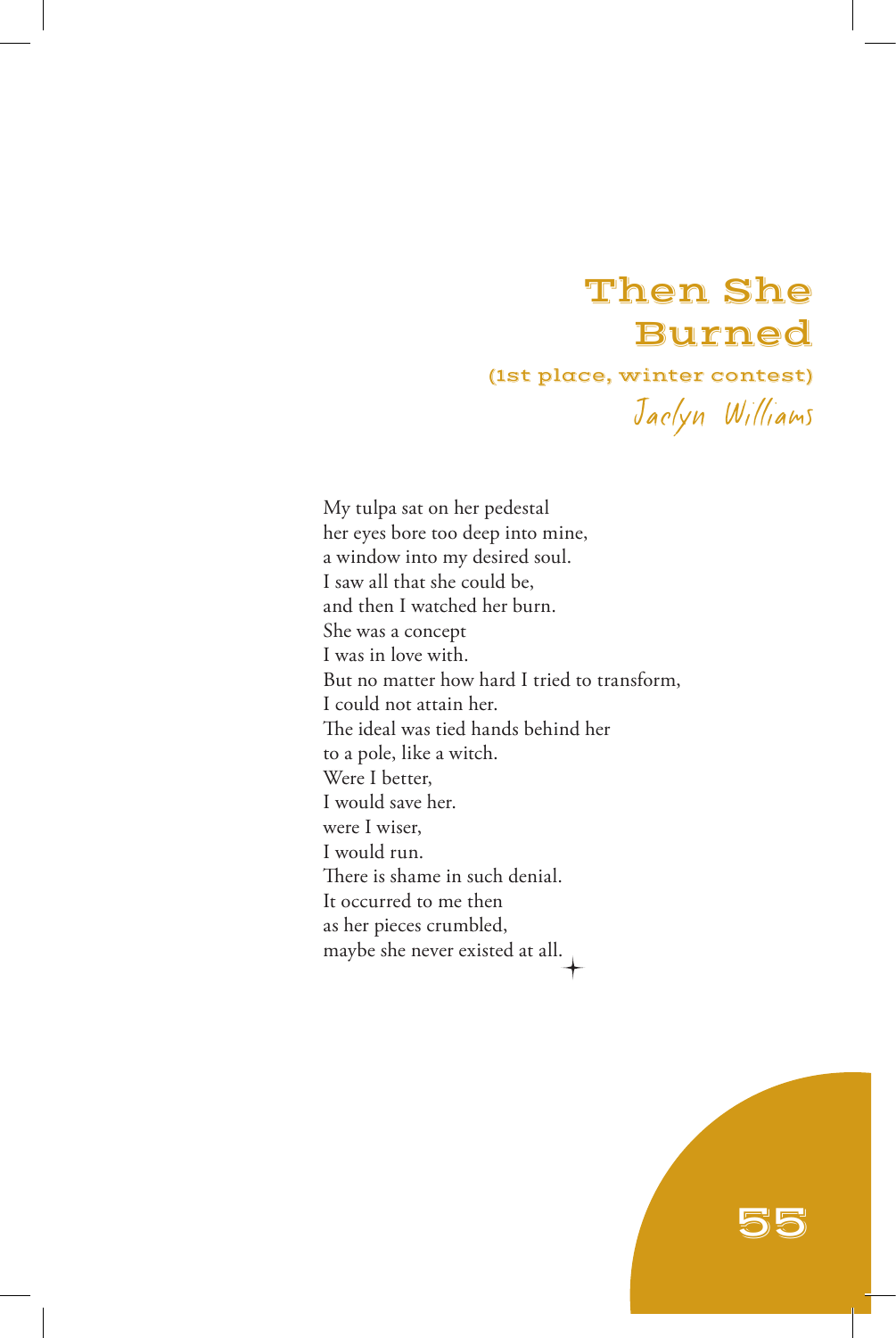# Then She Burned

(1st place, winter contest)

Jaclyn Williams

My tulpa sat on her pedestal
her eyes bore too deep into mine,
a window into my desired soul.
I saw all that she could be,
and then I watched her burn.
She was a concept
I was in love with.
But no matter how hard I tried to transform,
I could not attain her.
The ideal was tied hands behind her
to a pole, like a witch.
Were I better,
I would save her.
were I wiser,
I would run.
There is shame in such denial.
It occurred to me then
as her pieces crumbled,
maybe she never existed at all.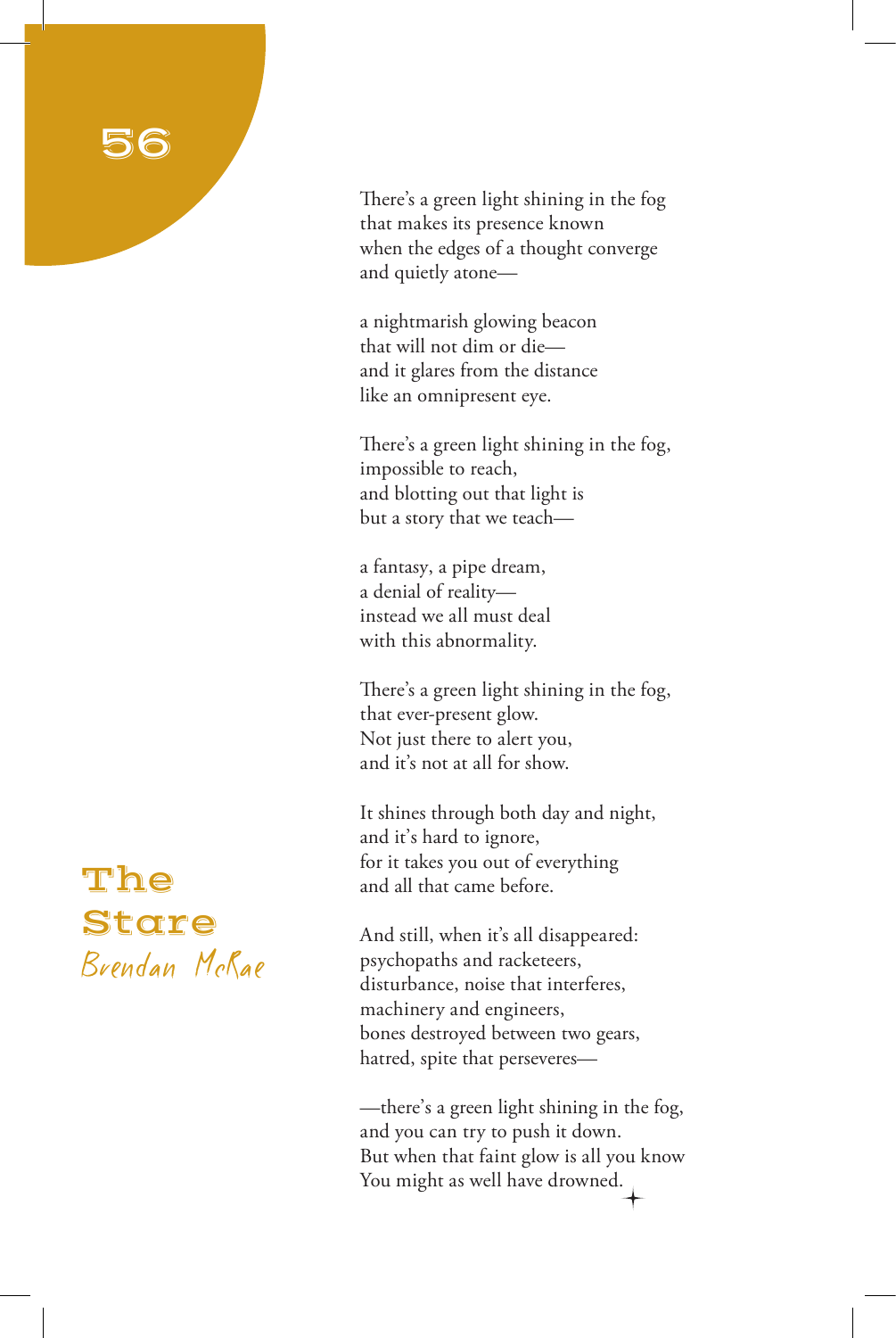# The Stare

*Brendan McRae*

There's a green light shining in the fog  
that makes its presence known  
when the edges of a thought converge  
and quietly atone—

a nightmarish glowing beacon  
that will not dim or die—  
and it glares from the distance  
like an omnipresent eye.

There's a green light shining in the fog,  
impossible to reach,  
and blotting out that light is  
but a story that we teach—

a fantasy, a pipe dream,  
a denial of reality—  
instead we all must deal  
with this abnormality.

There's a green light shining in the fog,  
that ever-present glow.  
Not just there to alert you,  
and it's not at all for show.

It shines through both day and night,  
and it's hard to ignore,  
for it takes you out of everything  
and all that came before.

And still, when it's all disappeared:  
psychopaths and racketeers,  
disturbance, noise that interferes,  
machinery and engineers,  
bones destroyed between two gears,  
hatred, spite that perseveres—

—there's a green light shining in the fog,  
and you can try to push it down.  
But when that faint glow is all you know  
You might as well have drowned.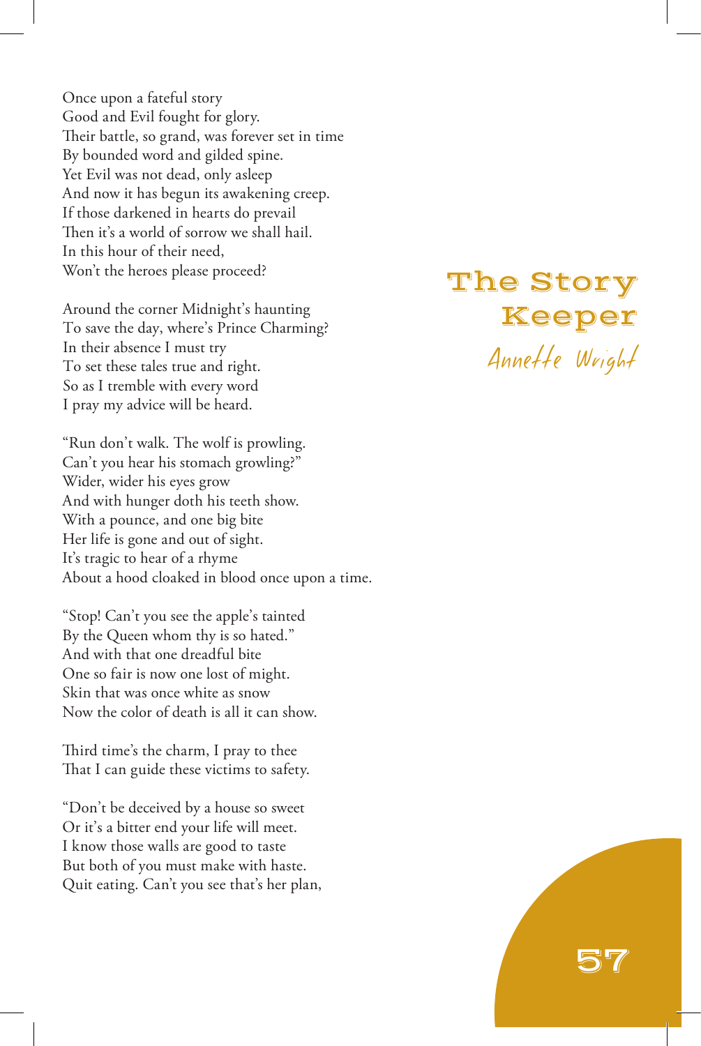# The Story Keeper

*Annette Wright*

Once upon a fateful story
Good and Evil fought for glory.
Their battle, so grand, was forever set in time
By bounded word and gilded spine.
Yet Evil was not dead, only asleep
And now it has begun its awakening creep.
If those darkened in hearts do prevail
Then it's a world of sorrow we shall hail.
In this hour of their need,
Won't the heroes please proceed?

Around the corner Midnight's haunting
To save the day, where's Prince Charming?
In their absence I must try
To set these tales true and right.
So as I tremble with every word
I pray my advice will be heard.

"Run don't walk. The wolf is prowling.
Can't you hear his stomach growling?"
Wider, wider his eyes grow
And with hunger doth his teeth show.
With a pounce, and one big bite
Her life is gone and out of sight.
It's tragic to hear of a rhyme
About a hood cloaked in blood once upon a time.

"Stop! Can't you see the apple's tainted
By the Queen whom thy is so hated."
And with that one dreadful bite
One so fair is now one lost of might.
Skin that was once white as snow
Now the color of death is all it can show.

Third time's the charm, I pray to thee
That I can guide these victims to safety.

"Don't be deceived by a house so sweet
Or it's a bitter end your life will meet.
I know those walls are good to taste
But both of you must make with haste.
Quit eating. Can't you see that's her plan,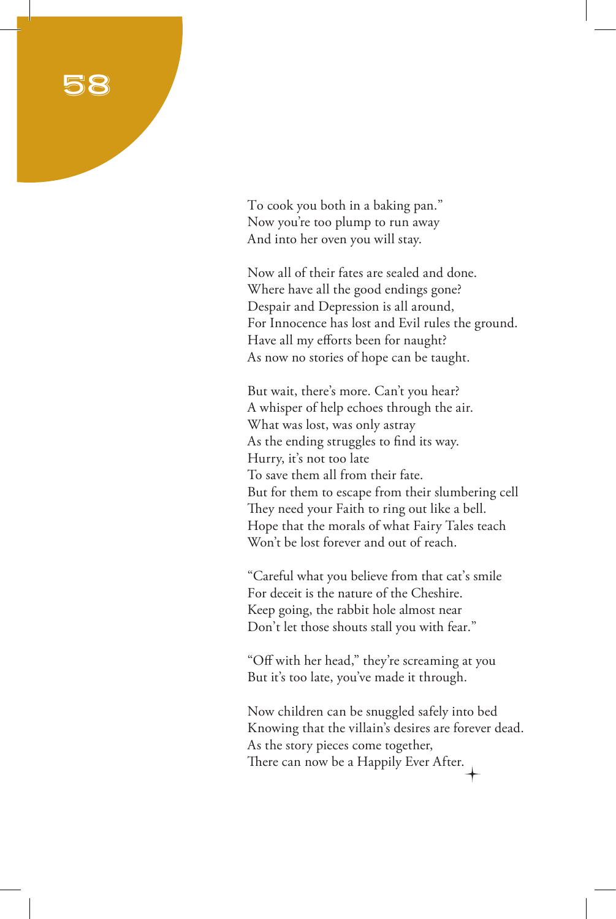To cook you both in a baking pan."
Now you're too plump to run away
And into her oven you will stay.

Now all of their fates are sealed and done.
Where have all the good endings gone?
Despair and Depression is all around,
For Innocence has lost and Evil rules the ground.
Have all my efforts been for naught?
As now no stories of hope can be taught.

But wait, there's more. Can't you hear?
A whisper of help echoes through the air.
What was lost, was only astray
As the ending struggles to find its way.
Hurry, it's not too late
To save them all from their fate.
But for them to escape from their slumbering cell
They need your Faith to ring out like a bell.
Hope that the morals of what Fairy Tales teach
Won't be lost forever and out of reach.

"Careful what you believe from that cat's smile
For deceit is the nature of the Cheshire.
Keep going, the rabbit hole almost near
Don't let those shouts stall you with fear."

"Off with her head," they're screaming at you
But it's too late, you've made it through.

Now children can be snuggled safely into bed
Knowing that the villain's desires are forever dead.
As the story pieces come together,
There can now be a Happily Ever After.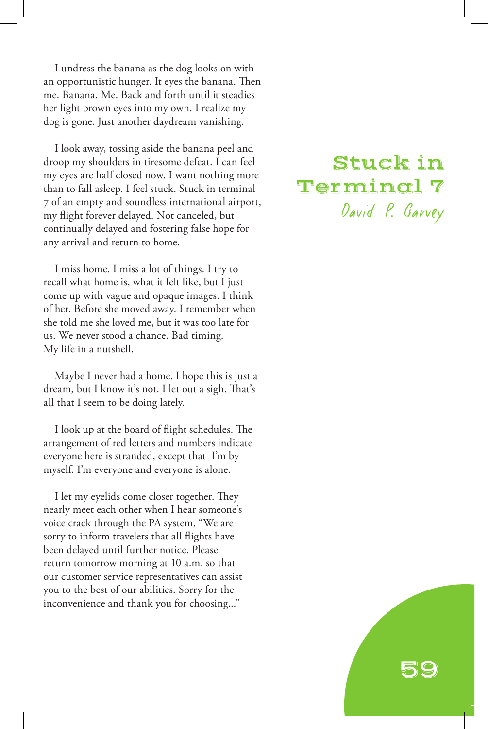# Stuck in Terminal 7

*David P. Garvey*

I undress the banana as the dog looks on with an opportunistic hunger. It eyes the banana. Then me. Banana. Me. Back and forth until it steadies her light brown eyes into my own. I realize my dog is gone. Just another daydream vanishing.

I look away, tossing aside the banana peel and droop my shoulders in tiresome defeat. I can feel my eyes are half closed now. I want nothing more than to fall asleep. I feel stuck. Stuck in terminal 7 of an empty and soundless international airport, my flight forever delayed. Not canceled, but continually delayed and fostering false hope for any arrival and return to home.

I miss home. I miss a lot of things. I try to recall what home is, what it felt like, but I just come up with vague and opaque images. I think of her. Before she moved away. I remember when she told me she loved me, but it was too late for us. We never stood a chance. Bad timing. My life in a nutshell.

Maybe I never had a home. I hope this is just a dream, but I know it's not. I let out a sigh. That's all that I seem to be doing lately.

I look up at the board of flight schedules. The arrangement of red letters and numbers indicate everyone here is stranded, except that I'm by myself. I'm everyone and everyone is alone.

I let my eyelids come closer together. They nearly meet each other when I hear someone's voice crack through the PA system, "We are sorry to inform travelers that all flights have been delayed until further notice. Please return tomorrow morning at 10 a.m. so that our customer service representatives can assist you to the best of our abilities. Sorry for the inconvenience and thank you for choosing..."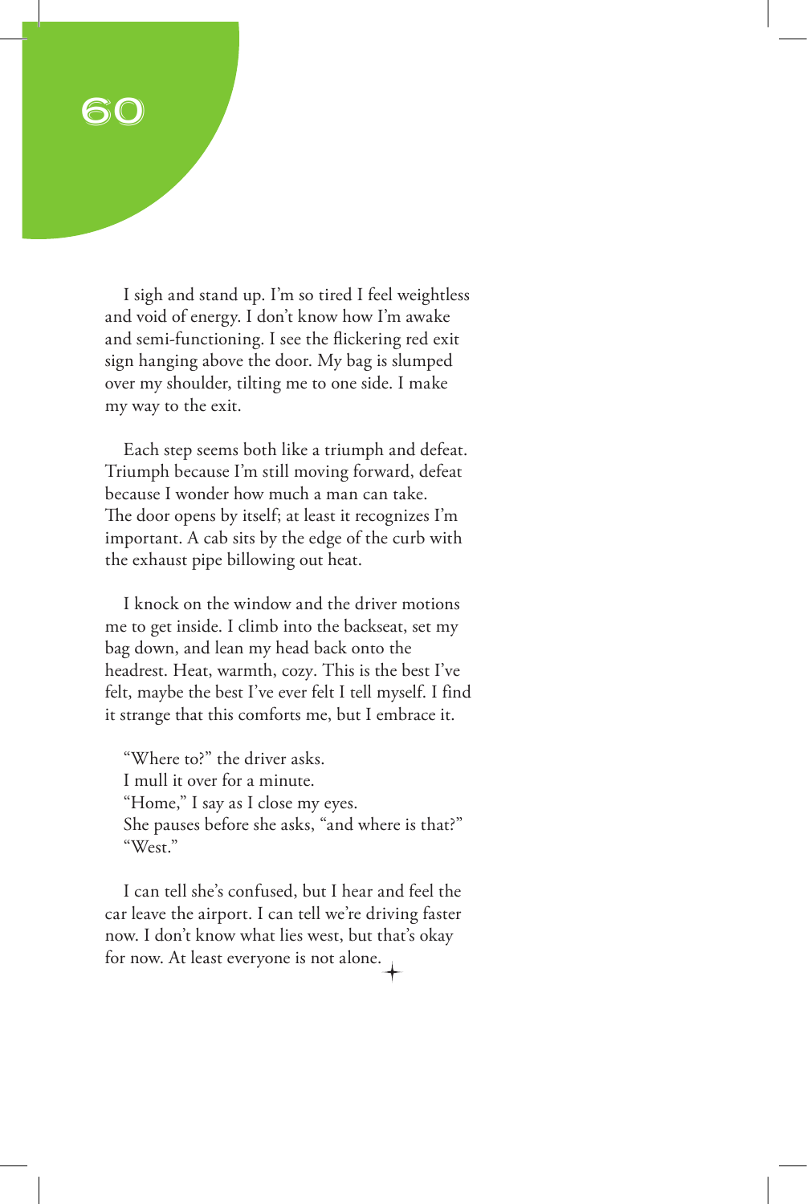# 60

I sigh and stand up. I'm so tired I feel weightless and void of energy. I don't know how I'm awake and semi-functioning. I see the flickering red exit sign hanging above the door. My bag is slumped over my shoulder, tilting me to one side. I make my way to the exit.

Each step seems both like a triumph and defeat. Triumph because I'm still moving forward, defeat because I wonder how much a man can take. The door opens by itself; at least it recognizes I'm important. A cab sits by the edge of the curb with the exhaust pipe billowing out heat.

I knock on the window and the driver motions me to get inside. I climb into the backseat, set my bag down, and lean my head back onto the headrest. Heat, warmth, cozy. This is the best I've felt, maybe the best I've ever felt I tell myself. I find it strange that this comforts me, but I embrace it.

"Where to?" the driver asks.
I mull it over for a minute.
"Home," I say as I close my eyes.
She pauses before she asks, "and where is that?"
"West."

I can tell she's confused, but I hear and feel the car leave the airport. I can tell we're driving faster now. I don't know what lies west, but that's okay for now. At least everyone is not alone.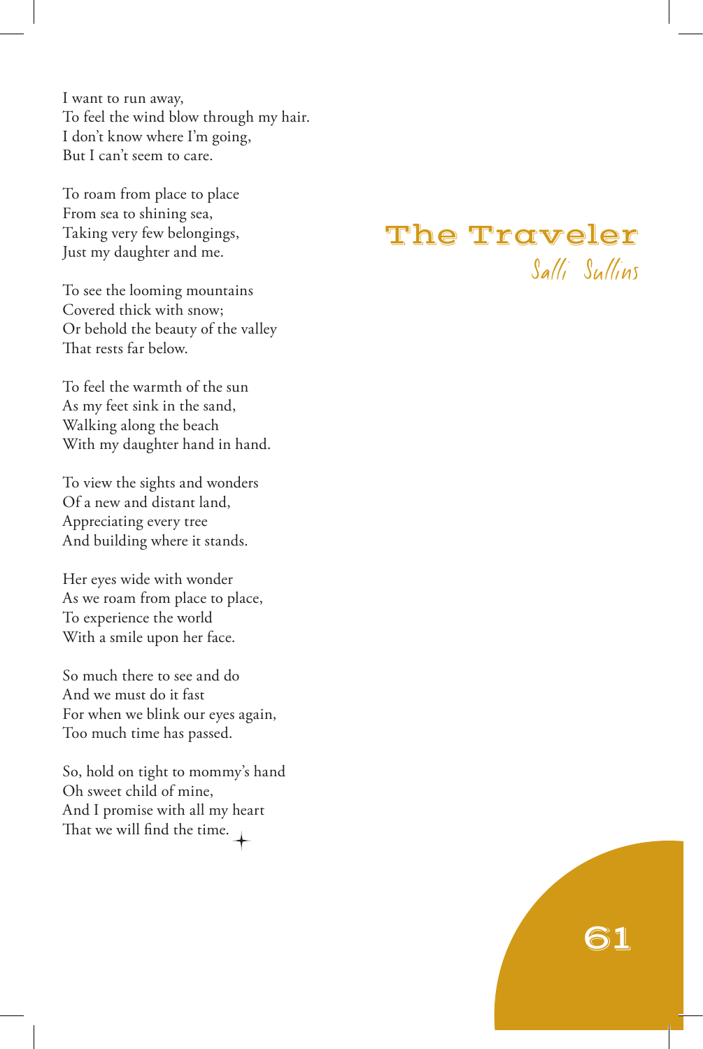# The Traveler

*Salli Sullins*

I want to run away,  
To feel the wind blow through my hair.  
I don't know where I'm going,  
But I can't seem to care.

To roam from place to place  
From sea to shining sea,  
Taking very few belongings,  
Just my daughter and me.

To see the looming mountains  
Covered thick with snow;  
Or behold the beauty of the valley  
That rests far below.

To feel the warmth of the sun  
As my feet sink in the sand,  
Walking along the beach  
With my daughter hand in hand.

To view the sights and wonders  
Of a new and distant land,  
Appreciating every tree  
And building where it stands.

Her eyes wide with wonder  
As we roam from place to place,  
To experience the world  
With a smile upon her face.

So much there to see and do  
And we must do it fast  
For when we blink our eyes again,  
Too much time has passed.

So, hold on tight to mommy's hand  
Oh sweet child of mine,  
And I promise with all my heart  
That we will find the time.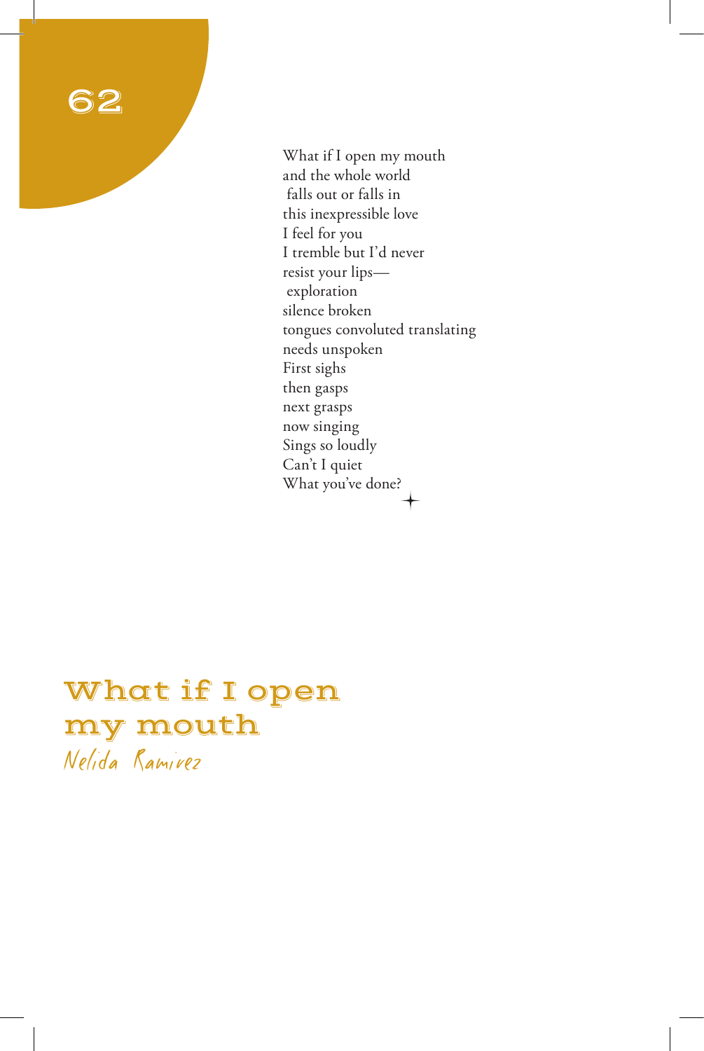What if I open my mouth
and the whole world
 falls out or falls in
this inexpressible love
I feel for you
I tremble but I'd never
resist your lips—
 exploration
silence broken
tongues convoluted translating
needs unspoken
First sighs
then gasps
next grasps
now singing
Sings so loudly
Can't I quiet
What you've done?

# What if I open my mouth

*Nelida Ramirez*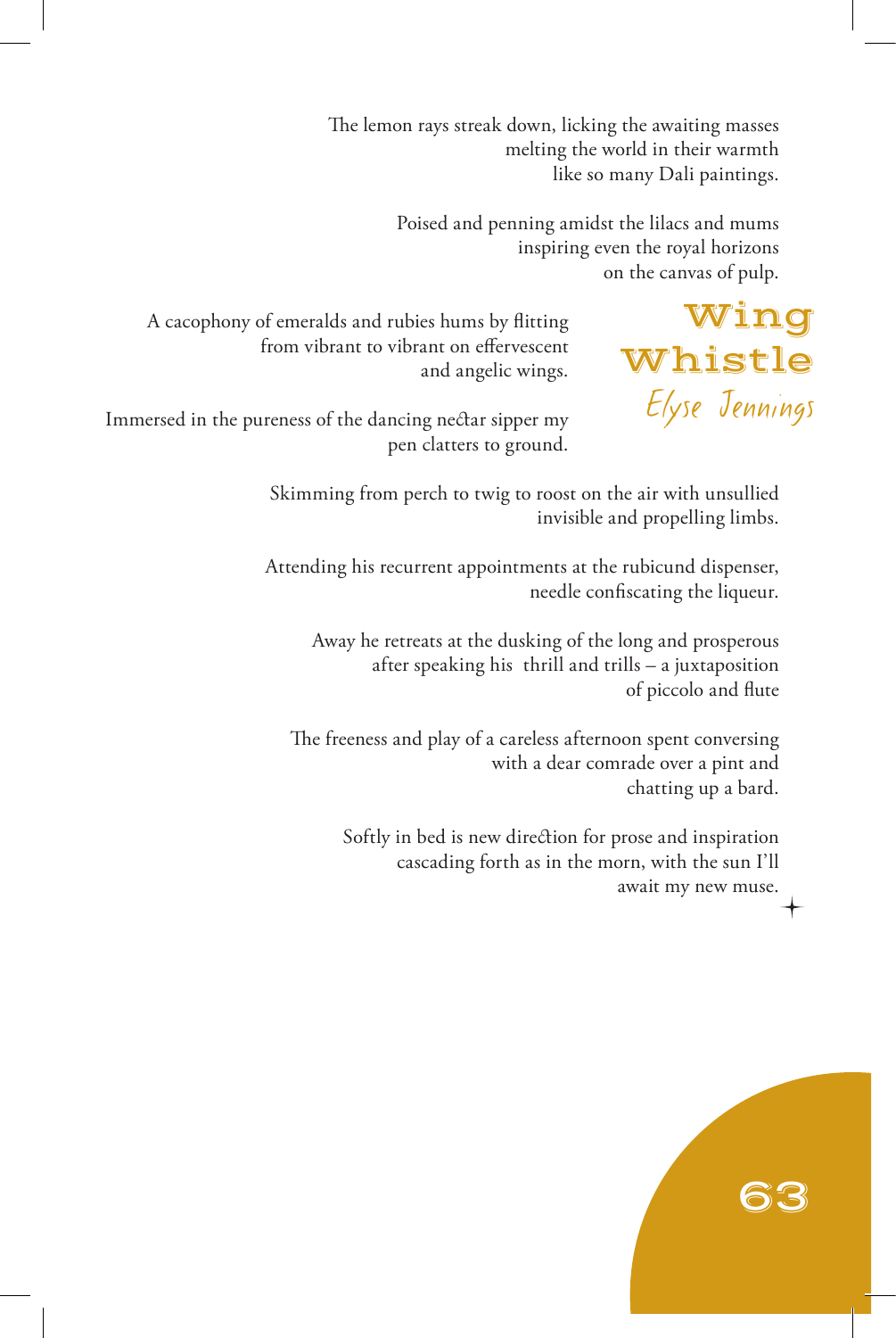# Wing Whistle

*Elyse Jennings*

The lemon rays streak down, licking the awaiting masses  
melting the world in their warmth  
like so many Dali paintings.

Poised and penning amidst the lilacs and mums  
inspiring even the royal horizons  
on the canvas of pulp.

A cacophony of emeralds and rubies hums by flitting  
from vibrant to vibrant on effervescent  
and angelic wings.

Immersed in the pureness of the dancing nectar sipper my  
pen clatters to ground.

Skimming from perch to twig to roost on the air with unsullied  
invisible and propelling limbs.

Attending his recurrent appointments at the rubicund dispenser,  
needle confiscating the liqueur.

Away he retreats at the dusking of the long and prosperous  
after speaking his thrill and trills – a juxtaposition  
of piccolo and flute

The freeness and play of a careless afternoon spent conversing  
with a dear comrade over a pint and  
chatting up a bard.

Softly in bed is new direction for prose and inspiration  
cascading forth as in the morn, with the sun I'll  
await my new muse.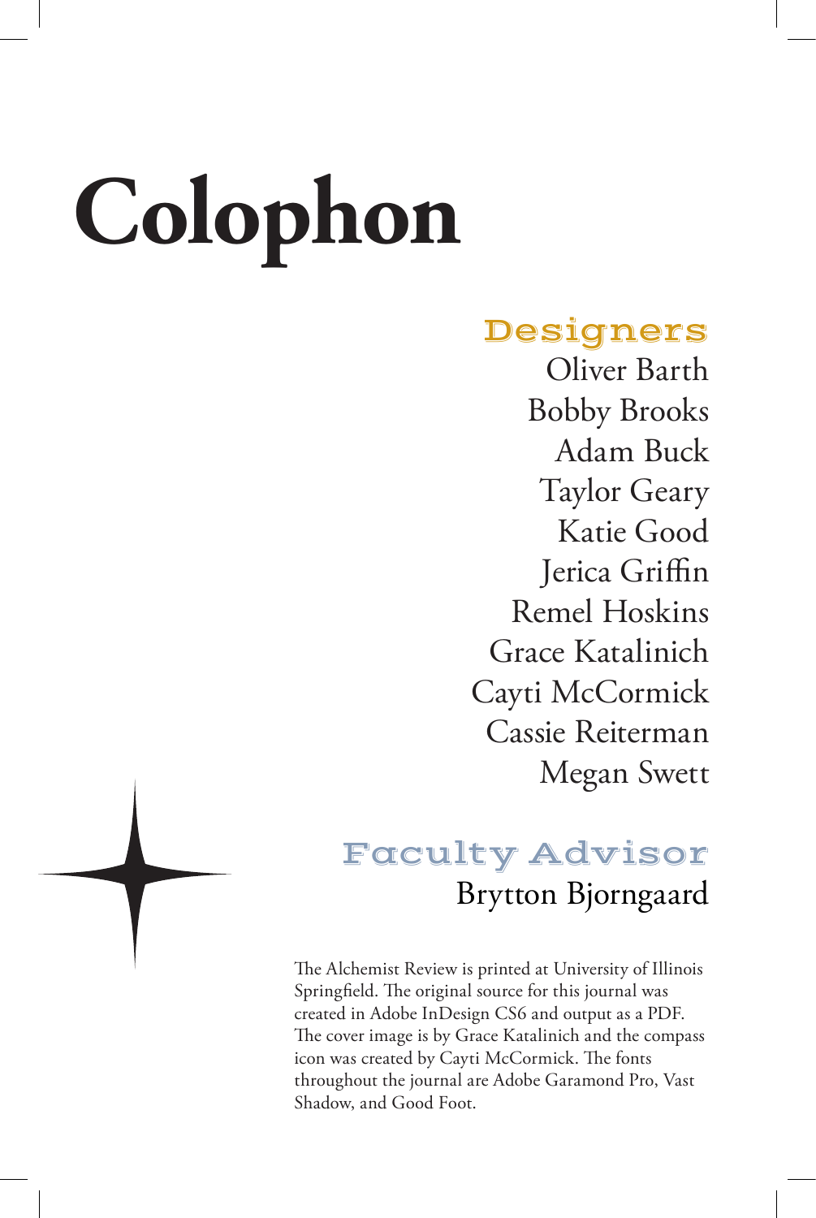# Colophon

## Designers

Oliver Barth
Bobby Brooks
Adam Buck
Taylor Geary
Katie Good
Jerica Griffin
Remel Hoskins
Grace Katalinich
Cayti McCormick
Cassie Reiterman
Megan Swett

## Faculty Advisor

Brytton Bjorngaard

The Alchemist Review is printed at University of Illinois Springfield. The original source for this journal was created in Adobe InDesign CS6 and output as a PDF. The cover image is by Grace Katalinich and the compass icon was created by Cayti McCormick. The fonts throughout the journal are Adobe Garamond Pro, Vast Shadow, and Good Foot.